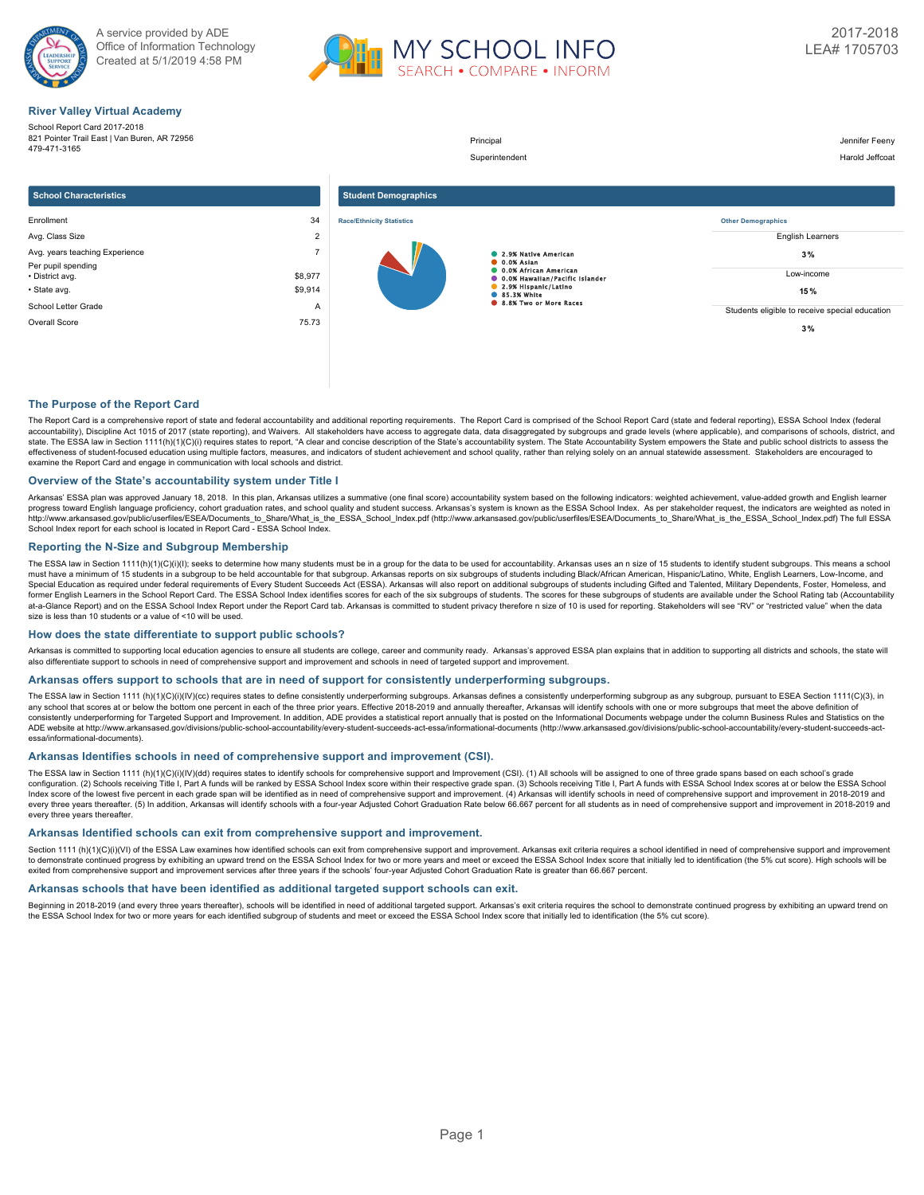A service provided by ADE
Office of Information Technology
Created at 5/1/2019 4:58 PM

MY SCHOOL INFO
SEARCH • COMPARE • INFORM

2017-2018
LEA# 1705703

## River Valley Virtual Academy

School Report Card 2017-2018
821 Pointer Trail East | Van Buren, AR 72956
479-471-3165

| | |
|---|---|
| Principal | Jennifer Feeny |
| Superintendent | Harold Jeffcoat |

### School Characteristics

| | |
|---|---|
| Enrollment | 34 |
| Avg. Class Size | 2 |
| Avg. years teaching Experience | 7 |
| Per pupil spending | |
| • District avg. | $8,977 |
| • State avg. | $9,914 |
| School Letter Grade | A |
| Overall Score | 75.73 |

### Student Demographics

**Race/Ethnicity Statistics**

- 2.9% Native American
- 0.0% Asian
- 0.0% African American
- 0.0% Hawaiian/Pacific Islander
- 2.9% Hispanic/Latino
- 85.3% White
- 8.8% Two or More Races

**Other Demographics**

| | |
|---|---|
| English Learners | 3% |
| Low-income | 15% |
| Students eligible to receive special education | 3% |

## The Purpose of the Report Card

The Report Card is a comprehensive report of state and federal accountability and additional reporting requirements. The Report Card is comprised of the School Report Card (state and federal reporting), ESSA School Index (federal accountability), Discipline Act 1015 of 2017 (state reporting), and Waivers. All stakeholders have access to aggregate data, data disaggregated by subgroups and grade levels (where applicable), and comparisons of schools, district, and state. The ESSA law in Section 1111(h)(1)(C)(i) requires states to report, "A clear and concise description of the State's accountability system. The State Accountability System empowers the State and public school districts to assess the effectiveness of student-focused education using multiple factors, measures, and indicators of student achievement and school quality, rather than relying solely on an annual statewide assessment. Stakeholders are encouraged to examine the Report Card and engage in communication with local schools and district.

## Overview of the State's accountability system under Title I

Arkansas' ESSA plan was approved January 18, 2018. In this plan, Arkansas utilizes a summative (one final score) accountability system based on the following indicators: weighted achievement, value-added growth and English learner progress toward English language proficiency, cohort graduation rates, and school quality and student success. Arkansas's system is known as the ESSA School Index. As per stakeholder request, the indicators are weighted as noted in http://www.arkansased.gov/public/userfiles/ESEA/Documents_to_Share/What_is_the_ESSA_School_Index.pdf (http://www.arkansased.gov/public/userfiles/ESEA/Documents_to_Share/What_is_the_ESSA_School_Index.pdf) The full ESSA School Index report for each school is located in Report Card - ESSA School Index.

## Reporting the N-Size and Subgroup Membership

The ESSA law in Section 1111(h)(1)(C)(i)(I); seeks to determine how many students must be in a group for the data to be used for accountability. Arkansas uses an n size of 15 students to identify student subgroups. This means a school must have a minimum of 15 students in a subgroup to be held accountable for that subgroup. Arkansas reports on six subgroups of students including Black/African American, Hispanic/Latino, White, English Learners, Low-Income, and Special Education as required under federal requirements of Every Student Succeeds Act (ESSA). Arkansas will also report on additional subgroups of students including Gifted and Talented, Military Dependents, Foster, Homeless, and former English Learners in the School Report Card. The ESSA School Index identifies scores for each of the six subgroups of students. The scores for these subgroups of students are available under the School Rating tab (Accountability at-a-Glance Report) and on the ESSA School Index Report under the Report Card tab. Arkansas is committed to student privacy therefore n size of 10 is used for reporting. Stakeholders will see "RV" or "restricted value" when the data size is less than 10 students or a value of <10 will be used.

## How does the state differentiate to support public schools?

Arkansas is committed to supporting local education agencies to ensure all students are college, career and community ready. Arkansas's approved ESSA plan explains that in addition to supporting all districts and schools, the state will also differentiate support to schools in need of comprehensive support and improvement and schools in need of targeted support and improvement.

## Arkansas offers support to schools that are in need of support for consistently underperforming subgroups.

The ESSA law in Section 1111 (h)(1)(C)(i)(IV)(cc) requires states to define consistently underperforming subgroups. Arkansas defines a consistently underperforming subgroup as any subgroup, pursuant to ESEA Section 1111(C)(3), in any school that scores at or below the bottom one percent in each of the three prior years. Effective 2018-2019 and annually thereafter, Arkansas will identify schools with one or more subgroups that meet the above definition of consistently underperforming for Targeted Support and Improvement. In addition, ADE provides a statistical report annually that is posted on the Informational Documents webpage under the column Business Rules and Statistics on the ADE website at http://www.arkansased.gov/divisions/public-school-accountability/every-student-succeeds-act-essa/informational-documents (http://www.arkansased.gov/divisions/public-school-accountability/every-student-succeeds-act-essa/informational-documents).

## Arkansas Identifies schools in need of comprehensive support and improvement (CSI).

The ESSA law in Section 1111 (h)(1)(C)(i)(IV)(dd) requires states to identify schools for comprehensive support and Improvement (CSI). (1) All schools will be assigned to one of three grade spans based on each school's grade configuration. (2) Schools receiving Title I, Part A funds will be ranked by ESSA School Index score within their respective grade span. (3) Schools receiving Title I, Part A funds with ESSA School Index scores at or below the ESSA School Index score of the lowest five percent in each grade span will be identified as in need of comprehensive support and improvement. (4) Arkansas will identify schools in need of comprehensive support and improvement in 2018-2019 and every three years thereafter. (5) In addition, Arkansas will identify schools with a four-year Adjusted Cohort Graduation Rate below 66.667 percent for all students as in need of comprehensive support and improvement in 2018-2019 and every three years thereafter.

## Arkansas Identified schools can exit from comprehensive support and improvement.

Section 1111 (h)(1)(C)(i)(VI) of the ESSA Law examines how identified schools can exit from comprehensive support and improvement. Arkansas exit criteria requires a school identified in need of comprehensive support and improvement to demonstrate continued progress by exhibiting an upward trend on the ESSA School Index for two or more years and meet or exceed the ESSA School Index score that initially led to identification (the 5% cut score). High schools will be exited from comprehensive support and improvement services after three years if the schools' four-year Adjusted Cohort Graduation Rate is greater than 66.667 percent.

## Arkansas schools that have been identified as additional targeted support schools can exit.

Beginning in 2018-2019 (and every three years thereafter), schools will be identified in need of additional targeted support. Arkansas's exit criteria requires the school to demonstrate continued progress by exhibiting an upward trend on the ESSA School Index for two or more years for each identified subgroup of students and meet or exceed the ESSA School Index score that initially led to identification (the 5% cut score).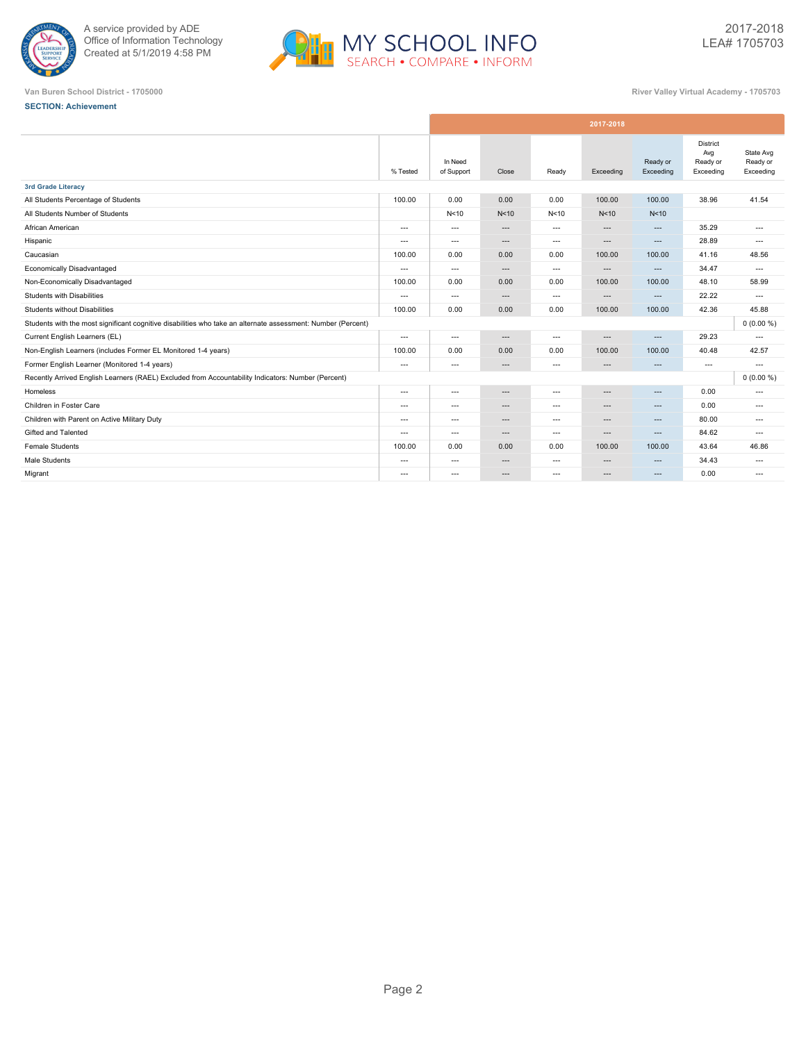A service provided by ADE
Office of Information Technology
Created at 5/1/2019 4:58 PM

2017-2018
LEA# 1705703

Van Buren School District - 1705000

River Valley Virtual Academy - 1705703

**SECTION: Achievement**

| | % Tested | In Need of Support | Close | Ready | Exceeding | Ready or Exceeding | District Avg Ready or Exceeding | State Avg Ready or Exceeding |
|---|---|---|---|---|---|---|---|---|
| | | 2017-2018 | | | | | | |
| **3rd Grade Literacy** | | | | | | | | |
| All Students Percentage of Students | 100.00 | 0.00 | 0.00 | 0.00 | 100.00 | 100.00 | 38.96 | 41.54 |
| All Students Number of Students | | N<10 | N<10 | N<10 | N<10 | N<10 | | |
| African American | --- | --- | --- | --- | --- | --- | 35.29 | --- |
| Hispanic | --- | --- | --- | --- | --- | --- | 28.89 | --- |
| Caucasian | 100.00 | 0.00 | 0.00 | 0.00 | 100.00 | 100.00 | 41.16 | 48.56 |
| Economically Disadvantaged | --- | --- | --- | --- | --- | --- | 34.47 | --- |
| Non-Economically Disadvantaged | 100.00 | 0.00 | 0.00 | 0.00 | 100.00 | 100.00 | 48.10 | 58.99 |
| Students with Disabilities | --- | --- | --- | --- | --- | --- | 22.22 | --- |
| Students without Disabilities | 100.00 | 0.00 | 0.00 | 0.00 | 100.00 | 100.00 | 42.36 | 45.88 |
| Students with the most significant cognitive disabilities who take an alternate assessment: Number (Percent) | | | | | | | | 0 (0.00 %) |
| Current English Learners (EL) | --- | --- | --- | --- | --- | --- | 29.23 | --- |
| Non-English Learners (includes Former EL Monitored 1-4 years) | 100.00 | 0.00 | 0.00 | 0.00 | 100.00 | 100.00 | 40.48 | 42.57 |
| Former English Learner (Monitored 1-4 years) | --- | --- | --- | --- | --- | --- | --- | --- |
| Recently Arrived English Learners (RAEL) Excluded from Accountability Indicators: Number (Percent) | | | | | | | | 0 (0.00 %) |
| Homeless | --- | --- | --- | --- | --- | --- | 0.00 | --- |
| Children in Foster Care | --- | --- | --- | --- | --- | --- | 0.00 | --- |
| Children with Parent on Active Military Duty | --- | --- | --- | --- | --- | --- | 80.00 | --- |
| Gifted and Talented | --- | --- | --- | --- | --- | --- | 84.62 | --- |
| Female Students | 100.00 | 0.00 | 0.00 | 0.00 | 100.00 | 100.00 | 43.64 | 46.86 |
| Male Students | --- | --- | --- | --- | --- | --- | 34.43 | --- |
| Migrant | --- | --- | --- | --- | --- | --- | 0.00 | --- |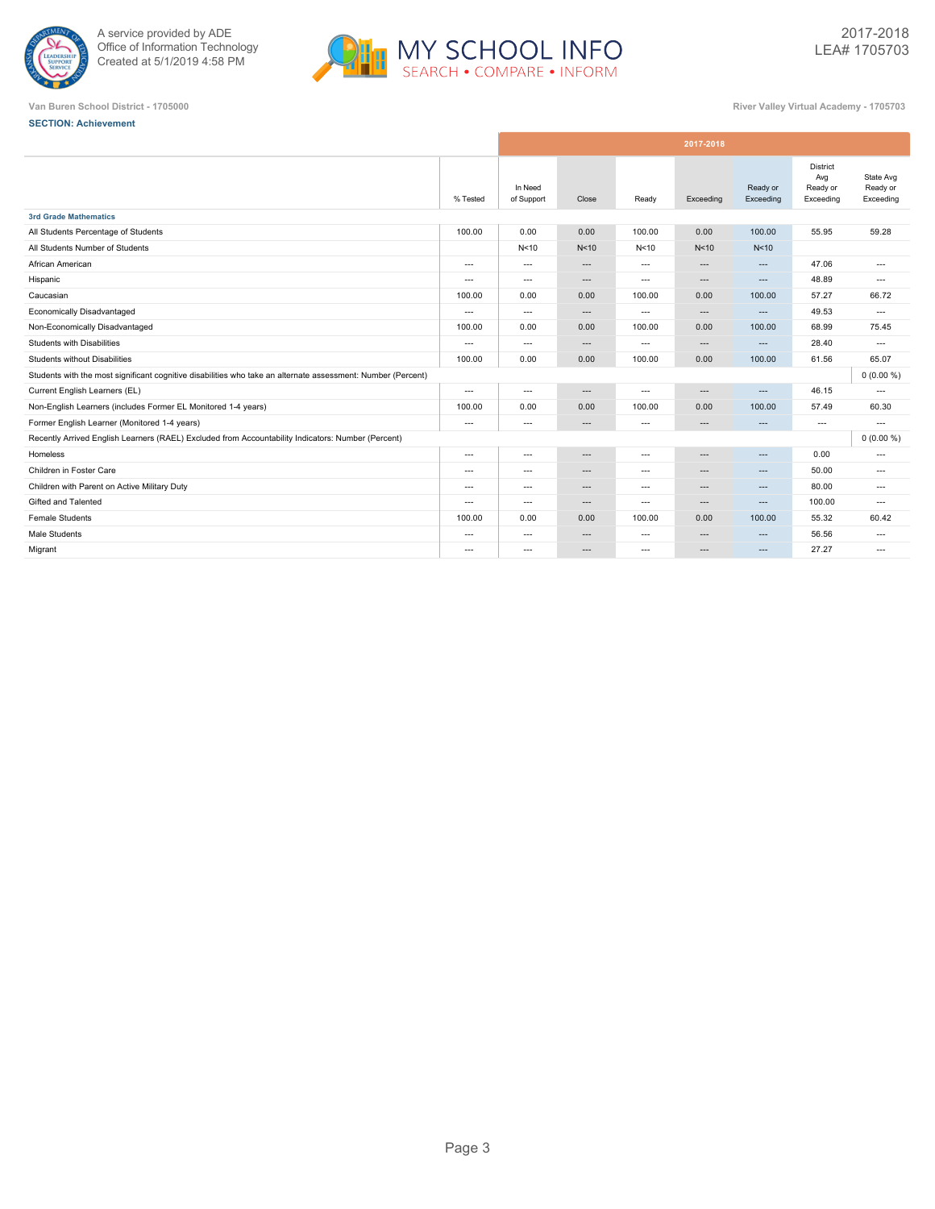A service provided by ADE
Office of Information Technology
Created at 5/1/2019 4:58 PM

MY SCHOOL INFO
SEARCH • COMPARE • INFORM

2017-2018
LEA# 1705703

Van Buren School District - 1705000

River Valley Virtual Academy - 1705703

**SECTION: Achievement**

| | % Tested | 2017-2018 In Need of Support | Close | Ready | Exceeding | Ready or Exceeding | District Avg Ready or Exceeding | State Avg Ready or Exceeding |
|---|---|---|---|---|---|---|---|---|
| **3rd Grade Mathematics** | | | | | | | | |
| All Students Percentage of Students | 100.00 | 0.00 | 0.00 | 100.00 | 0.00 | 100.00 | 55.95 | 59.28 |
| All Students Number of Students | | N<10 | N<10 | N<10 | N<10 | N<10 | | |
| African American | --- | --- | --- | --- | --- | --- | 47.06 | --- |
| Hispanic | --- | --- | --- | --- | --- | --- | 48.89 | --- |
| Caucasian | 100.00 | 0.00 | 0.00 | 100.00 | 0.00 | 100.00 | 57.27 | 66.72 |
| Economically Disadvantaged | --- | --- | --- | --- | --- | --- | 49.53 | --- |
| Non-Economically Disadvantaged | 100.00 | 0.00 | 0.00 | 100.00 | 0.00 | 100.00 | 68.99 | 75.45 |
| Students with Disabilities | --- | --- | --- | --- | --- | --- | 28.40 | --- |
| Students without Disabilities | 100.00 | 0.00 | 0.00 | 100.00 | 0.00 | 100.00 | 61.56 | 65.07 |
| Students with the most significant cognitive disabilities who take an alternate assessment: Number (Percent) | | | | | | | | 0 (0.00 %) |
| Current English Learners (EL) | --- | --- | --- | --- | --- | --- | 46.15 | --- |
| Non-English Learners (includes Former EL Monitored 1-4 years) | 100.00 | 0.00 | 0.00 | 100.00 | 0.00 | 100.00 | 57.49 | 60.30 |
| Former English Learner (Monitored 1-4 years) | --- | --- | --- | --- | --- | --- | --- | --- |
| Recently Arrived English Learners (RAEL) Excluded from Accountability Indicators: Number (Percent) | | | | | | | | 0 (0.00 %) |
| Homeless | --- | --- | --- | --- | --- | --- | 0.00 | --- |
| Children in Foster Care | --- | --- | --- | --- | --- | --- | 50.00 | --- |
| Children with Parent on Active Military Duty | --- | --- | --- | --- | --- | --- | 80.00 | --- |
| Gifted and Talented | --- | --- | --- | --- | --- | --- | 100.00 | --- |
| Female Students | 100.00 | 0.00 | 0.00 | 100.00 | 0.00 | 100.00 | 55.32 | 60.42 |
| Male Students | --- | --- | --- | --- | --- | --- | 56.56 | --- |
| Migrant | --- | --- | --- | --- | --- | --- | 27.27 | --- |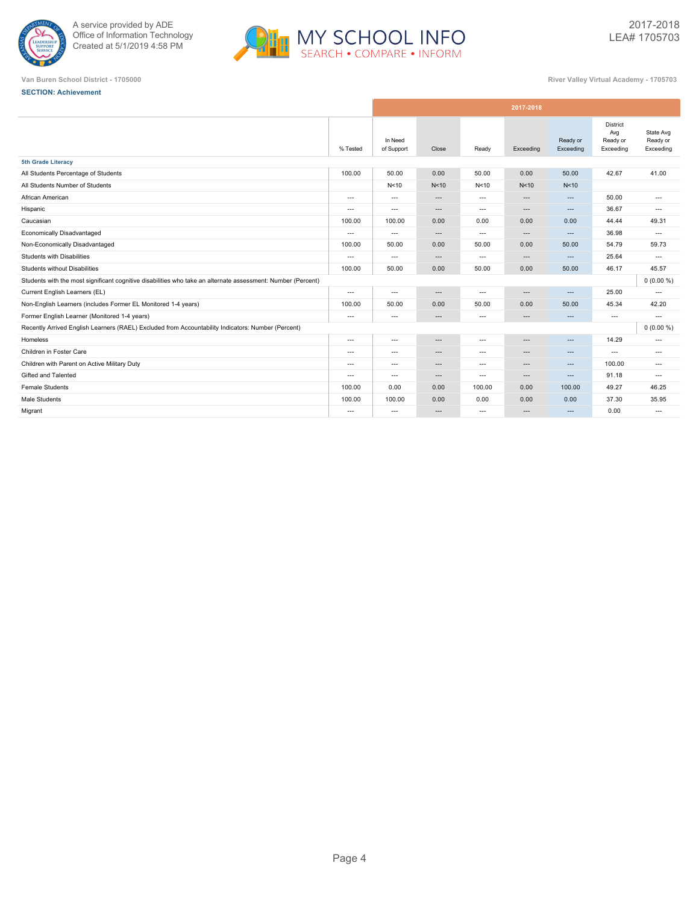Van Buren School District - 1705000

River Valley Virtual Academy - 1705703

2017-2018
LEA# 1705703

**SECTION: Achievement**

| | % Tested | 2017-2018 In Need of Support | Close | Ready | Exceeding | Ready or Exceeding | District Avg Ready or Exceeding | State Avg Ready or Exceeding |
|---|---|---|---|---|---|---|---|---|
| **5th Grade Literacy** | | | | | | | | |
| All Students Percentage of Students | 100.00 | 50.00 | 0.00 | 50.00 | 0.00 | 50.00 | 42.67 | 41.00 |
| All Students Number of Students | | N<10 | N<10 | N<10 | N<10 | N<10 | | |
| African American | --- | --- | --- | --- | --- | --- | 50.00 | --- |
| Hispanic | --- | --- | --- | --- | --- | --- | 36.67 | --- |
| Caucasian | 100.00 | 100.00 | 0.00 | 0.00 | 0.00 | 0.00 | 44.44 | 49.31 |
| Economically Disadvantaged | --- | --- | --- | --- | --- | --- | 36.98 | --- |
| Non-Economically Disadvantaged | 100.00 | 50.00 | 0.00 | 50.00 | 0.00 | 50.00 | 54.79 | 59.73 |
| Students with Disabilities | --- | --- | --- | --- | --- | --- | 25.64 | --- |
| Students without Disabilities | 100.00 | 50.00 | 0.00 | 50.00 | 0.00 | 50.00 | 46.17 | 45.57 |
| Students with the most significant cognitive disabilities who take an alternate assessment: Number (Percent) | | | | | | | | 0 (0.00 %) |
| Current English Learners (EL) | --- | --- | --- | --- | --- | --- | 25.00 | --- |
| Non-English Learners (includes Former EL Monitored 1-4 years) | 100.00 | 50.00 | 0.00 | 50.00 | 0.00 | 50.00 | 45.34 | 42.20 |
| Former English Learner (Monitored 1-4 years) | --- | --- | --- | --- | --- | --- | --- | --- |
| Recently Arrived English Learners (RAEL) Excluded from Accountability Indicators: Number (Percent) | | | | | | | | 0 (0.00 %) |
| Homeless | --- | --- | --- | --- | --- | --- | 14.29 | --- |
| Children in Foster Care | --- | --- | --- | --- | --- | --- | --- | --- |
| Children with Parent on Active Military Duty | --- | --- | --- | --- | --- | --- | 100.00 | --- |
| Gifted and Talented | --- | --- | --- | --- | --- | --- | 91.18 | --- |
| Female Students | 100.00 | 0.00 | 0.00 | 100.00 | 0.00 | 100.00 | 49.27 | 46.25 |
| Male Students | 100.00 | 100.00 | 0.00 | 0.00 | 0.00 | 0.00 | 37.30 | 35.95 |
| Migrant | --- | --- | --- | --- | --- | --- | 0.00 | --- |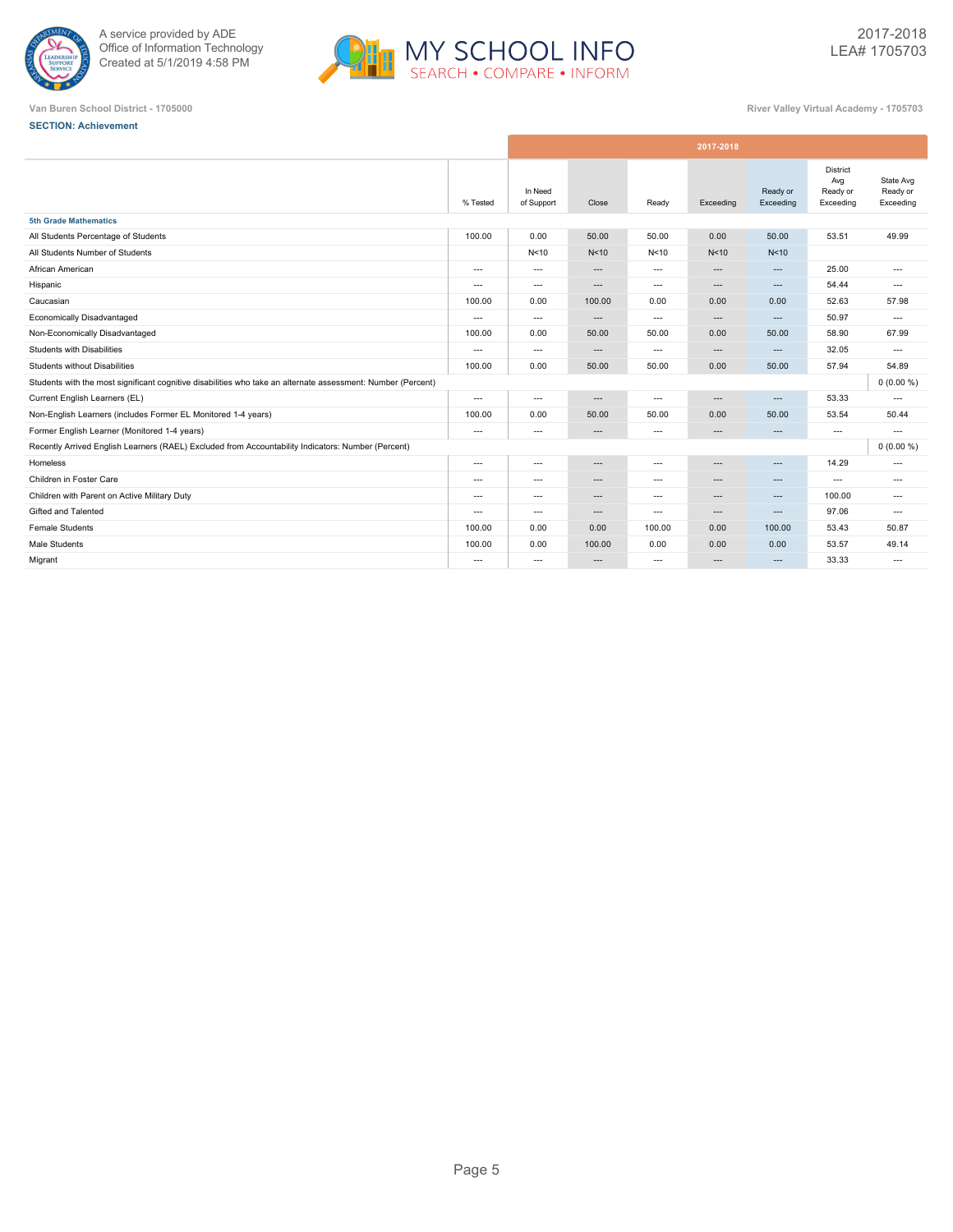Van Buren School District - 1705000

River Valley Virtual Academy - 1705703

**SECTION: Achievement**

| | % Tested | In Need of Support | Close | Ready | Exceeding | Ready or Exceeding | District Avg Ready or Exceeding | State Avg Ready or Exceeding |
|---|---|---|---|---|---|---|---|---|
| | 2017-2018 | | | | | | | |
| **5th Grade Mathematics** | | | | | | | | |
| All Students Percentage of Students | 100.00 | 0.00 | 50.00 | 50.00 | 0.00 | 50.00 | 53.51 | 49.99 |
| All Students Number of Students | | N<10 | N<10 | N<10 | N<10 | N<10 | | |
| African American | --- | --- | --- | --- | --- | --- | 25.00 | --- |
| Hispanic | --- | --- | --- | --- | --- | --- | 54.44 | --- |
| Caucasian | 100.00 | 0.00 | 100.00 | 0.00 | 0.00 | 0.00 | 52.63 | 57.98 |
| Economically Disadvantaged | --- | --- | --- | --- | --- | --- | 50.97 | --- |
| Non-Economically Disadvantaged | 100.00 | 0.00 | 50.00 | 50.00 | 0.00 | 50.00 | 58.90 | 67.99 |
| Students with Disabilities | --- | --- | --- | --- | --- | --- | 32.05 | --- |
| Students without Disabilities | 100.00 | 0.00 | 50.00 | 50.00 | 0.00 | 50.00 | 57.94 | 54.89 |
| Students with the most significant cognitive disabilities who take an alternate assessment: Number (Percent) | | | | | | | | 0 (0.00 %) |
| Current English Learners (EL) | --- | --- | --- | --- | --- | --- | 53.33 | --- |
| Non-English Learners (includes Former EL Monitored 1-4 years) | 100.00 | 0.00 | 50.00 | 50.00 | 0.00 | 50.00 | 53.54 | 50.44 |
| Former English Learner (Monitored 1-4 years) | --- | --- | --- | --- | --- | --- | --- | --- |
| Recently Arrived English Learners (RAEL) Excluded from Accountability Indicators: Number (Percent) | | | | | | | | 0 (0.00 %) |
| Homeless | --- | --- | --- | --- | --- | --- | 14.29 | --- |
| Children in Foster Care | --- | --- | --- | --- | --- | --- | --- | --- |
| Children with Parent on Active Military Duty | --- | --- | --- | --- | --- | --- | 100.00 | --- |
| Gifted and Talented | --- | --- | --- | --- | --- | --- | 97.06 | --- |
| Female Students | 100.00 | 0.00 | 0.00 | 100.00 | 0.00 | 100.00 | 53.43 | 50.87 |
| Male Students | 100.00 | 0.00 | 100.00 | 0.00 | 0.00 | 0.00 | 53.57 | 49.14 |
| Migrant | --- | --- | --- | --- | --- | --- | 33.33 | --- |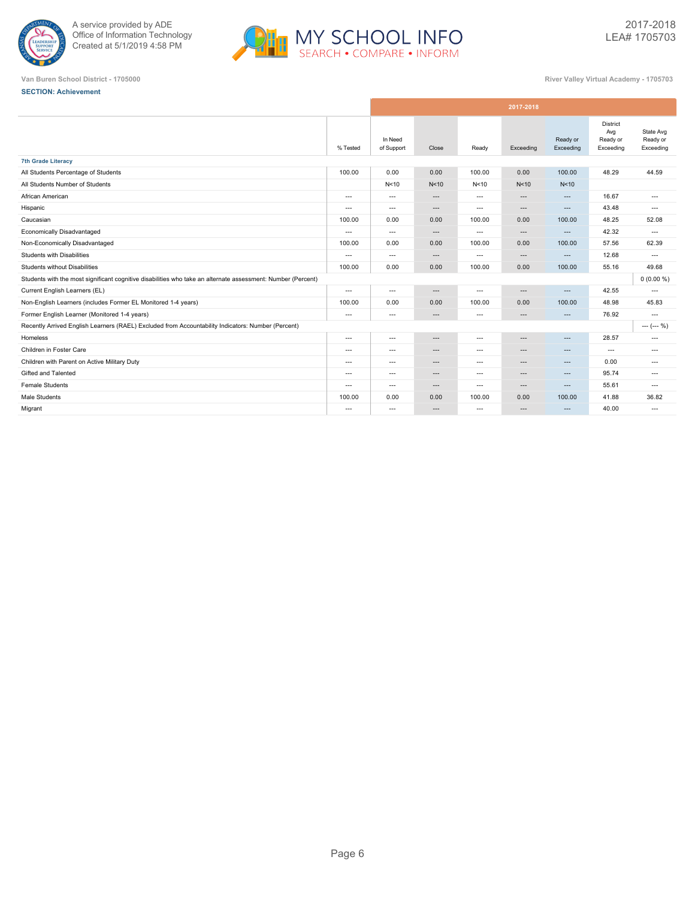A service provided by ADE
Office of Information Technology
Created at 5/1/2019 4:58 PM

2017-2018
LEA# 1705703

Van Buren School District - 1705000

River Valley Virtual Academy - 1705703

**SECTION: Achievement**

| | 2017-2018 | | | | | | | |
|---|---|---|---|---|---|---|---|---|
| | % Tested | In Need of Support | Close | Ready | Exceeding | Ready or Exceeding | District Avg Ready or Exceeding | State Avg Ready or Exceeding |
| **7th Grade Literacy** | | | | | | | | |
| All Students Percentage of Students | 100.00 | 0.00 | 0.00 | 100.00 | 0.00 | 100.00 | 48.29 | 44.59 |
| All Students Number of Students | | N<10 | N<10 | N<10 | N<10 | N<10 | | |
| African American | --- | --- | --- | --- | --- | --- | 16.67 | --- |
| Hispanic | --- | --- | --- | --- | --- | --- | 43.48 | --- |
| Caucasian | 100.00 | 0.00 | 0.00 | 100.00 | 0.00 | 100.00 | 48.25 | 52.08 |
| Economically Disadvantaged | --- | --- | --- | --- | --- | --- | 42.32 | --- |
| Non-Economically Disadvantaged | 100.00 | 0.00 | 0.00 | 100.00 | 0.00 | 100.00 | 57.56 | 62.39 |
| Students with Disabilities | --- | --- | --- | --- | --- | --- | 12.68 | --- |
| Students without Disabilities | 100.00 | 0.00 | 0.00 | 100.00 | 0.00 | 100.00 | 55.16 | 49.68 |
| Students with the most significant cognitive disabilities who take an alternate assessment: Number (Percent) | | | | | | | | 0 (0.00 %) |
| Current English Learners (EL) | --- | --- | --- | --- | --- | --- | 42.55 | --- |
| Non-English Learners (includes Former EL Monitored 1-4 years) | 100.00 | 0.00 | 0.00 | 100.00 | 0.00 | 100.00 | 48.98 | 45.83 |
| Former English Learner (Monitored 1-4 years) | --- | --- | --- | --- | --- | --- | 76.92 | --- |
| Recently Arrived English Learners (RAEL) Excluded from Accountability Indicators: Number (Percent) | | | | | | | | --- (--- %) |
| Homeless | --- | --- | --- | --- | --- | --- | 28.57 | --- |
| Children in Foster Care | --- | --- | --- | --- | --- | --- | --- | --- |
| Children with Parent on Active Military Duty | --- | --- | --- | --- | --- | --- | 0.00 | --- |
| Gifted and Talented | --- | --- | --- | --- | --- | --- | 95.74 | --- |
| Female Students | --- | --- | --- | --- | --- | --- | 55.61 | --- |
| Male Students | 100.00 | 0.00 | 0.00 | 100.00 | 0.00 | 100.00 | 41.88 | 36.82 |
| Migrant | --- | --- | --- | --- | --- | --- | 40.00 | --- |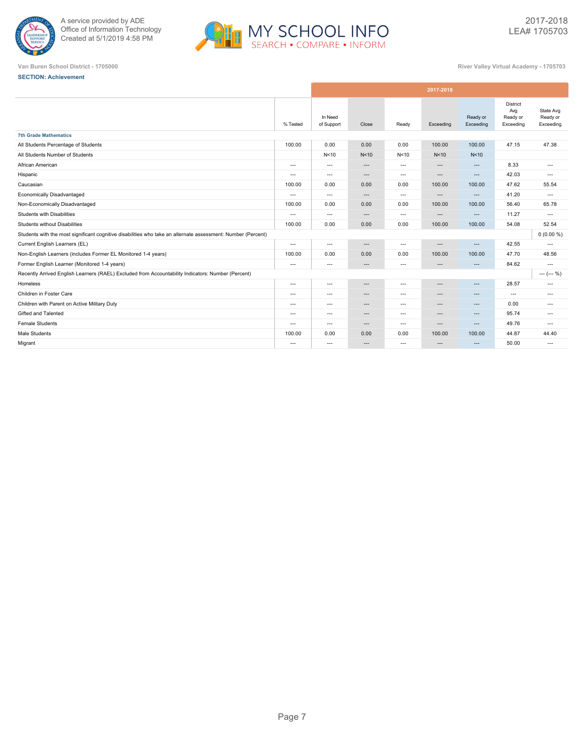A service provided by ADE Office of Information Technology Created at 5/1/2019 4:58 PM

2017-2018
LEA# 1705703

Van Buren School District - 1705000

River Valley Virtual Academy - 1705703

**SECTION: Achievement**

| | | 2017-2018 | | | | | | |
|---|---|---|---|---|---|---|---|---|
| | % Tested | In Need of Support | Close | Ready | Exceeding | Ready or Exceeding | District Avg Ready or Exceeding | State Avg Ready or Exceeding |
| **7th Grade Mathematics** | | | | | | | | |
| All Students Percentage of Students | 100.00 | 0.00 | 0.00 | 0.00 | 100.00 | 100.00 | 47.15 | 47.38 |
| All Students Number of Students | | N<10 | N<10 | N<10 | N<10 | N<10 | | |
| African American | --- | --- | --- | --- | --- | --- | 8.33 | --- |
| Hispanic | --- | --- | --- | --- | --- | --- | 42.03 | --- |
| Caucasian | 100.00 | 0.00 | 0.00 | 0.00 | 100.00 | 100.00 | 47.62 | 55.54 |
| Economically Disadvantaged | --- | --- | --- | --- | --- | --- | 41.20 | --- |
| Non-Economically Disadvantaged | 100.00 | 0.00 | 0.00 | 0.00 | 100.00 | 100.00 | 56.40 | 65.78 |
| Students with Disabilities | --- | --- | --- | --- | --- | --- | 11.27 | --- |
| Students without Disabilities | 100.00 | 0.00 | 0.00 | 0.00 | 100.00 | 100.00 | 54.08 | 52.54 |
| Students with the most significant cognitive disabilities who take an alternate assessment: Number (Percent) | | | | | | | | 0 (0.00 %) |
| Current English Learners (EL) | --- | --- | --- | --- | --- | --- | 42.55 | --- |
| Non-English Learners (includes Former EL Monitored 1-4 years) | 100.00 | 0.00 | 0.00 | 0.00 | 100.00 | 100.00 | 47.70 | 48.56 |
| Former English Learner (Monitored 1-4 years) | --- | --- | --- | --- | --- | --- | 84.62 | --- |
| Recently Arrived English Learners (RAEL) Excluded from Accountability Indicators: Number (Percent) | | | | | | | | --- (--- %) |
| Homeless | --- | --- | --- | --- | --- | --- | 28.57 | --- |
| Children in Foster Care | --- | --- | --- | --- | --- | --- | --- | --- |
| Children with Parent on Active Military Duty | --- | --- | --- | --- | --- | --- | 0.00 | --- |
| Gifted and Talented | --- | --- | --- | --- | --- | --- | 95.74 | --- |
| Female Students | --- | --- | --- | --- | --- | --- | 49.76 | --- |
| Male Students | 100.00 | 0.00 | 0.00 | 0.00 | 100.00 | 100.00 | 44.87 | 44.40 |
| Migrant | --- | --- | --- | --- | --- | --- | 50.00 | --- |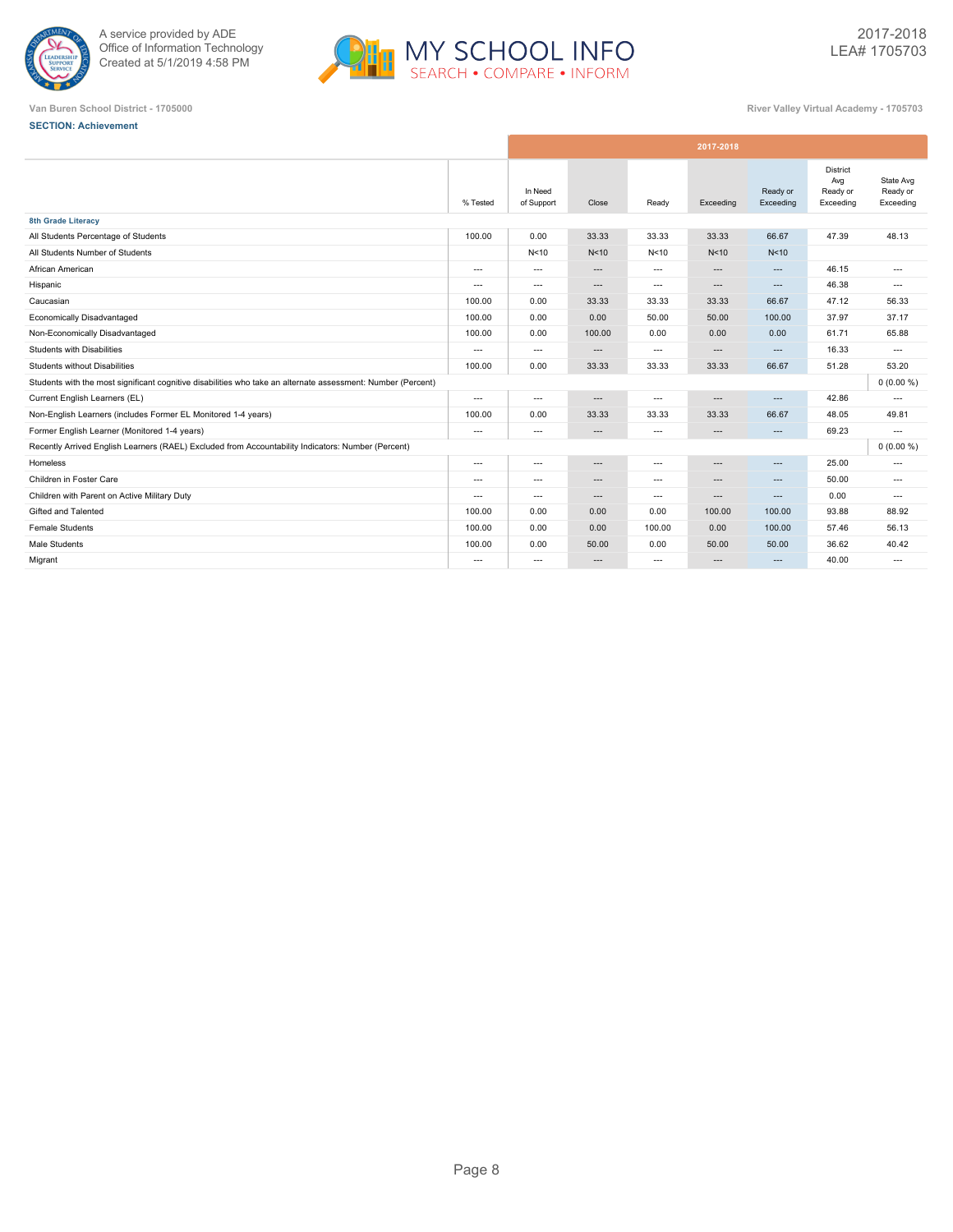A service provided by ADE
Office of Information Technology
Created at 5/1/2019 4:58 PM

2017-2018
LEA# 1705703

Van Buren School District - 1705000

River Valley Virtual Academy - 1705703

**SECTION: Achievement**

| | % Tested | In Need of Support | Close | Ready | Exceeding | Ready or Exceeding | District Avg Ready or Exceeding | State Avg Ready or Exceeding |
|---|---|---|---|---|---|---|---|---|
| | 2017-2018 | | | | | | | |
| **8th Grade Literacy** | | | | | | | | |
| All Students Percentage of Students | 100.00 | 0.00 | 33.33 | 33.33 | 33.33 | 66.67 | 47.39 | 48.13 |
| All Students Number of Students | | N<10 | N<10 | N<10 | N<10 | N<10 | | |
| African American | --- | --- | --- | --- | --- | --- | 46.15 | --- |
| Hispanic | --- | --- | --- | --- | --- | --- | 46.38 | --- |
| Caucasian | 100.00 | 0.00 | 33.33 | 33.33 | 33.33 | 66.67 | 47.12 | 56.33 |
| Economically Disadvantaged | 100.00 | 0.00 | 0.00 | 50.00 | 50.00 | 100.00 | 37.97 | 37.17 |
| Non-Economically Disadvantaged | 100.00 | 0.00 | 100.00 | 0.00 | 0.00 | 0.00 | 61.71 | 65.88 |
| Students with Disabilities | --- | --- | --- | --- | --- | --- | 16.33 | --- |
| Students without Disabilities | 100.00 | 0.00 | 33.33 | 33.33 | 33.33 | 66.67 | 51.28 | 53.20 |
| Students with the most significant cognitive disabilities who take an alternate assessment: Number (Percent) | | | | | | | | 0 (0.00 %) |
| Current English Learners (EL) | --- | --- | --- | --- | --- | --- | 42.86 | --- |
| Non-English Learners (includes Former EL Monitored 1-4 years) | 100.00 | 0.00 | 33.33 | 33.33 | 33.33 | 66.67 | 48.05 | 49.81 |
| Former English Learner (Monitored 1-4 years) | --- | --- | --- | --- | --- | --- | 69.23 | --- |
| Recently Arrived English Learners (RAEL) Excluded from Accountability Indicators: Number (Percent) | | | | | | | | 0 (0.00 %) |
| Homeless | --- | --- | --- | --- | --- | --- | 25.00 | --- |
| Children in Foster Care | --- | --- | --- | --- | --- | --- | 50.00 | --- |
| Children with Parent on Active Military Duty | --- | --- | --- | --- | --- | --- | 0.00 | --- |
| Gifted and Talented | 100.00 | 0.00 | 0.00 | 0.00 | 100.00 | 100.00 | 93.88 | 88.92 |
| Female Students | 100.00 | 0.00 | 0.00 | 100.00 | 0.00 | 100.00 | 57.46 | 56.13 |
| Male Students | 100.00 | 0.00 | 50.00 | 0.00 | 50.00 | 50.00 | 36.62 | 40.42 |
| Migrant | --- | --- | --- | --- | --- | --- | 40.00 | --- |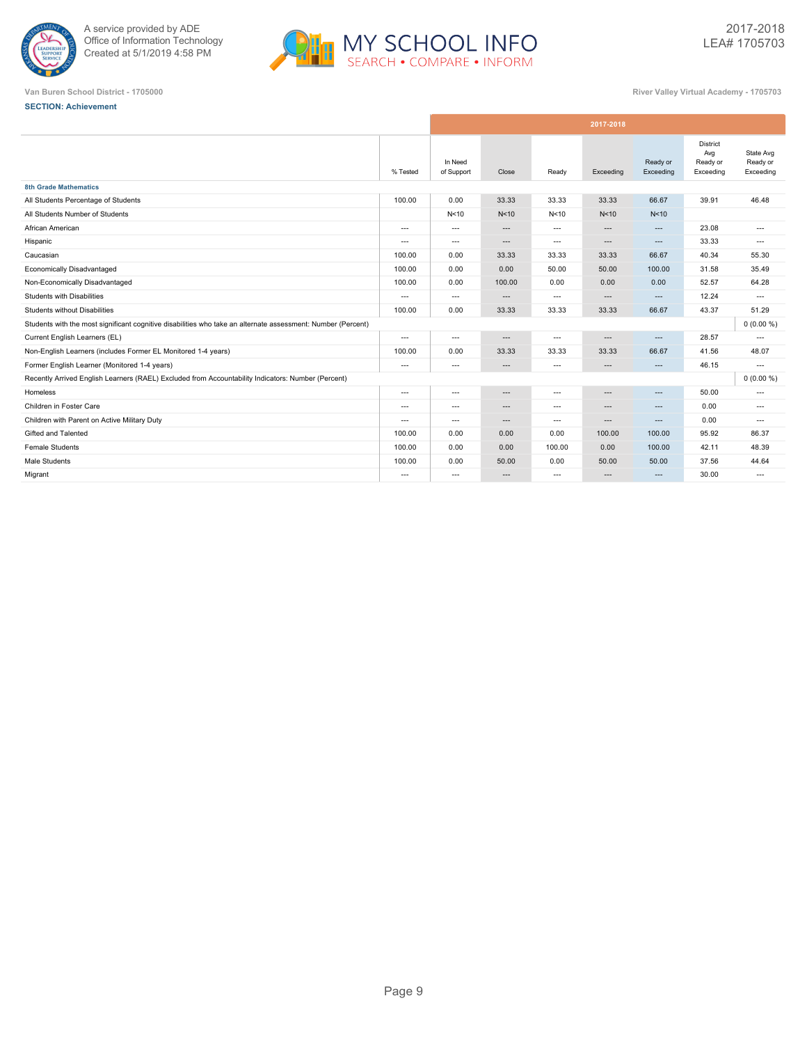A service provided by ADE
Office of Information Technology
Created at 5/1/2019 4:58 PM

2017-2018
LEA# 1705703

Van Buren School District - 1705000

River Valley Virtual Academy - 1705703

**SECTION: Achievement**

| | % Tested | In Need of Support | Close | Ready | Exceeding | Ready or Exceeding | District Avg Ready or Exceeding | State Avg Ready or Exceeding |
|---|---|---|---|---|---|---|---|---|
| | 2017-2018 | | | | | | | |
| **8th Grade Mathematics** | | | | | | | | |
| All Students Percentage of Students | 100.00 | 0.00 | 33.33 | 33.33 | 33.33 | 66.67 | 39.91 | 46.48 |
| All Students Number of Students | | N<10 | N<10 | N<10 | N<10 | N<10 | | |
| African American | --- | --- | --- | --- | --- | --- | 23.08 | --- |
| Hispanic | --- | --- | --- | --- | --- | --- | 33.33 | --- |
| Caucasian | 100.00 | 0.00 | 33.33 | 33.33 | 33.33 | 66.67 | 40.34 | 55.30 |
| Economically Disadvantaged | 100.00 | 0.00 | 0.00 | 50.00 | 50.00 | 100.00 | 31.58 | 35.49 |
| Non-Economically Disadvantaged | 100.00 | 0.00 | 100.00 | 0.00 | 0.00 | 0.00 | 52.57 | 64.28 |
| Students with Disabilities | --- | --- | --- | --- | --- | --- | 12.24 | --- |
| Students without Disabilities | 100.00 | 0.00 | 33.33 | 33.33 | 33.33 | 66.67 | 43.37 | 51.29 |
| Students with the most significant cognitive disabilities who take an alternate assessment: Number (Percent) | | | | | | | | 0 (0.00 %) |
| Current English Learners (EL) | --- | --- | --- | --- | --- | --- | 28.57 | --- |
| Non-English Learners (includes Former EL Monitored 1-4 years) | 100.00 | 0.00 | 33.33 | 33.33 | 33.33 | 66.67 | 41.56 | 48.07 |
| Former English Learner (Monitored 1-4 years) | --- | --- | --- | --- | --- | --- | 46.15 | --- |
| Recently Arrived English Learners (RAEL) Excluded from Accountability Indicators: Number (Percent) | | | | | | | | 0 (0.00 %) |
| Homeless | --- | --- | --- | --- | --- | --- | 50.00 | --- |
| Children in Foster Care | --- | --- | --- | --- | --- | --- | 0.00 | --- |
| Children with Parent on Active Military Duty | --- | --- | --- | --- | --- | --- | 0.00 | --- |
| Gifted and Talented | 100.00 | 0.00 | 0.00 | 0.00 | 100.00 | 100.00 | 95.92 | 86.37 |
| Female Students | 100.00 | 0.00 | 0.00 | 100.00 | 0.00 | 100.00 | 42.11 | 48.39 |
| Male Students | 100.00 | 0.00 | 50.00 | 0.00 | 50.00 | 50.00 | 37.56 | 44.64 |
| Migrant | --- | --- | --- | --- | --- | --- | 30.00 | --- |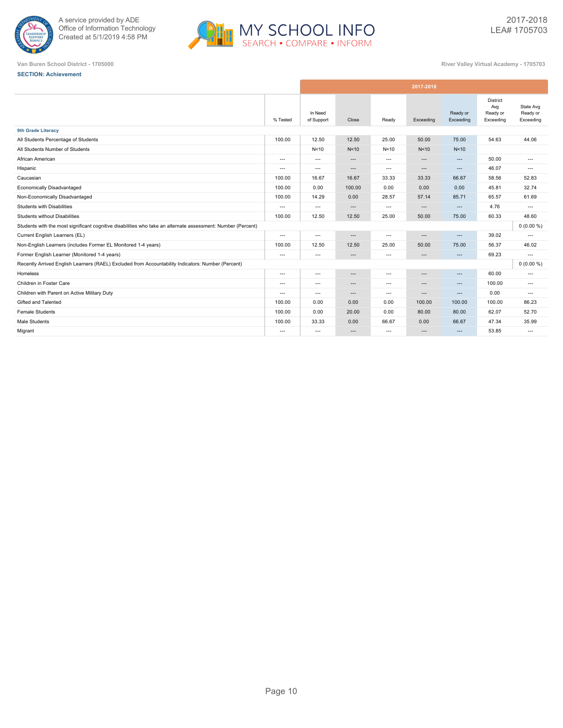A service provided by ADE
Office of Information Technology
Created at 5/1/2019 4:58 PM

2017-2018
LEA# 1705703

Van Buren School District - 1705000

River Valley Virtual Academy - 1705703

**SECTION: Achievement**

| | 2017-2018 | | | | | | | |
|---|---|---|---|---|---|---|---|---|
| | % Tested | In Need of Support | Close | Ready | Exceeding | Ready or Exceeding | District Avg Ready or Exceeding | State Avg Ready or Exceeding |
| **9th Grade Literacy** | | | | | | | | |
| All Students Percentage of Students | 100.00 | 12.50 | 12.50 | 25.00 | 50.00 | 75.00 | 54.63 | 44.06 |
| All Students Number of Students | | N<10 | N<10 | N<10 | N<10 | N<10 | | |
| African American | --- | --- | --- | --- | --- | --- | 50.00 | --- |
| Hispanic | --- | --- | --- | --- | --- | --- | 46.07 | --- |
| Caucasian | 100.00 | 16.67 | 16.67 | 33.33 | 33.33 | 66.67 | 58.56 | 52.83 |
| Economically Disadvantaged | 100.00 | 0.00 | 100.00 | 0.00 | 0.00 | 0.00 | 45.81 | 32.74 |
| Non-Economically Disadvantaged | 100.00 | 14.29 | 0.00 | 28.57 | 57.14 | 85.71 | 65.57 | 61.69 |
| Students with Disabilities | --- | --- | --- | --- | --- | --- | 4.76 | --- |
| Students without Disabilities | 100.00 | 12.50 | 12.50 | 25.00 | 50.00 | 75.00 | 60.33 | 48.60 |
| Students with the most significant cognitive disabilities who take an alternate assessment: Number (Percent) | | | | | | | | 0 (0.00 %) |
| Current English Learners (EL) | --- | --- | --- | --- | --- | --- | 39.02 | --- |
| Non-English Learners (includes Former EL Monitored 1-4 years) | 100.00 | 12.50 | 12.50 | 25.00 | 50.00 | 75.00 | 56.37 | 46.02 |
| Former English Learner (Monitored 1-4 years) | --- | --- | --- | --- | --- | --- | 69.23 | --- |
| Recently Arrived English Learners (RAEL) Excluded from Accountability Indicators: Number (Percent) | | | | | | | | 0 (0.00 %) |
| Homeless | --- | --- | --- | --- | --- | --- | 60.00 | --- |
| Children in Foster Care | --- | --- | --- | --- | --- | --- | 100.00 | --- |
| Children with Parent on Active Military Duty | --- | --- | --- | --- | --- | --- | 0.00 | --- |
| Gifted and Talented | 100.00 | 0.00 | 0.00 | 0.00 | 100.00 | 100.00 | 100.00 | 86.23 |
| Female Students | 100.00 | 0.00 | 20.00 | 0.00 | 80.00 | 80.00 | 62.07 | 52.70 |
| Male Students | 100.00 | 33.33 | 0.00 | 66.67 | 0.00 | 66.67 | 47.34 | 35.99 |
| Migrant | --- | --- | --- | --- | --- | --- | 53.85 | --- |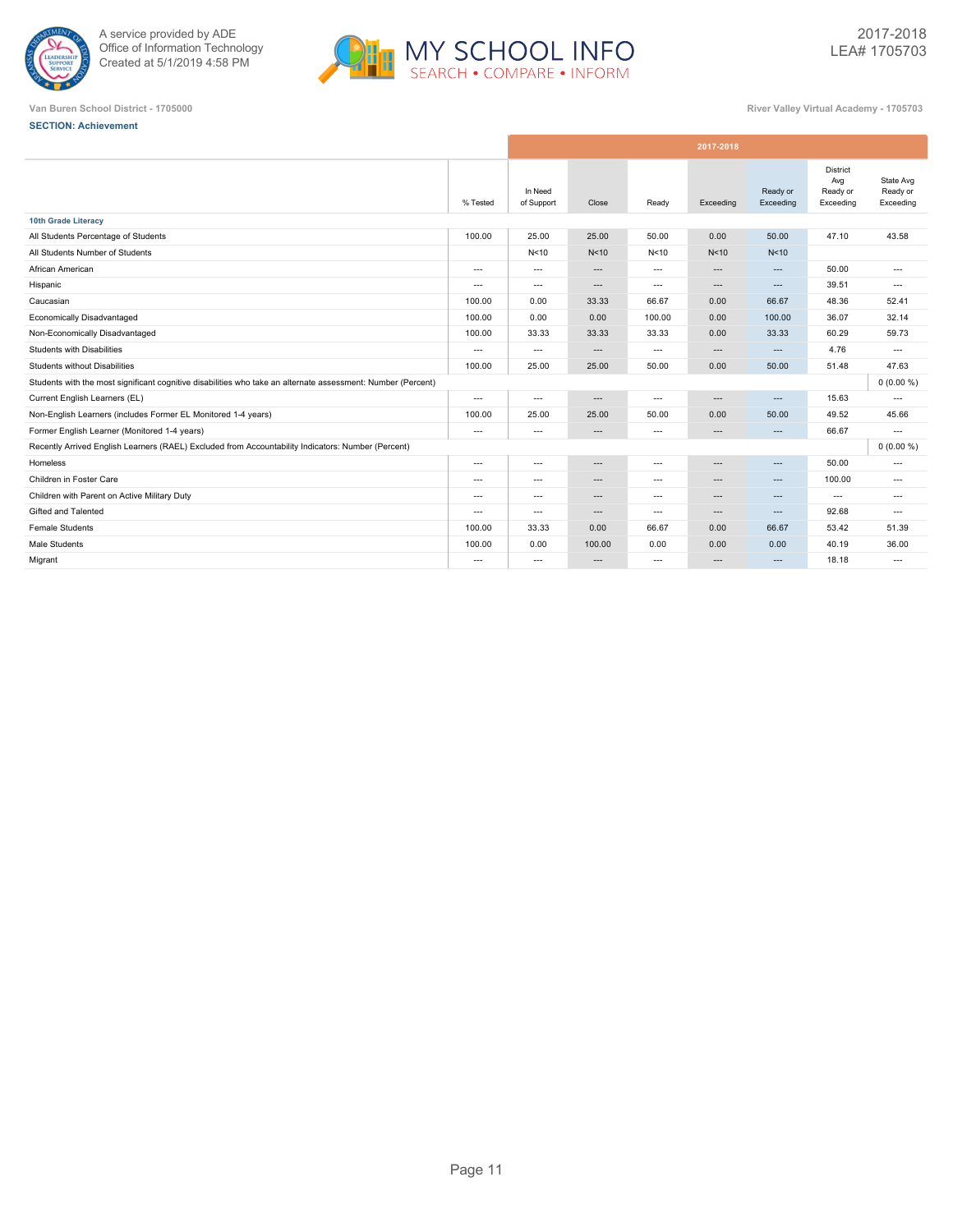Van Buren School District - 1705000

River Valley Virtual Academy - 1705703

2017-2018
LEA# 1705703

**SECTION: Achievement**

| | % Tested | In Need of Support | Close | Ready | Exceeding | Ready or Exceeding | District Avg Ready or Exceeding | State Avg Ready or Exceeding |
|---|---|---|---|---|---|---|---|---|
| | 2017-2018 | | | | | | | |
| **10th Grade Literacy** | | | | | | | | |
| All Students Percentage of Students | 100.00 | 25.00 | 25.00 | 50.00 | 0.00 | 50.00 | 47.10 | 43.58 |
| All Students Number of Students | | N<10 | N<10 | N<10 | N<10 | N<10 | | |
| African American | --- | --- | --- | --- | --- | --- | 50.00 | --- |
| Hispanic | --- | --- | --- | --- | --- | --- | 39.51 | --- |
| Caucasian | 100.00 | 0.00 | 33.33 | 66.67 | 0.00 | 66.67 | 48.36 | 52.41 |
| Economically Disadvantaged | 100.00 | 0.00 | 0.00 | 100.00 | 0.00 | 100.00 | 36.07 | 32.14 |
| Non-Economically Disadvantaged | 100.00 | 33.33 | 33.33 | 33.33 | 0.00 | 33.33 | 60.29 | 59.73 |
| Students with Disabilities | --- | --- | --- | --- | --- | --- | 4.76 | --- |
| Students without Disabilities | 100.00 | 25.00 | 25.00 | 50.00 | 0.00 | 50.00 | 51.48 | 47.63 |
| Students with the most significant cognitive disabilities who take an alternate assessment: Number (Percent) | | | | | | | | 0 (0.00 %) |
| Current English Learners (EL) | --- | --- | --- | --- | --- | --- | 15.63 | --- |
| Non-English Learners (includes Former EL Monitored 1-4 years) | 100.00 | 25.00 | 25.00 | 50.00 | 0.00 | 50.00 | 49.52 | 45.66 |
| Former English Learner (Monitored 1-4 years) | --- | --- | --- | --- | --- | --- | 66.67 | --- |
| Recently Arrived English Learners (RAEL) Excluded from Accountability Indicators: Number (Percent) | | | | | | | | 0 (0.00 %) |
| Homeless | --- | --- | --- | --- | --- | --- | 50.00 | --- |
| Children in Foster Care | --- | --- | --- | --- | --- | --- | 100.00 | --- |
| Children with Parent on Active Military Duty | --- | --- | --- | --- | --- | --- | --- | --- |
| Gifted and Talented | --- | --- | --- | --- | --- | --- | 92.68 | --- |
| Female Students | 100.00 | 33.33 | 0.00 | 66.67 | 0.00 | 66.67 | 53.42 | 51.39 |
| Male Students | 100.00 | 0.00 | 100.00 | 0.00 | 0.00 | 0.00 | 40.19 | 36.00 |
| Migrant | --- | --- | --- | --- | --- | --- | 18.18 | --- |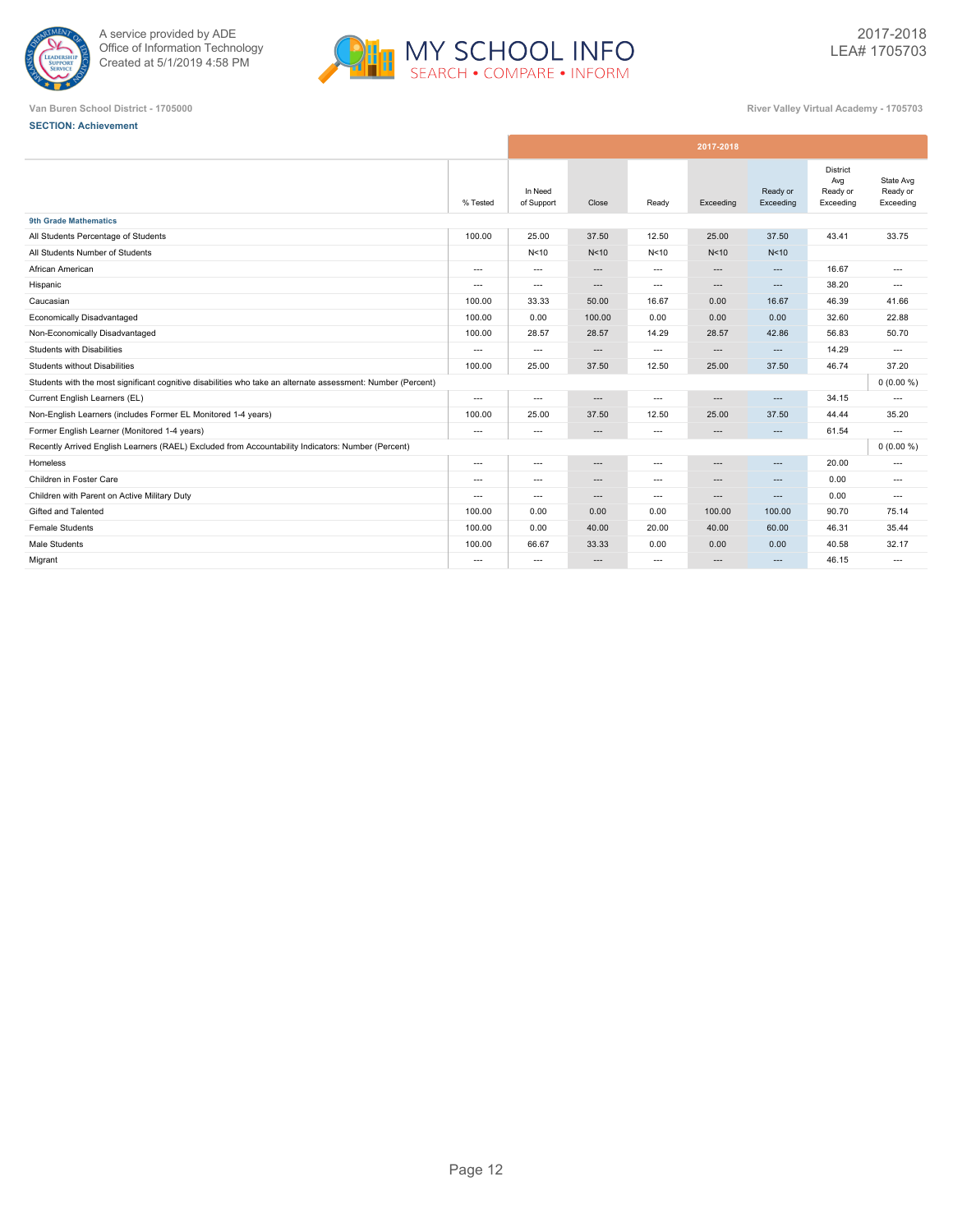Van Buren School District - 1705000

River Valley Virtual Academy - 1705703

**SECTION: Achievement**

| | 2017-2018 | | | | | | | |
|---|---|---|---|---|---|---|---|---|
| | % Tested | In Need of Support | Close | Ready | Exceeding | Ready or Exceeding | District Avg Ready or Exceeding | State Avg Ready or Exceeding |
| **9th Grade Mathematics** | | | | | | | | |
| All Students Percentage of Students | 100.00 | 25.00 | 37.50 | 12.50 | 25.00 | 37.50 | 43.41 | 33.75 |
| All Students Number of Students | | N<10 | N<10 | N<10 | N<10 | N<10 | | |
| African American | --- | --- | --- | --- | --- | --- | 16.67 | --- |
| Hispanic | --- | --- | --- | --- | --- | --- | 38.20 | --- |
| Caucasian | 100.00 | 33.33 | 50.00 | 16.67 | 0.00 | 16.67 | 46.39 | 41.66 |
| Economically Disadvantaged | 100.00 | 0.00 | 100.00 | 0.00 | 0.00 | 0.00 | 32.60 | 22.88 |
| Non-Economically Disadvantaged | 100.00 | 28.57 | 28.57 | 14.29 | 28.57 | 42.86 | 56.83 | 50.70 |
| Students with Disabilities | --- | --- | --- | --- | --- | --- | 14.29 | --- |
| Students without Disabilities | 100.00 | 25.00 | 37.50 | 12.50 | 25.00 | 37.50 | 46.74 | 37.20 |
| Students with the most significant cognitive disabilities who take an alternate assessment: Number (Percent) | | | | | | | | 0 (0.00 %) |
| Current English Learners (EL) | --- | --- | --- | --- | --- | --- | 34.15 | --- |
| Non-English Learners (includes Former EL Monitored 1-4 years) | 100.00 | 25.00 | 37.50 | 12.50 | 25.00 | 37.50 | 44.44 | 35.20 |
| Former English Learner (Monitored 1-4 years) | --- | --- | --- | --- | --- | --- | 61.54 | --- |
| Recently Arrived English Learners (RAEL) Excluded from Accountability Indicators: Number (Percent) | | | | | | | | 0 (0.00 %) |
| Homeless | --- | --- | --- | --- | --- | --- | 20.00 | --- |
| Children in Foster Care | --- | --- | --- | --- | --- | --- | 0.00 | --- |
| Children with Parent on Active Military Duty | --- | --- | --- | --- | --- | --- | 0.00 | --- |
| Gifted and Talented | 100.00 | 0.00 | 0.00 | 0.00 | 100.00 | 100.00 | 90.70 | 75.14 |
| Female Students | 100.00 | 0.00 | 40.00 | 20.00 | 40.00 | 60.00 | 46.31 | 35.44 |
| Male Students | 100.00 | 66.67 | 33.33 | 0.00 | 0.00 | 0.00 | 40.58 | 32.17 |
| Migrant | --- | --- | --- | --- | --- | --- | 46.15 | --- |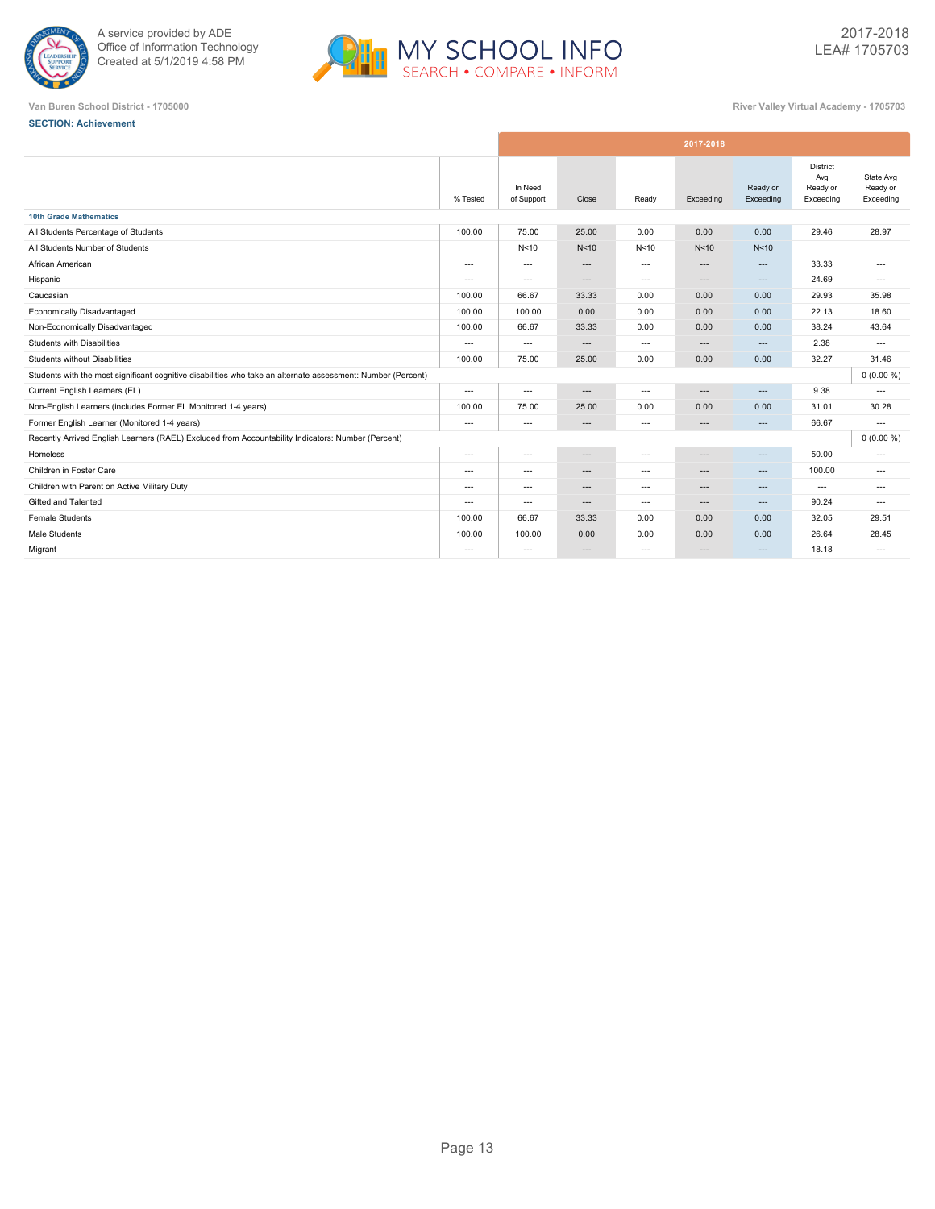A service provided by ADE
Office of Information Technology
Created at 5/1/2019 4:58 PM

MY SCHOOL INFO
SEARCH • COMPARE • INFORM

2017-2018
LEA# 1705703

Van Buren School District - 1705000

River Valley Virtual Academy - 1705703

**SECTION: Achievement**

| | % Tested | In Need of Support | Close | Ready | Exceeding | Ready or Exceeding | District Avg Ready or Exceeding | State Avg Ready or Exceeding |
|---|---|---|---|---|---|---|---|---|
| | | 2017-2018 | | | | | | |
| **10th Grade Mathematics** | | | | | | | | |
| All Students Percentage of Students | 100.00 | 75.00 | 25.00 | 0.00 | 0.00 | 0.00 | 29.46 | 28.97 |
| All Students Number of Students | | N<10 | N<10 | N<10 | N<10 | N<10 | | |
| African American | --- | --- | --- | --- | --- | --- | 33.33 | --- |
| Hispanic | --- | --- | --- | --- | --- | --- | 24.69 | --- |
| Caucasian | 100.00 | 66.67 | 33.33 | 0.00 | 0.00 | 0.00 | 29.93 | 35.98 |
| Economically Disadvantaged | 100.00 | 100.00 | 0.00 | 0.00 | 0.00 | 0.00 | 22.13 | 18.60 |
| Non-Economically Disadvantaged | 100.00 | 66.67 | 33.33 | 0.00 | 0.00 | 0.00 | 38.24 | 43.64 |
| Students with Disabilities | --- | --- | --- | --- | --- | --- | 2.38 | --- |
| Students without Disabilities | 100.00 | 75.00 | 25.00 | 0.00 | 0.00 | 0.00 | 32.27 | 31.46 |
| Students with the most significant cognitive disabilities who take an alternate assessment: Number (Percent) | | | | | | | | 0 (0.00 %) |
| Current English Learners (EL) | --- | --- | --- | --- | --- | --- | 9.38 | --- |
| Non-English Learners (includes Former EL Monitored 1-4 years) | 100.00 | 75.00 | 25.00 | 0.00 | 0.00 | 0.00 | 31.01 | 30.28 |
| Former English Learner (Monitored 1-4 years) | --- | --- | --- | --- | --- | --- | 66.67 | --- |
| Recently Arrived English Learners (RAEL) Excluded from Accountability Indicators: Number (Percent) | | | | | | | | 0 (0.00 %) |
| Homeless | --- | --- | --- | --- | --- | --- | 50.00 | --- |
| Children in Foster Care | --- | --- | --- | --- | --- | --- | 100.00 | --- |
| Children with Parent on Active Military Duty | --- | --- | --- | --- | --- | --- | --- | --- |
| Gifted and Talented | --- | --- | --- | --- | --- | --- | 90.24 | --- |
| Female Students | 100.00 | 66.67 | 33.33 | 0.00 | 0.00 | 0.00 | 32.05 | 29.51 |
| Male Students | 100.00 | 100.00 | 0.00 | 0.00 | 0.00 | 0.00 | 26.64 | 28.45 |
| Migrant | --- | --- | --- | --- | --- | --- | 18.18 | --- |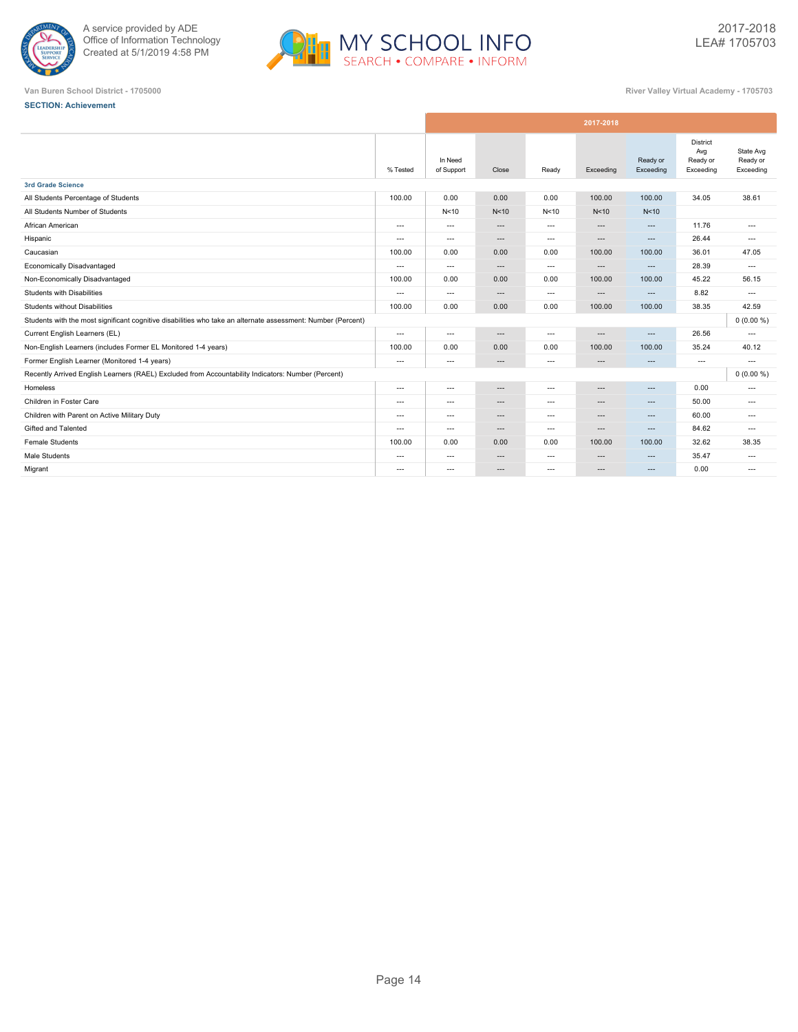Van Buren School District - 1705000

River Valley Virtual Academy - 1705703

**SECTION: Achievement**

| | 2017-2018 | | | | | | | |
|---|---|---|---|---|---|---|---|---|
| | % Tested | In Need of Support | Close | Ready | Exceeding | Ready or Exceeding | District Avg Ready or Exceeding | State Avg Ready or Exceeding |
| **3rd Grade Science** | | | | | | | | |
| All Students Percentage of Students | 100.00 | 0.00 | 0.00 | 0.00 | 100.00 | 100.00 | 34.05 | 38.61 |
| All Students Number of Students | | N<10 | N<10 | N<10 | N<10 | N<10 | | |
| African American | --- | --- | --- | --- | --- | --- | 11.76 | --- |
| Hispanic | --- | --- | --- | --- | --- | --- | 26.44 | --- |
| Caucasian | 100.00 | 0.00 | 0.00 | 0.00 | 100.00 | 100.00 | 36.01 | 47.05 |
| Economically Disadvantaged | --- | --- | --- | --- | --- | --- | 28.39 | --- |
| Non-Economically Disadvantaged | 100.00 | 0.00 | 0.00 | 0.00 | 100.00 | 100.00 | 45.22 | 56.15 |
| Students with Disabilities | --- | --- | --- | --- | --- | --- | 8.82 | --- |
| Students without Disabilities | 100.00 | 0.00 | 0.00 | 0.00 | 100.00 | 100.00 | 38.35 | 42.59 |
| Students with the most significant cognitive disabilities who take an alternate assessment: Number (Percent) | | | | | | | | 0 (0.00 %) |
| Current English Learners (EL) | --- | --- | --- | --- | --- | --- | 26.56 | --- |
| Non-English Learners (includes Former EL Monitored 1-4 years) | 100.00 | 0.00 | 0.00 | 0.00 | 100.00 | 100.00 | 35.24 | 40.12 |
| Former English Learner (Monitored 1-4 years) | --- | --- | --- | --- | --- | --- | --- | --- |
| Recently Arrived English Learners (RAEL) Excluded from Accountability Indicators: Number (Percent) | | | | | | | | 0 (0.00 %) |
| Homeless | --- | --- | --- | --- | --- | --- | 0.00 | --- |
| Children in Foster Care | --- | --- | --- | --- | --- | --- | 50.00 | --- |
| Children with Parent on Active Military Duty | --- | --- | --- | --- | --- | --- | 60.00 | --- |
| Gifted and Talented | --- | --- | --- | --- | --- | --- | 84.62 | --- |
| Female Students | 100.00 | 0.00 | 0.00 | 0.00 | 100.00 | 100.00 | 32.62 | 38.35 |
| Male Students | --- | --- | --- | --- | --- | --- | 35.47 | --- |
| Migrant | --- | --- | --- | --- | --- | --- | 0.00 | --- |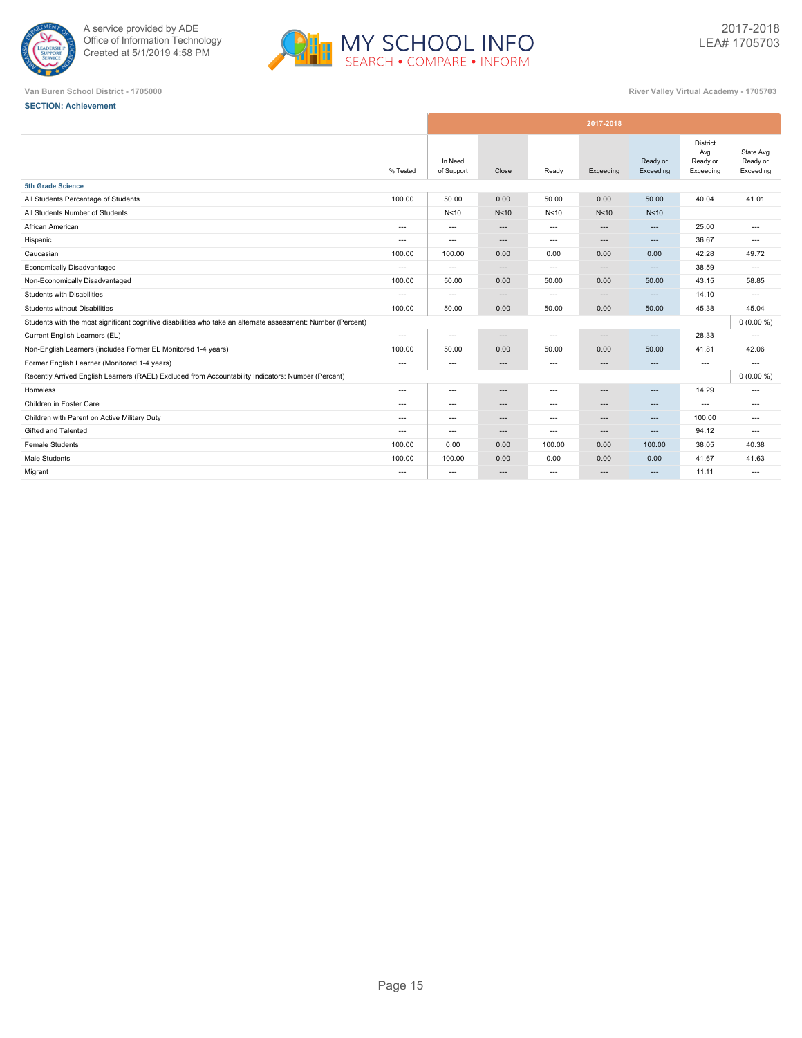Van Buren School District - 1705000

River Valley Virtual Academy - 1705703

**SECTION: Achievement**

| | 2017-2018 | | | | | | | |
|---|---|---|---|---|---|---|---|---|
| | % Tested | In Need of Support | Close | Ready | Exceeding | Ready or Exceeding | District Avg Ready or Exceeding | State Avg Ready or Exceeding |
| **5th Grade Science** | | | | | | | | |
| All Students Percentage of Students | 100.00 | 50.00 | 0.00 | 50.00 | 0.00 | 50.00 | 40.04 | 41.01 |
| All Students Number of Students | | N<10 | N<10 | N<10 | N<10 | N<10 | | |
| African American | --- | --- | --- | --- | --- | --- | 25.00 | --- |
| Hispanic | --- | --- | --- | --- | --- | --- | 36.67 | --- |
| Caucasian | 100.00 | 100.00 | 0.00 | 0.00 | 0.00 | 0.00 | 42.28 | 49.72 |
| Economically Disadvantaged | --- | --- | --- | --- | --- | --- | 38.59 | --- |
| Non-Economically Disadvantaged | 100.00 | 50.00 | 0.00 | 50.00 | 0.00 | 50.00 | 43.15 | 58.85 |
| Students with Disabilities | --- | --- | --- | --- | --- | --- | 14.10 | --- |
| Students without Disabilities | 100.00 | 50.00 | 0.00 | 50.00 | 0.00 | 50.00 | 45.38 | 45.04 |
| Students with the most significant cognitive disabilities who take an alternate assessment: Number (Percent) | | | | | | | | 0 (0.00 %) |
| Current English Learners (EL) | --- | --- | --- | --- | --- | --- | 28.33 | --- |
| Non-English Learners (includes Former EL Monitored 1-4 years) | 100.00 | 50.00 | 0.00 | 50.00 | 0.00 | 50.00 | 41.81 | 42.06 |
| Former English Learner (Monitored 1-4 years) | --- | --- | --- | --- | --- | --- | --- | --- |
| Recently Arrived English Learners (RAEL) Excluded from Accountability Indicators: Number (Percent) | | | | | | | | 0 (0.00 %) |
| Homeless | --- | --- | --- | --- | --- | --- | 14.29 | --- |
| Children in Foster Care | --- | --- | --- | --- | --- | --- | --- | --- |
| Children with Parent on Active Military Duty | --- | --- | --- | --- | --- | --- | 100.00 | --- |
| Gifted and Talented | --- | --- | --- | --- | --- | --- | 94.12 | --- |
| Female Students | 100.00 | 0.00 | 0.00 | 100.00 | 0.00 | 100.00 | 38.05 | 40.38 |
| Male Students | 100.00 | 100.00 | 0.00 | 0.00 | 0.00 | 0.00 | 41.67 | 41.63 |
| Migrant | --- | --- | --- | --- | --- | --- | 11.11 | --- |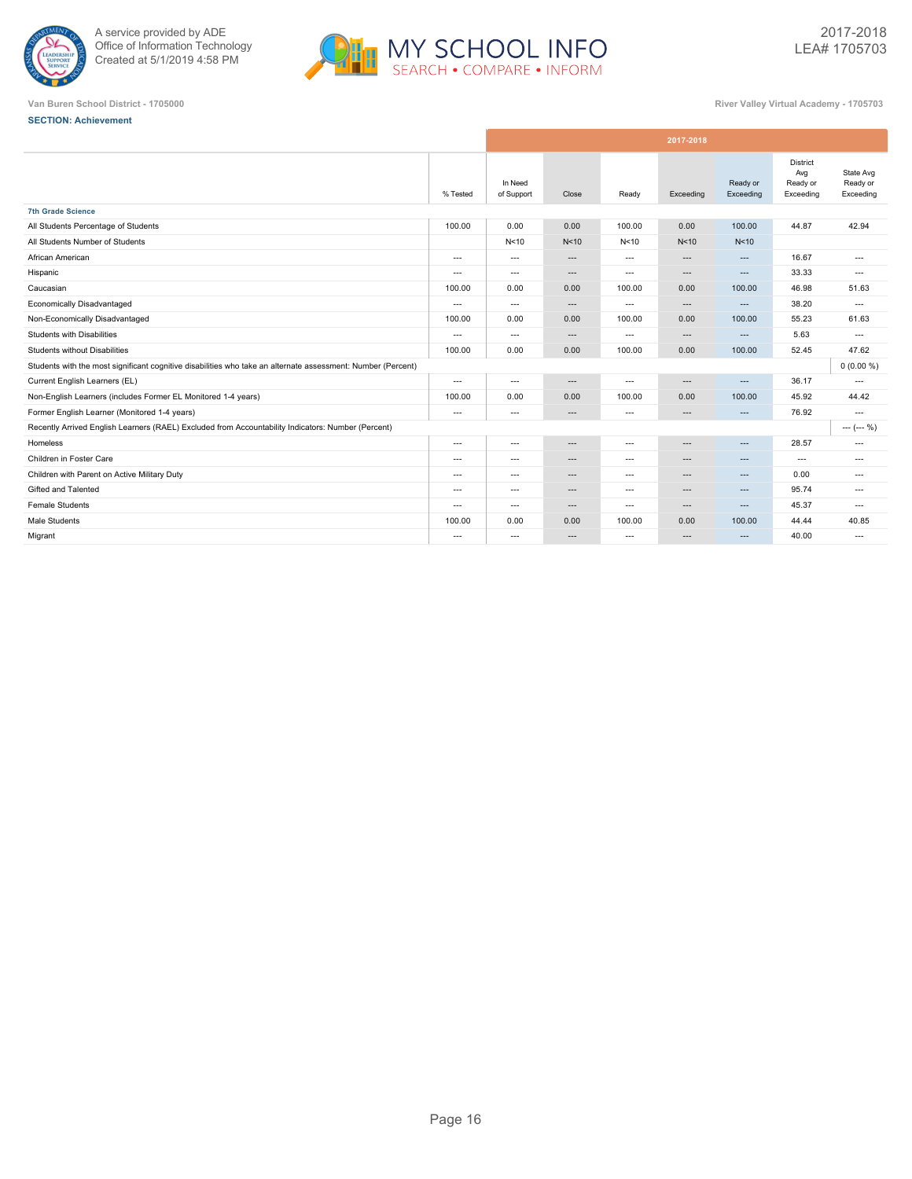A service provided by ADE
Office of Information Technology
Created at 5/1/2019 4:58 PM

MY SCHOOL INFO
SEARCH • COMPARE • INFORM

2017-2018
LEA# 1705703

Van Buren School District - 1705000

River Valley Virtual Academy - 1705703

**SECTION: Achievement**

| | 2017-2018 | | | | | | | |
|---|---|---|---|---|---|---|---|---|
| | % Tested | In Need of Support | Close | Ready | Exceeding | Ready or Exceeding | District Avg Ready or Exceeding | State Avg Ready or Exceeding |
| **7th Grade Science** | | | | | | | | |
| All Students Percentage of Students | 100.00 | 0.00 | 0.00 | 100.00 | 0.00 | 100.00 | 44.87 | 42.94 |
| All Students Number of Students | | N<10 | N<10 | N<10 | N<10 | N<10 | | |
| African American | --- | --- | --- | --- | --- | --- | 16.67 | --- |
| Hispanic | --- | --- | --- | --- | --- | --- | 33.33 | --- |
| Caucasian | 100.00 | 0.00 | 0.00 | 100.00 | 0.00 | 100.00 | 46.98 | 51.63 |
| Economically Disadvantaged | --- | --- | --- | --- | --- | --- | 38.20 | --- |
| Non-Economically Disadvantaged | 100.00 | 0.00 | 0.00 | 100.00 | 0.00 | 100.00 | 55.23 | 61.63 |
| Students with Disabilities | --- | --- | --- | --- | --- | --- | 5.63 | --- |
| Students without Disabilities | 100.00 | 0.00 | 0.00 | 100.00 | 0.00 | 100.00 | 52.45 | 47.62 |
| Students with the most significant cognitive disabilities who take an alternate assessment: Number (Percent) | | | | | | | | 0 (0.00 %) |
| Current English Learners (EL) | --- | --- | --- | --- | --- | --- | 36.17 | --- |
| Non-English Learners (includes Former EL Monitored 1-4 years) | 100.00 | 0.00 | 0.00 | 100.00 | 0.00 | 100.00 | 45.92 | 44.42 |
| Former English Learner (Monitored 1-4 years) | --- | --- | --- | --- | --- | --- | 76.92 | --- |
| Recently Arrived English Learners (RAEL) Excluded from Accountability Indicators: Number (Percent) | | | | | | | | --- (--- %) |
| Homeless | --- | --- | --- | --- | --- | --- | 28.57 | --- |
| Children in Foster Care | --- | --- | --- | --- | --- | --- | --- | --- |
| Children with Parent on Active Military Duty | --- | --- | --- | --- | --- | --- | 0.00 | --- |
| Gifted and Talented | --- | --- | --- | --- | --- | --- | 95.74 | --- |
| Female Students | --- | --- | --- | --- | --- | --- | 45.37 | --- |
| Male Students | 100.00 | 0.00 | 0.00 | 100.00 | 0.00 | 100.00 | 44.44 | 40.85 |
| Migrant | --- | --- | --- | --- | --- | --- | 40.00 | --- |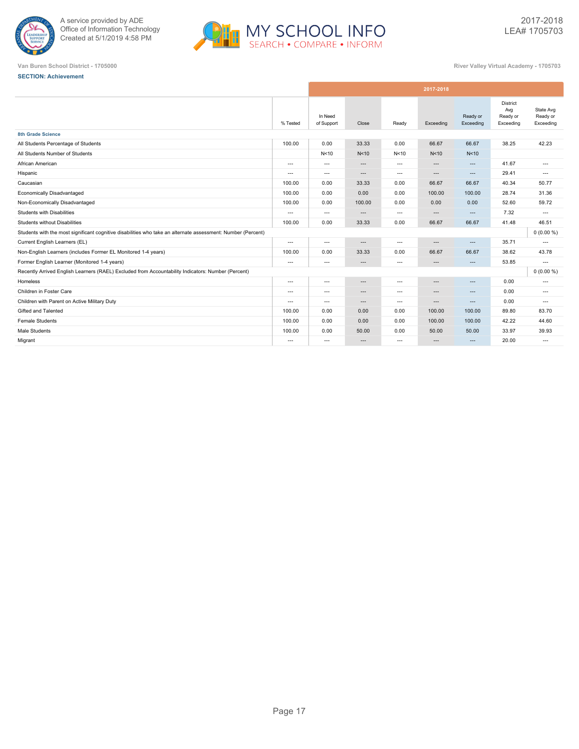Van Buren School District - 1705000

River Valley Virtual Academy - 1705703

2017-2018
LEA# 1705703

**SECTION: Achievement**

| | % Tested | In Need of Support | Close | Ready | Exceeding | Ready or Exceeding | District Avg Ready or Exceeding | State Avg Ready or Exceeding |
|---|---|---|---|---|---|---|---|---|
| | 2017-2018 | | | | | | | |
| **8th Grade Science** | | | | | | | | |
| All Students Percentage of Students | 100.00 | 0.00 | 33.33 | 0.00 | 66.67 | 66.67 | 38.25 | 42.23 |
| All Students Number of Students | | N<10 | N<10 | N<10 | N<10 | N<10 | | |
| African American | --- | --- | --- | --- | --- | --- | 41.67 | --- |
| Hispanic | --- | --- | --- | --- | --- | --- | 29.41 | --- |
| Caucasian | 100.00 | 0.00 | 33.33 | 0.00 | 66.67 | 66.67 | 40.34 | 50.77 |
| Economically Disadvantaged | 100.00 | 0.00 | 0.00 | 0.00 | 100.00 | 100.00 | 28.74 | 31.36 |
| Non-Economically Disadvantaged | 100.00 | 0.00 | 100.00 | 0.00 | 0.00 | 0.00 | 52.60 | 59.72 |
| Students with Disabilities | --- | --- | --- | --- | --- | --- | 7.32 | --- |
| Students without Disabilities | 100.00 | 0.00 | 33.33 | 0.00 | 66.67 | 66.67 | 41.48 | 46.51 |
| Students with the most significant cognitive disabilities who take an alternate assessment: Number (Percent) | | | | | | | | 0 (0.00 %) |
| Current English Learners (EL) | --- | --- | --- | --- | --- | --- | 35.71 | --- |
| Non-English Learners (includes Former EL Monitored 1-4 years) | 100.00 | 0.00 | 33.33 | 0.00 | 66.67 | 66.67 | 38.62 | 43.78 |
| Former English Learner (Monitored 1-4 years) | --- | --- | --- | --- | --- | --- | 53.85 | --- |
| Recently Arrived English Learners (RAEL) Excluded from Accountability Indicators: Number (Percent) | | | | | | | | 0 (0.00 %) |
| Homeless | --- | --- | --- | --- | --- | --- | 0.00 | --- |
| Children in Foster Care | --- | --- | --- | --- | --- | --- | 0.00 | --- |
| Children with Parent on Active Military Duty | --- | --- | --- | --- | --- | --- | 0.00 | --- |
| Gifted and Talented | 100.00 | 0.00 | 0.00 | 0.00 | 100.00 | 100.00 | 89.80 | 83.70 |
| Female Students | 100.00 | 0.00 | 0.00 | 0.00 | 100.00 | 100.00 | 42.22 | 44.60 |
| Male Students | 100.00 | 0.00 | 50.00 | 0.00 | 50.00 | 50.00 | 33.97 | 39.93 |
| Migrant | --- | --- | --- | --- | --- | --- | 20.00 | --- |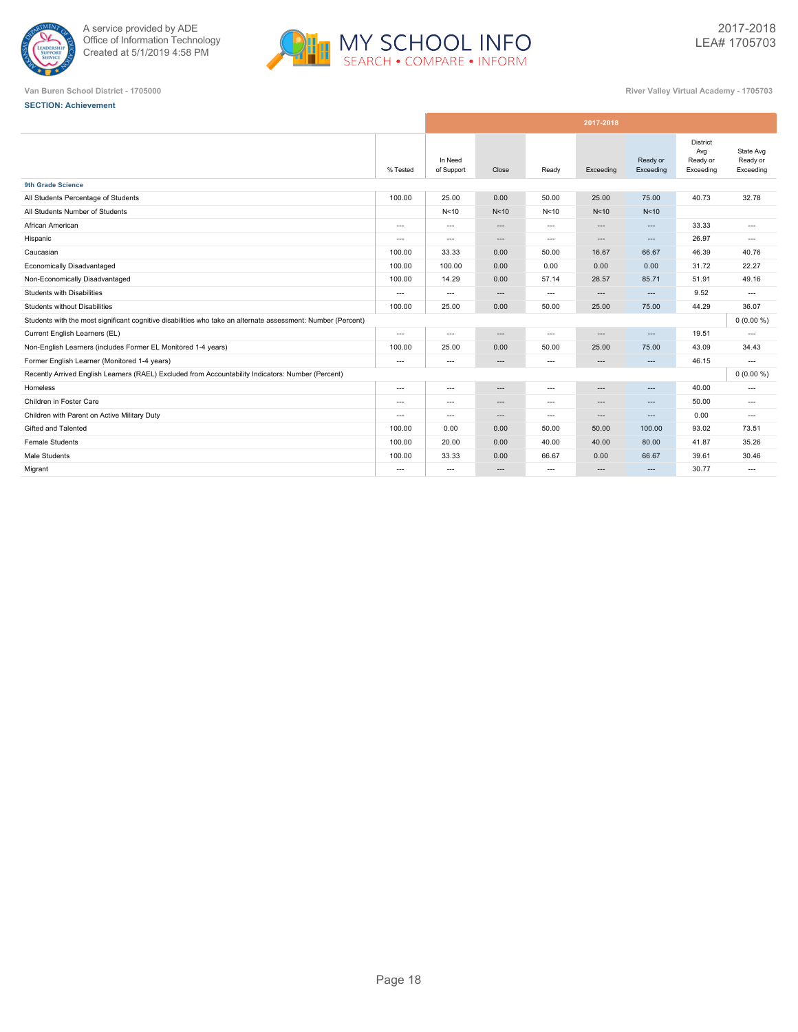Van Buren School District - 1705000

River Valley Virtual Academy - 1705703

2017-2018
LEA# 1705703

**SECTION: Achievement**

| | 2017-2018 | | | | | | | |
|---|---|---|---|---|---|---|---|---|
| | % Tested | In Need of Support | Close | Ready | Exceeding | Ready or Exceeding | District Avg Ready or Exceeding | State Avg Ready or Exceeding |
| **9th Grade Science** | | | | | | | | |
| All Students Percentage of Students | 100.00 | 25.00 | 0.00 | 50.00 | 25.00 | 75.00 | 40.73 | 32.78 |
| All Students Number of Students | | N<10 | N<10 | N<10 | N<10 | N<10 | | |
| African American | --- | --- | --- | --- | --- | --- | 33.33 | --- |
| Hispanic | --- | --- | --- | --- | --- | --- | 26.97 | --- |
| Caucasian | 100.00 | 33.33 | 0.00 | 50.00 | 16.67 | 66.67 | 46.39 | 40.76 |
| Economically Disadvantaged | 100.00 | 100.00 | 0.00 | 0.00 | 0.00 | 0.00 | 31.72 | 22.27 |
| Non-Economically Disadvantaged | 100.00 | 14.29 | 0.00 | 57.14 | 28.57 | 85.71 | 51.91 | 49.16 |
| Students with Disabilities | --- | --- | --- | --- | --- | --- | 9.52 | --- |
| Students without Disabilities | 100.00 | 25.00 | 0.00 | 50.00 | 25.00 | 75.00 | 44.29 | 36.07 |
| Students with the most significant cognitive disabilities who take an alternate assessment: Number (Percent) | | | | | | | | 0 (0.00 %) |
| Current English Learners (EL) | --- | --- | --- | --- | --- | --- | 19.51 | --- |
| Non-English Learners (includes Former EL Monitored 1-4 years) | 100.00 | 25.00 | 0.00 | 50.00 | 25.00 | 75.00 | 43.09 | 34.43 |
| Former English Learner (Monitored 1-4 years) | --- | --- | --- | --- | --- | --- | 46.15 | --- |
| Recently Arrived English Learners (RAEL) Excluded from Accountability Indicators: Number (Percent) | | | | | | | | 0 (0.00 %) |
| Homeless | --- | --- | --- | --- | --- | --- | 40.00 | --- |
| Children in Foster Care | --- | --- | --- | --- | --- | --- | 50.00 | --- |
| Children with Parent on Active Military Duty | --- | --- | --- | --- | --- | --- | 0.00 | --- |
| Gifted and Talented | 100.00 | 0.00 | 0.00 | 50.00 | 50.00 | 100.00 | 93.02 | 73.51 |
| Female Students | 100.00 | 20.00 | 0.00 | 40.00 | 40.00 | 80.00 | 41.87 | 35.26 |
| Male Students | 100.00 | 33.33 | 0.00 | 66.67 | 0.00 | 66.67 | 39.61 | 30.46 |
| Migrant | --- | --- | --- | --- | --- | --- | 30.77 | --- |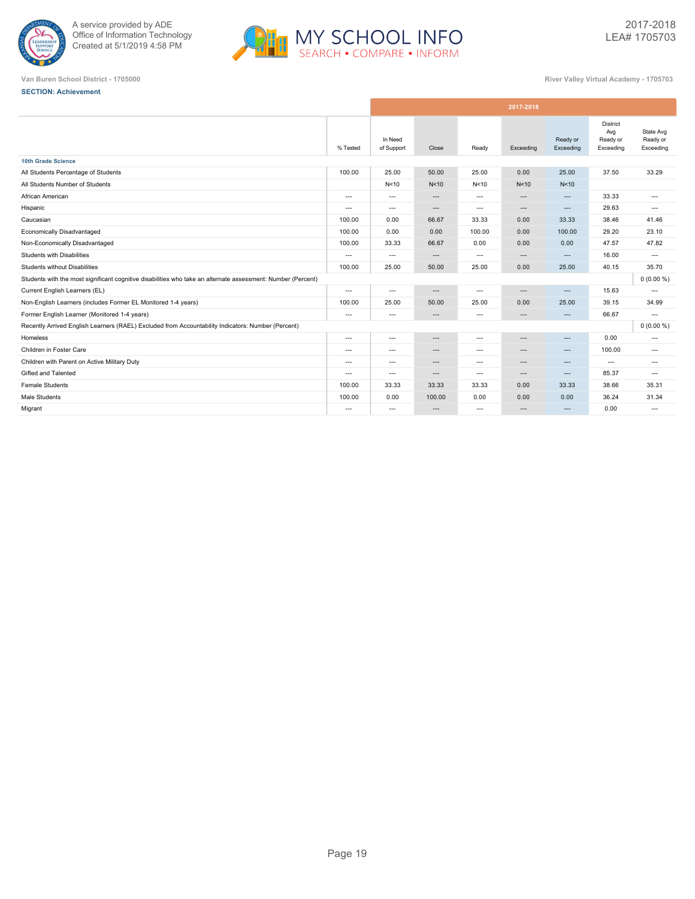A service provided by ADE
Office of Information Technology
Created at 5/1/2019 4:58 PM

MY SCHOOL INFO
SEARCH • COMPARE • INFORM

2017-2018
LEA# 1705703

Van Buren School District - 1705000

River Valley Virtual Academy - 1705703

**SECTION: Achievement**

| | 2017-2018 | | | | | | | |
|---|---|---|---|---|---|---|---|---|
| | % Tested | In Need of Support | Close | Ready | Exceeding | Ready or Exceeding | District Avg Ready or Exceeding | State Avg Ready or Exceeding |
| **10th Grade Science** | | | | | | | | |
| All Students Percentage of Students | 100.00 | 25.00 | 50.00 | 25.00 | 0.00 | 25.00 | 37.50 | 33.29 |
| All Students Number of Students | | N<10 | N<10 | N<10 | N<10 | N<10 | | |
| African American | --- | --- | --- | --- | --- | --- | 33.33 | --- |
| Hispanic | --- | --- | --- | --- | --- | --- | 29.63 | --- |
| Caucasian | 100.00 | 0.00 | 66.67 | 33.33 | 0.00 | 33.33 | 38.46 | 41.46 |
| Economically Disadvantaged | 100.00 | 0.00 | 0.00 | 100.00 | 0.00 | 100.00 | 29.20 | 23.10 |
| Non-Economically Disadvantaged | 100.00 | 33.33 | 66.67 | 0.00 | 0.00 | 0.00 | 47.57 | 47.82 |
| Students with Disabilities | --- | --- | --- | --- | --- | --- | 16.00 | --- |
| Students without Disabilities | 100.00 | 25.00 | 50.00 | 25.00 | 0.00 | 25.00 | 40.15 | 35.70 |
| Students with the most significant cognitive disabilities who take an alternate assessment: Number (Percent) | | | | | | | | 0 (0.00 %) |
| Current English Learners (EL) | --- | --- | --- | --- | --- | --- | 15.63 | --- |
| Non-English Learners (includes Former EL Monitored 1-4 years) | 100.00 | 25.00 | 50.00 | 25.00 | 0.00 | 25.00 | 39.15 | 34.99 |
| Former English Learner (Monitored 1-4 years) | --- | --- | --- | --- | --- | --- | 66.67 | --- |
| Recently Arrived English Learners (RAEL) Excluded from Accountability Indicators: Number (Percent) | | | | | | | | 0 (0.00 %) |
| Homeless | --- | --- | --- | --- | --- | --- | 0.00 | --- |
| Children in Foster Care | --- | --- | --- | --- | --- | --- | 100.00 | --- |
| Children with Parent on Active Military Duty | --- | --- | --- | --- | --- | --- | --- | --- |
| Gifted and Talented | --- | --- | --- | --- | --- | --- | 85.37 | --- |
| Female Students | 100.00 | 33.33 | 33.33 | 33.33 | 0.00 | 33.33 | 38.66 | 35.31 |
| Male Students | 100.00 | 0.00 | 100.00 | 0.00 | 0.00 | 0.00 | 36.24 | 31.34 |
| Migrant | --- | --- | --- | --- | --- | --- | 0.00 | --- |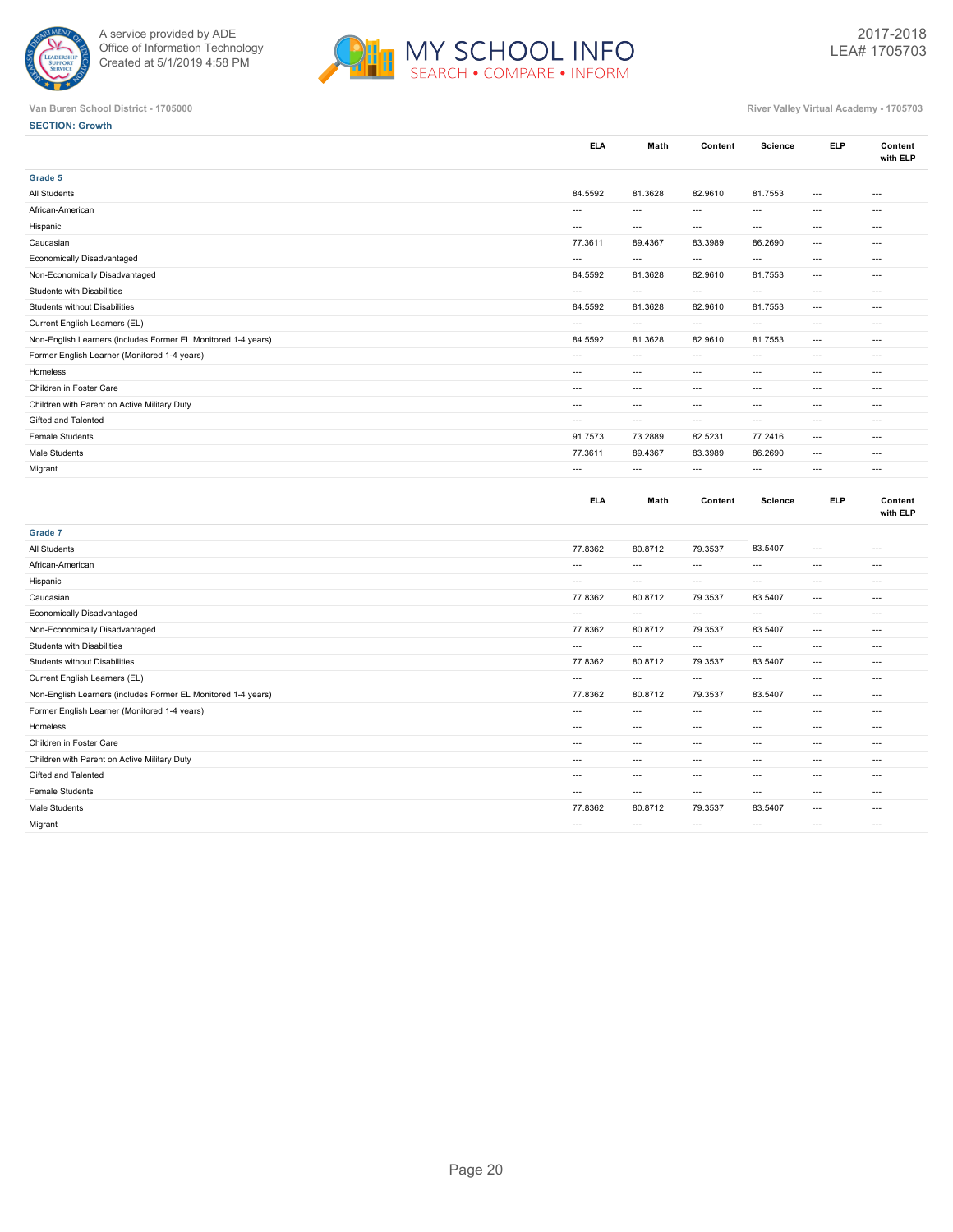Van Buren School District - 1705000

River Valley Virtual Academy - 1705703

**SECTION: Growth**

| | ELA | Math | Content | Science | ELP | Content with ELP |
|---|---|---|---|---|---|---|
| **Grade 5** | | | | | | |
| All Students | 84.5592 | 81.3628 | 82.9610 | 81.7553 | --- | --- |
| African-American | --- | --- | --- | --- | --- | --- |
| Hispanic | --- | --- | --- | --- | --- | --- |
| Caucasian | 77.3611 | 89.4367 | 83.3989 | 86.2690 | --- | --- |
| Economically Disadvantaged | --- | --- | --- | --- | --- | --- |
| Non-Economically Disadvantaged | 84.5592 | 81.3628 | 82.9610 | 81.7553 | --- | --- |
| Students with Disabilities | --- | --- | --- | --- | --- | --- |
| Students without Disabilities | 84.5592 | 81.3628 | 82.9610 | 81.7553 | --- | --- |
| Current English Learners (EL) | --- | --- | --- | --- | --- | --- |
| Non-English Learners (includes Former EL Monitored 1-4 years) | 84.5592 | 81.3628 | 82.9610 | 81.7553 | --- | --- |
| Former English Learner (Monitored 1-4 years) | --- | --- | --- | --- | --- | --- |
| Homeless | --- | --- | --- | --- | --- | --- |
| Children in Foster Care | --- | --- | --- | --- | --- | --- |
| Children with Parent on Active Military Duty | --- | --- | --- | --- | --- | --- |
| Gifted and Talented | --- | --- | --- | --- | --- | --- |
| Female Students | 91.7573 | 73.2889 | 82.5231 | 77.2416 | --- | --- |
| Male Students | 77.3611 | 89.4367 | 83.3989 | 86.2690 | --- | --- |
| Migrant | --- | --- | --- | --- | --- | --- |

| | ELA | Math | Content | Science | ELP | Content with ELP |
|---|---|---|---|---|---|---|
| **Grade 7** | | | | | | |
| All Students | 77.8362 | 80.8712 | 79.3537 | 83.5407 | --- | --- |
| African-American | --- | --- | --- | --- | --- | --- |
| Hispanic | --- | --- | --- | --- | --- | --- |
| Caucasian | 77.8362 | 80.8712 | 79.3537 | 83.5407 | --- | --- |
| Economically Disadvantaged | --- | --- | --- | --- | --- | --- |
| Non-Economically Disadvantaged | 77.8362 | 80.8712 | 79.3537 | 83.5407 | --- | --- |
| Students with Disabilities | --- | --- | --- | --- | --- | --- |
| Students without Disabilities | 77.8362 | 80.8712 | 79.3537 | 83.5407 | --- | --- |
| Current English Learners (EL) | --- | --- | --- | --- | --- | --- |
| Non-English Learners (includes Former EL Monitored 1-4 years) | 77.8362 | 80.8712 | 79.3537 | 83.5407 | --- | --- |
| Former English Learner (Monitored 1-4 years) | --- | --- | --- | --- | --- | --- |
| Homeless | --- | --- | --- | --- | --- | --- |
| Children in Foster Care | --- | --- | --- | --- | --- | --- |
| Children with Parent on Active Military Duty | --- | --- | --- | --- | --- | --- |
| Gifted and Talented | --- | --- | --- | --- | --- | --- |
| Female Students | --- | --- | --- | --- | --- | --- |
| Male Students | 77.8362 | 80.8712 | 79.3537 | 83.5407 | --- | --- |
| Migrant | --- | --- | --- | --- | --- | --- |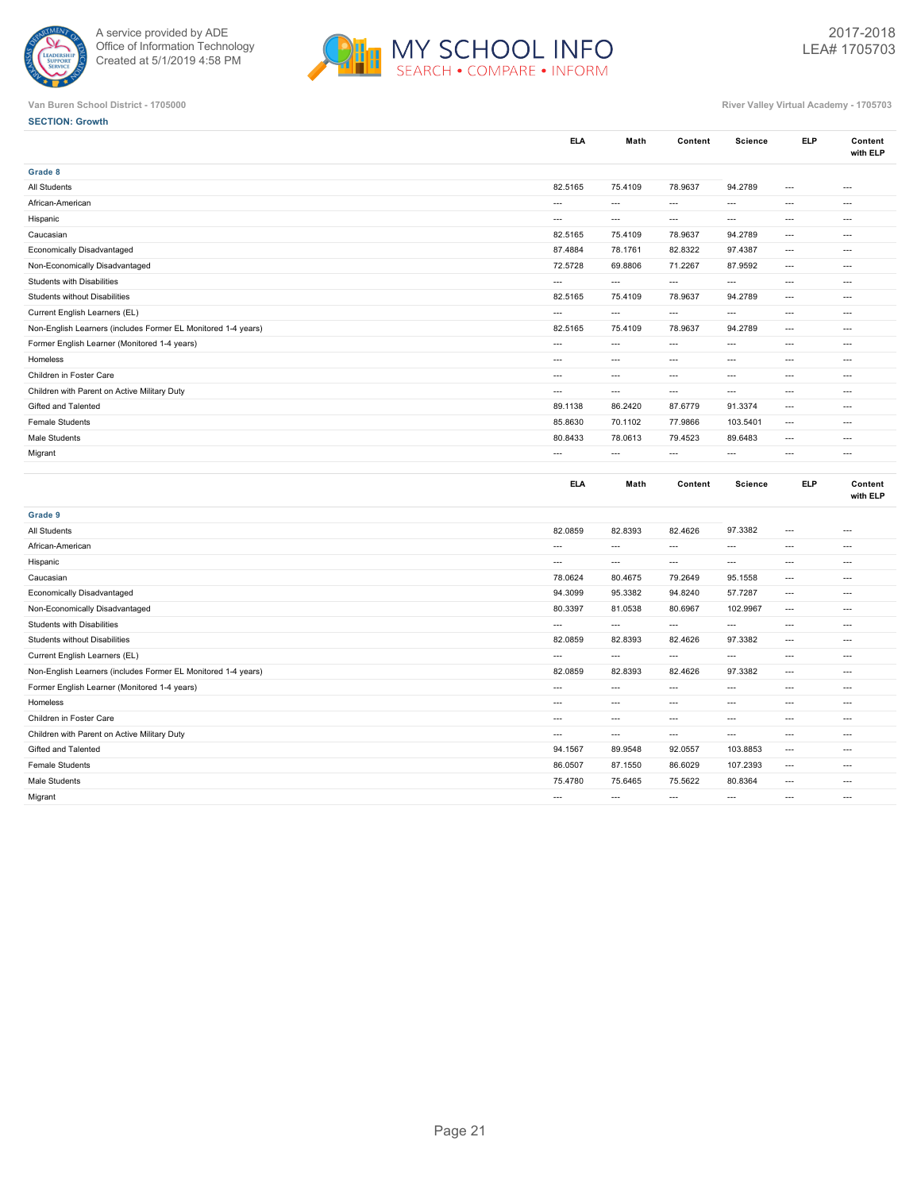Van Buren School District - 1705000

River Valley Virtual Academy - 1705703

**SECTION: Growth**

| | ELA | Math | Content | Science | ELP | Content with ELP |
|---|---|---|---|---|---|---|
| **Grade 8** | | | | | | |
| All Students | 82.5165 | 75.4109 | 78.9637 | 94.2789 | --- | --- |
| African-American | --- | --- | --- | --- | --- | --- |
| Hispanic | --- | --- | --- | --- | --- | --- |
| Caucasian | 82.5165 | 75.4109 | 78.9637 | 94.2789 | --- | --- |
| Economically Disadvantaged | 87.4884 | 78.1761 | 82.8322 | 97.4387 | --- | --- |
| Non-Economically Disadvantaged | 72.5728 | 69.8806 | 71.2267 | 87.9592 | --- | --- |
| Students with Disabilities | --- | --- | --- | --- | --- | --- |
| Students without Disabilities | 82.5165 | 75.4109 | 78.9637 | 94.2789 | --- | --- |
| Current English Learners (EL) | --- | --- | --- | --- | --- | --- |
| Non-English Learners (includes Former EL Monitored 1-4 years) | 82.5165 | 75.4109 | 78.9637 | 94.2789 | --- | --- |
| Former English Learner (Monitored 1-4 years) | --- | --- | --- | --- | --- | --- |
| Homeless | --- | --- | --- | --- | --- | --- |
| Children in Foster Care | --- | --- | --- | --- | --- | --- |
| Children with Parent on Active Military Duty | --- | --- | --- | --- | --- | --- |
| Gifted and Talented | 89.1138 | 86.2420 | 87.6779 | 91.3374 | --- | --- |
| Female Students | 85.8630 | 70.1102 | 77.9866 | 103.5401 | --- | --- |
| Male Students | 80.8433 | 78.0613 | 79.4523 | 89.6483 | --- | --- |
| Migrant | --- | --- | --- | --- | --- | --- |

| | ELA | Math | Content | Science | ELP | Content with ELP |
|---|---|---|---|---|---|---|
| **Grade 9** | | | | | | |
| All Students | 82.0859 | 82.8393 | 82.4626 | 97.3382 | --- | --- |
| African-American | --- | --- | --- | --- | --- | --- |
| Hispanic | --- | --- | --- | --- | --- | --- |
| Caucasian | 78.0624 | 80.4675 | 79.2649 | 95.1558 | --- | --- |
| Economically Disadvantaged | 94.3099 | 95.3382 | 94.8240 | 57.7287 | --- | --- |
| Non-Economically Disadvantaged | 80.3397 | 81.0538 | 80.6967 | 102.9967 | --- | --- |
| Students with Disabilities | --- | --- | --- | --- | --- | --- |
| Students without Disabilities | 82.0859 | 82.8393 | 82.4626 | 97.3382 | --- | --- |
| Current English Learners (EL) | --- | --- | --- | --- | --- | --- |
| Non-English Learners (includes Former EL Monitored 1-4 years) | 82.0859 | 82.8393 | 82.4626 | 97.3382 | --- | --- |
| Former English Learner (Monitored 1-4 years) | --- | --- | --- | --- | --- | --- |
| Homeless | --- | --- | --- | --- | --- | --- |
| Children in Foster Care | --- | --- | --- | --- | --- | --- |
| Children with Parent on Active Military Duty | --- | --- | --- | --- | --- | --- |
| Gifted and Talented | 94.1567 | 89.9548 | 92.0557 | 103.8853 | --- | --- |
| Female Students | 86.0507 | 87.1550 | 86.6029 | 107.2393 | --- | --- |
| Male Students | 75.4780 | 75.6465 | 75.5622 | 80.8364 | --- | --- |
| Migrant | --- | --- | --- | --- | --- | --- |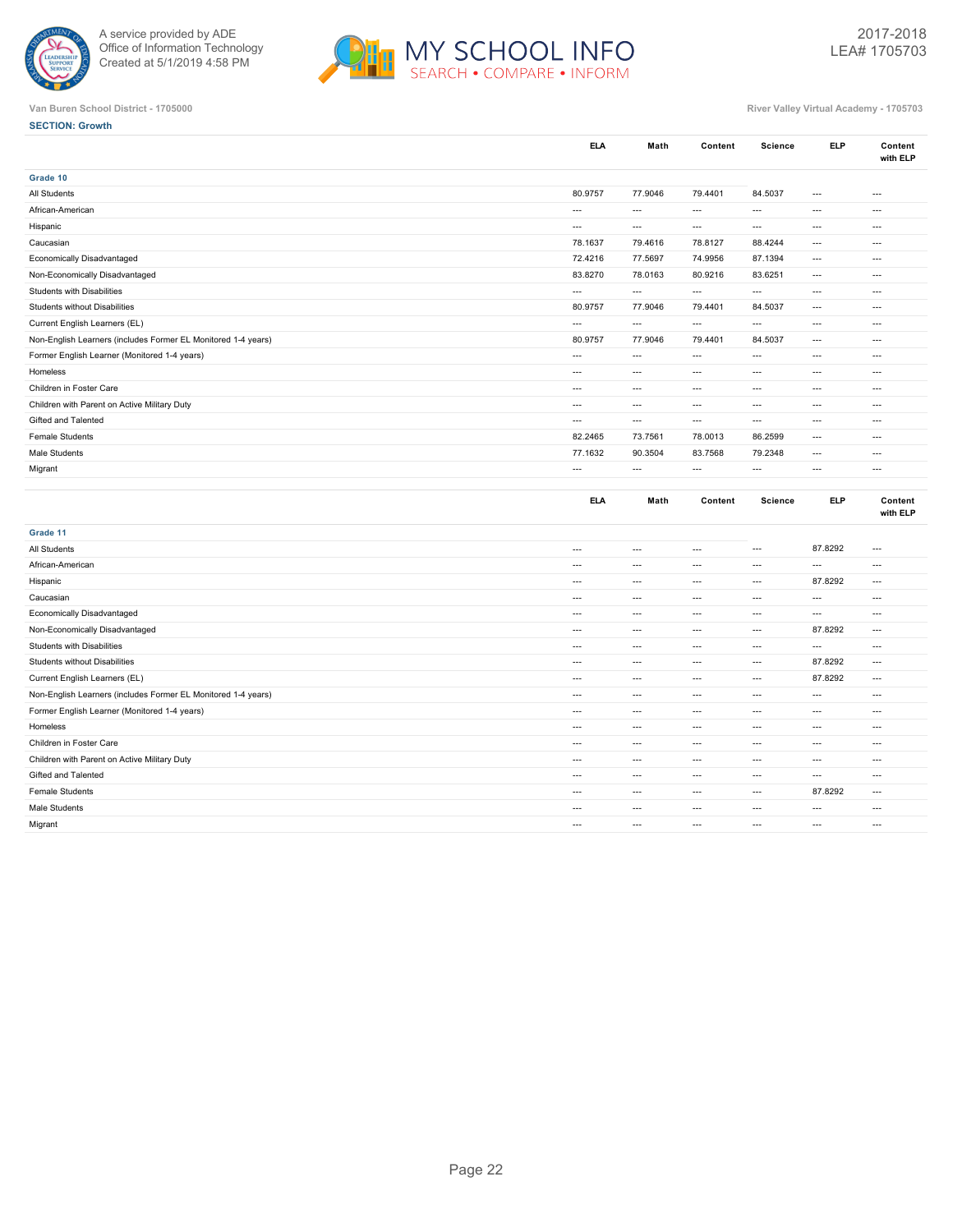Van Buren School District - 1705000

River Valley Virtual Academy - 1705703

**SECTION: Growth**

| | ELA | Math | Content | Science | ELP | Content with ELP |
|---|---|---|---|---|---|---|
| **Grade 10** | | | | | | |
| All Students | 80.9757 | 77.9046 | 79.4401 | 84.5037 | --- | --- |
| African-American | --- | --- | --- | --- | --- | --- |
| Hispanic | --- | --- | --- | --- | --- | --- |
| Caucasian | 78.1637 | 79.4616 | 78.8127 | 88.4244 | --- | --- |
| Economically Disadvantaged | 72.4216 | 77.5697 | 74.9956 | 87.1394 | --- | --- |
| Non-Economically Disadvantaged | 83.8270 | 78.0163 | 80.9216 | 83.6251 | --- | --- |
| Students with Disabilities | --- | --- | --- | --- | --- | --- |
| Students without Disabilities | 80.9757 | 77.9046 | 79.4401 | 84.5037 | --- | --- |
| Current English Learners (EL) | --- | --- | --- | --- | --- | --- |
| Non-English Learners (includes Former EL Monitored 1-4 years) | 80.9757 | 77.9046 | 79.4401 | 84.5037 | --- | --- |
| Former English Learner (Monitored 1-4 years) | --- | --- | --- | --- | --- | --- |
| Homeless | --- | --- | --- | --- | --- | --- |
| Children in Foster Care | --- | --- | --- | --- | --- | --- |
| Children with Parent on Active Military Duty | --- | --- | --- | --- | --- | --- |
| Gifted and Talented | --- | --- | --- | --- | --- | --- |
| Female Students | 82.2465 | 73.7561 | 78.0013 | 86.2599 | --- | --- |
| Male Students | 77.1632 | 90.3504 | 83.7568 | 79.2348 | --- | --- |
| Migrant | --- | --- | --- | --- | --- | --- |

| | ELA | Math | Content | Science | ELP | Content with ELP |
|---|---|---|---|---|---|---|
| **Grade 11** | | | | | | |
| All Students | --- | --- | --- | --- | 87.8292 | --- |
| African-American | --- | --- | --- | --- | --- | --- |
| Hispanic | --- | --- | --- | --- | 87.8292 | --- |
| Caucasian | --- | --- | --- | --- | --- | --- |
| Economically Disadvantaged | --- | --- | --- | --- | --- | --- |
| Non-Economically Disadvantaged | --- | --- | --- | --- | 87.8292 | --- |
| Students with Disabilities | --- | --- | --- | --- | --- | --- |
| Students without Disabilities | --- | --- | --- | --- | 87.8292 | --- |
| Current English Learners (EL) | --- | --- | --- | --- | 87.8292 | --- |
| Non-English Learners (includes Former EL Monitored 1-4 years) | --- | --- | --- | --- | --- | --- |
| Former English Learner (Monitored 1-4 years) | --- | --- | --- | --- | --- | --- |
| Homeless | --- | --- | --- | --- | --- | --- |
| Children in Foster Care | --- | --- | --- | --- | --- | --- |
| Children with Parent on Active Military Duty | --- | --- | --- | --- | --- | --- |
| Gifted and Talented | --- | --- | --- | --- | --- | --- |
| Female Students | --- | --- | --- | --- | 87.8292 | --- |
| Male Students | --- | --- | --- | --- | --- | --- |
| Migrant | --- | --- | --- | --- | --- | --- |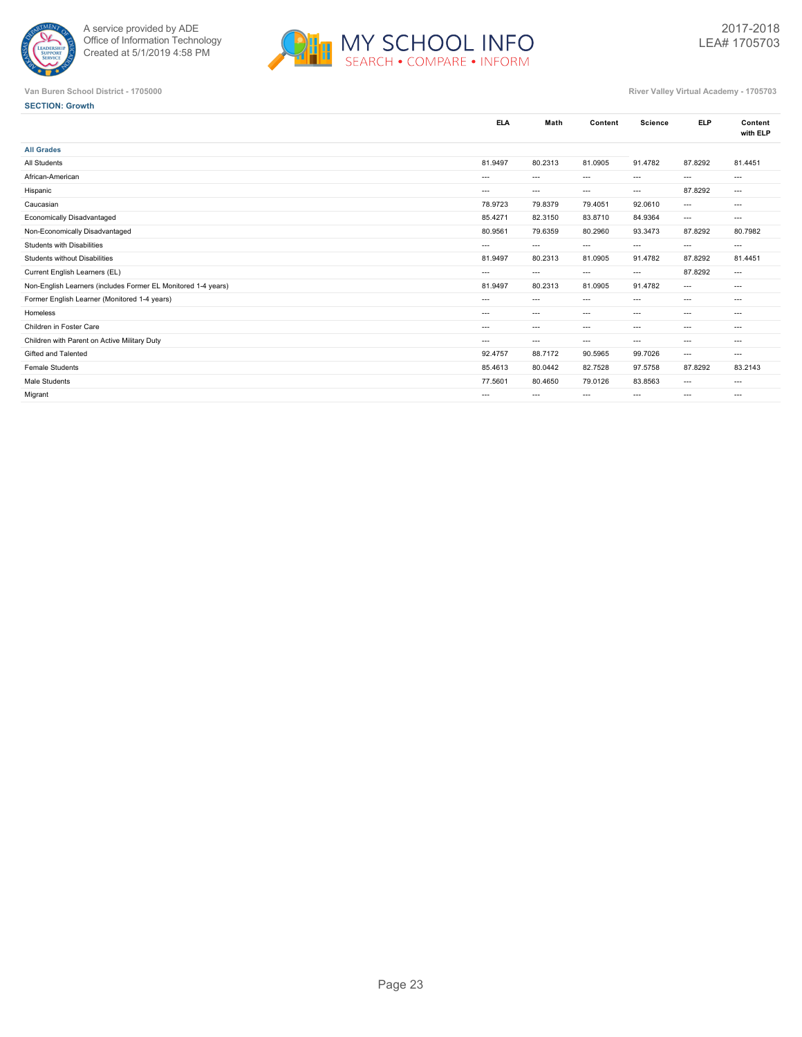A service provided by ADE
Office of Information Technology
Created at 5/1/2019 4:58 PM

MY SCHOOL INFO
SEARCH • COMPARE • INFORM

2017-2018
LEA# 1705703

Van Buren School District - 1705000

River Valley Virtual Academy - 1705703

**SECTION: Growth**

| | ELA | Math | Content | Science | ELP | Content with ELP |
|---|---|---|---|---|---|---|
| **All Grades** | | | | | | |
| All Students | 81.9497 | 80.2313 | 81.0905 | 91.4782 | 87.8292 | 81.4451 |
| African-American | --- | --- | --- | --- | --- | --- |
| Hispanic | --- | --- | --- | --- | 87.8292 | --- |
| Caucasian | 78.9723 | 79.8379 | 79.4051 | 92.0610 | --- | --- |
| Economically Disadvantaged | 85.4271 | 82.3150 | 83.8710 | 84.9364 | --- | --- |
| Non-Economically Disadvantaged | 80.9561 | 79.6359 | 80.2960 | 93.3473 | 87.8292 | 80.7982 |
| Students with Disabilities | --- | --- | --- | --- | --- | --- |
| Students without Disabilities | 81.9497 | 80.2313 | 81.0905 | 91.4782 | 87.8292 | 81.4451 |
| Current English Learners (EL) | --- | --- | --- | --- | 87.8292 | --- |
| Non-English Learners (includes Former EL Monitored 1-4 years) | 81.9497 | 80.2313 | 81.0905 | 91.4782 | --- | --- |
| Former English Learner (Monitored 1-4 years) | --- | --- | --- | --- | --- | --- |
| Homeless | --- | --- | --- | --- | --- | --- |
| Children in Foster Care | --- | --- | --- | --- | --- | --- |
| Children with Parent on Active Military Duty | --- | --- | --- | --- | --- | --- |
| Gifted and Talented | 92.4757 | 88.7172 | 90.5965 | 99.7026 | --- | --- |
| Female Students | 85.4613 | 80.0442 | 82.7528 | 97.5758 | 87.8292 | 83.2143 |
| Male Students | 77.5601 | 80.4650 | 79.0126 | 83.8563 | --- | --- |
| Migrant | --- | --- | --- | --- | --- | --- |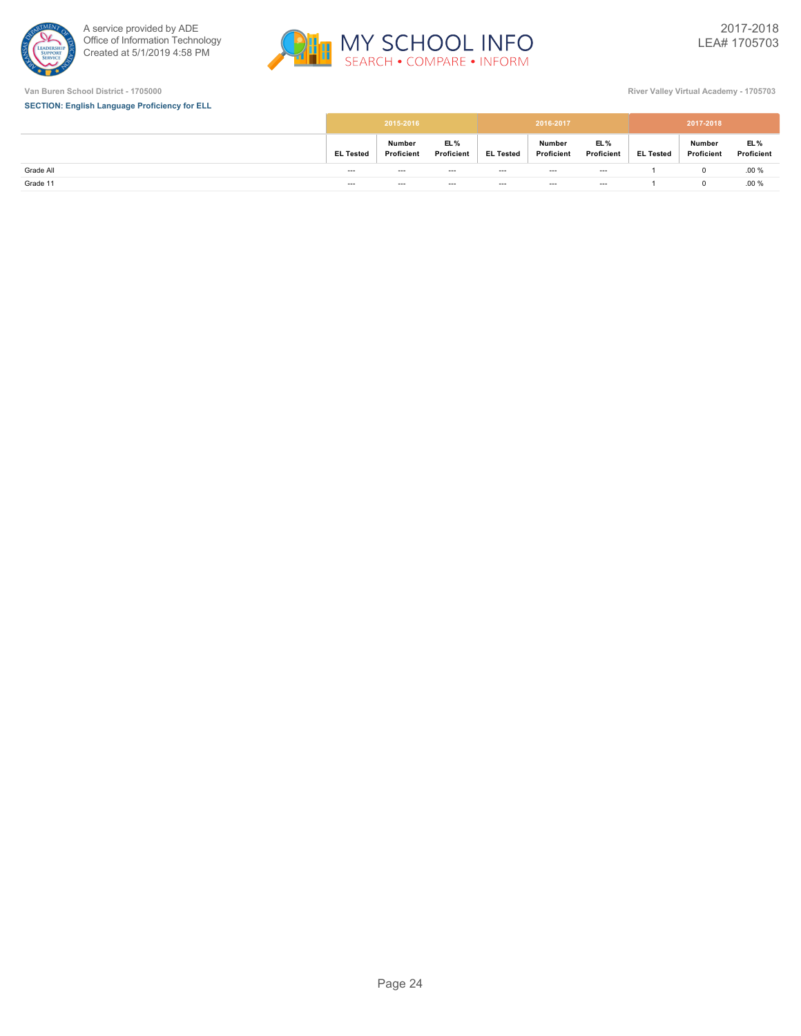Van Buren School District - 1705000

River Valley Virtual Academy - 1705703

**SECTION: English Language Proficiency for ELL**

| | 2015-2016 | | | 2016-2017 | | | 2017-2018 | | |
|---|---|---|---|---|---|---|---|---|---|
| | EL Tested | Number Proficient | EL % Proficient | EL Tested | Number Proficient | EL % Proficient | EL Tested | Number Proficient | EL % Proficient |
| Grade All | --- | --- | --- | --- | --- | --- | 1 | 0 | .00 % |
| Grade 11 | --- | --- | --- | --- | --- | --- | 1 | 0 | .00 % |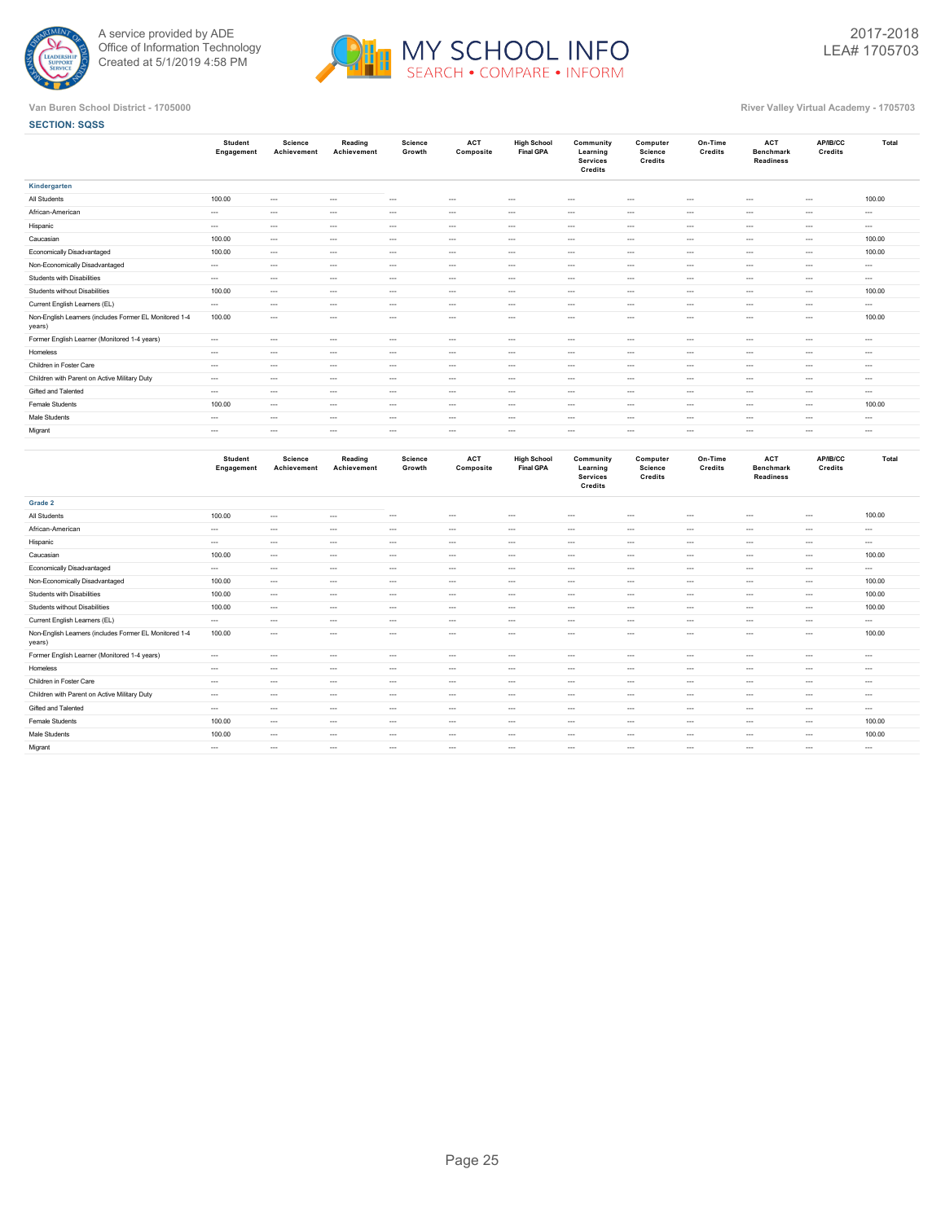Van Buren School District - 1705000

River Valley Virtual Academy - 1705703

**SECTION: SQSS**

| | Student Engagement | Science Achievement | Reading Achievement | Science Growth | ACT Composite | High School Final GPA | Community Learning Services Credits | Computer Science Credits | On-Time Credits | ACT Benchmark Readiness | AP/IB/CC Credits | Total |
|---|---|---|---|---|---|---|---|---|---|---|---|---|
| **Kindergarten** | | | | | | | | | | | | |
| All Students | 100.00 | --- | --- | --- | --- | --- | --- | --- | --- | --- | --- | 100.00 |
| African-American | --- | --- | --- | --- | --- | --- | --- | --- | --- | --- | --- | --- |
| Hispanic | --- | --- | --- | --- | --- | --- | --- | --- | --- | --- | --- | --- |
| Caucasian | 100.00 | --- | --- | --- | --- | --- | --- | --- | --- | --- | --- | 100.00 |
| Economically Disadvantaged | 100.00 | --- | --- | --- | --- | --- | --- | --- | --- | --- | --- | 100.00 |
| Non-Economically Disadvantaged | --- | --- | --- | --- | --- | --- | --- | --- | --- | --- | --- | --- |
| Students with Disabilities | --- | --- | --- | --- | --- | --- | --- | --- | --- | --- | --- | --- |
| Students without Disabilities | 100.00 | --- | --- | --- | --- | --- | --- | --- | --- | --- | --- | 100.00 |
| Current English Learners (EL) | --- | --- | --- | --- | --- | --- | --- | --- | --- | --- | --- | --- |
| Non-English Learners (includes Former EL Monitored 1-4 years) | 100.00 | --- | --- | --- | --- | --- | --- | --- | --- | --- | --- | 100.00 |
| Former English Learner (Monitored 1-4 years) | --- | --- | --- | --- | --- | --- | --- | --- | --- | --- | --- | --- |
| Homeless | --- | --- | --- | --- | --- | --- | --- | --- | --- | --- | --- | --- |
| Children in Foster Care | --- | --- | --- | --- | --- | --- | --- | --- | --- | --- | --- | --- |
| Children with Parent on Active Military Duty | --- | --- | --- | --- | --- | --- | --- | --- | --- | --- | --- | --- |
| Gifted and Talented | --- | --- | --- | --- | --- | --- | --- | --- | --- | --- | --- | --- |
| Female Students | 100.00 | --- | --- | --- | --- | --- | --- | --- | --- | --- | --- | 100.00 |
| Male Students | --- | --- | --- | --- | --- | --- | --- | --- | --- | --- | --- | --- |
| Migrant | --- | --- | --- | --- | --- | --- | --- | --- | --- | --- | --- | --- |

| | Student Engagement | Science Achievement | Reading Achievement | Science Growth | ACT Composite | High School Final GPA | Community Learning Services Credits | Computer Science Credits | On-Time Credits | ACT Benchmark Readiness | AP/IB/CC Credits | Total |
|---|---|---|---|---|---|---|---|---|---|---|---|---|
| **Grade 2** | | | | | | | | | | | | |
| All Students | 100.00 | --- | --- | --- | --- | --- | --- | --- | --- | --- | --- | 100.00 |
| African-American | --- | --- | --- | --- | --- | --- | --- | --- | --- | --- | --- | --- |
| Hispanic | --- | --- | --- | --- | --- | --- | --- | --- | --- | --- | --- | --- |
| Caucasian | 100.00 | --- | --- | --- | --- | --- | --- | --- | --- | --- | --- | 100.00 |
| Economically Disadvantaged | --- | --- | --- | --- | --- | --- | --- | --- | --- | --- | --- | --- |
| Non-Economically Disadvantaged | 100.00 | --- | --- | --- | --- | --- | --- | --- | --- | --- | --- | 100.00 |
| Students with Disabilities | 100.00 | --- | --- | --- | --- | --- | --- | --- | --- | --- | --- | 100.00 |
| Students without Disabilities | 100.00 | --- | --- | --- | --- | --- | --- | --- | --- | --- | --- | 100.00 |
| Current English Learners (EL) | --- | --- | --- | --- | --- | --- | --- | --- | --- | --- | --- | --- |
| Non-English Learners (includes Former EL Monitored 1-4 years) | 100.00 | --- | --- | --- | --- | --- | --- | --- | --- | --- | --- | 100.00 |
| Former English Learner (Monitored 1-4 years) | --- | --- | --- | --- | --- | --- | --- | --- | --- | --- | --- | --- |
| Homeless | --- | --- | --- | --- | --- | --- | --- | --- | --- | --- | --- | --- |
| Children in Foster Care | --- | --- | --- | --- | --- | --- | --- | --- | --- | --- | --- | --- |
| Children with Parent on Active Military Duty | --- | --- | --- | --- | --- | --- | --- | --- | --- | --- | --- | --- |
| Gifted and Talented | --- | --- | --- | --- | --- | --- | --- | --- | --- | --- | --- | --- |
| Female Students | 100.00 | --- | --- | --- | --- | --- | --- | --- | --- | --- | --- | 100.00 |
| Male Students | 100.00 | --- | --- | --- | --- | --- | --- | --- | --- | --- | --- | 100.00 |
| Migrant | --- | --- | --- | --- | --- | --- | --- | --- | --- | --- | --- | --- |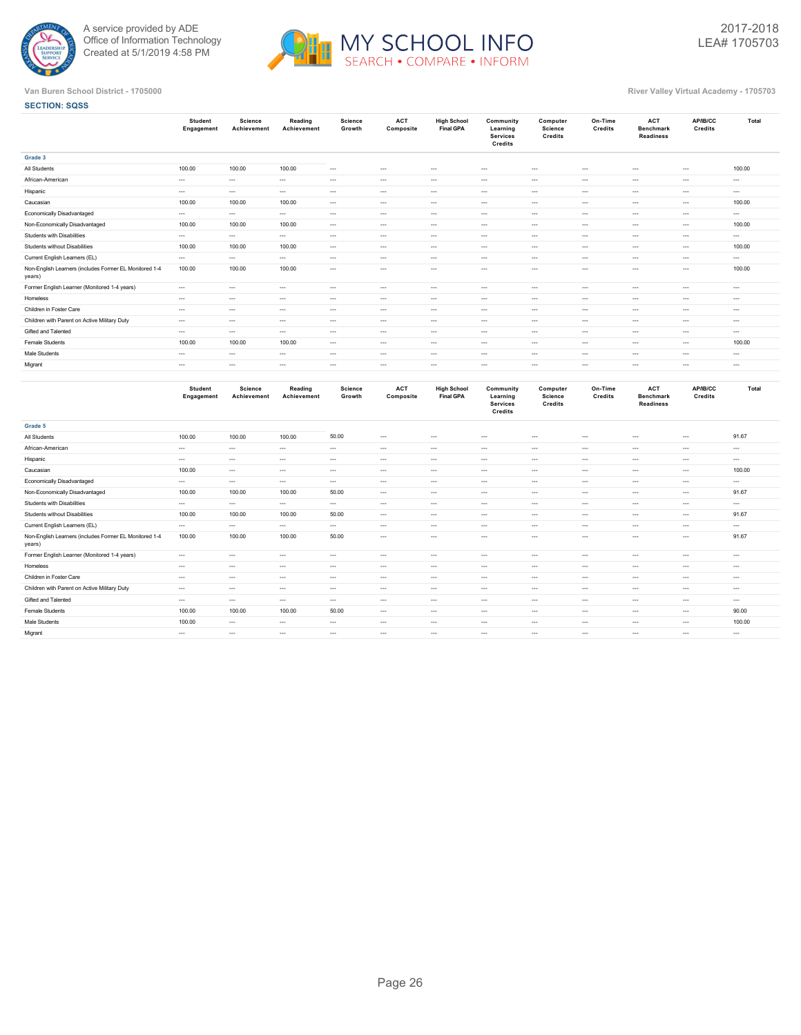Van Buren School District - 1705000

River Valley Virtual Academy - 1705703

**SECTION: SQSS**

| | Student Engagement | Science Achievement | Reading Achievement | Science Growth | ACT Composite | High School Final GPA | Community Learning Services Credits | Computer Science Credits | On-Time Credits | ACT Benchmark Readiness | AP/IB/CC Credits | Total |
|---|---|---|---|---|---|---|---|---|---|---|---|---|
| **Grade 3** | | | | | | | | | | | | |
| All Students | 100.00 | 100.00 | 100.00 | --- | --- | --- | --- | --- | --- | --- | --- | 100.00 |
| African-American | --- | --- | --- | --- | --- | --- | --- | --- | --- | --- | --- | --- |
| Hispanic | --- | --- | --- | --- | --- | --- | --- | --- | --- | --- | --- | --- |
| Caucasian | 100.00 | 100.00 | 100.00 | --- | --- | --- | --- | --- | --- | --- | --- | 100.00 |
| Economically Disadvantaged | --- | --- | --- | --- | --- | --- | --- | --- | --- | --- | --- | --- |
| Non-Economically Disadvantaged | 100.00 | 100.00 | 100.00 | --- | --- | --- | --- | --- | --- | --- | --- | 100.00 |
| Students with Disabilities | --- | --- | --- | --- | --- | --- | --- | --- | --- | --- | --- | --- |
| Students without Disabilities | 100.00 | 100.00 | 100.00 | --- | --- | --- | --- | --- | --- | --- | --- | 100.00 |
| Current English Learners (EL) | --- | --- | --- | --- | --- | --- | --- | --- | --- | --- | --- | --- |
| Non-English Learners (includes Former EL Monitored 1-4 years) | 100.00 | 100.00 | 100.00 | --- | --- | --- | --- | --- | --- | --- | --- | 100.00 |
| Former English Learner (Monitored 1-4 years) | --- | --- | --- | --- | --- | --- | --- | --- | --- | --- | --- | --- |
| Homeless | --- | --- | --- | --- | --- | --- | --- | --- | --- | --- | --- | --- |
| Children in Foster Care | --- | --- | --- | --- | --- | --- | --- | --- | --- | --- | --- | --- |
| Children with Parent on Active Military Duty | --- | --- | --- | --- | --- | --- | --- | --- | --- | --- | --- | --- |
| Gifted and Talented | --- | --- | --- | --- | --- | --- | --- | --- | --- | --- | --- | --- |
| Female Students | 100.00 | 100.00 | 100.00 | --- | --- | --- | --- | --- | --- | --- | --- | 100.00 |
| Male Students | --- | --- | --- | --- | --- | --- | --- | --- | --- | --- | --- | --- |
| Migrant | --- | --- | --- | --- | --- | --- | --- | --- | --- | --- | --- | --- |

| | Student Engagement | Science Achievement | Reading Achievement | Science Growth | ACT Composite | High School Final GPA | Community Learning Services Credits | Computer Science Credits | On-Time Credits | ACT Benchmark Readiness | AP/IB/CC Credits | Total |
|---|---|---|---|---|---|---|---|---|---|---|---|---|
| **Grade 5** | | | | | | | | | | | | |
| All Students | 100.00 | 100.00 | 100.00 | 50.00 | --- | --- | --- | --- | --- | --- | --- | 91.67 |
| African-American | --- | --- | --- | --- | --- | --- | --- | --- | --- | --- | --- | --- |
| Hispanic | --- | --- | --- | --- | --- | --- | --- | --- | --- | --- | --- | --- |
| Caucasian | 100.00 | --- | --- | --- | --- | --- | --- | --- | --- | --- | --- | 100.00 |
| Economically Disadvantaged | --- | --- | --- | --- | --- | --- | --- | --- | --- | --- | --- | --- |
| Non-Economically Disadvantaged | 100.00 | 100.00 | 100.00 | 50.00 | --- | --- | --- | --- | --- | --- | --- | 91.67 |
| Students with Disabilities | --- | --- | --- | --- | --- | --- | --- | --- | --- | --- | --- | --- |
| Students without Disabilities | 100.00 | 100.00 | 100.00 | 50.00 | --- | --- | --- | --- | --- | --- | --- | 91.67 |
| Current English Learners (EL) | --- | --- | --- | --- | --- | --- | --- | --- | --- | --- | --- | --- |
| Non-English Learners (includes Former EL Monitored 1-4 years) | 100.00 | 100.00 | 100.00 | 50.00 | --- | --- | --- | --- | --- | --- | --- | 91.67 |
| Former English Learner (Monitored 1-4 years) | --- | --- | --- | --- | --- | --- | --- | --- | --- | --- | --- | --- |
| Homeless | --- | --- | --- | --- | --- | --- | --- | --- | --- | --- | --- | --- |
| Children in Foster Care | --- | --- | --- | --- | --- | --- | --- | --- | --- | --- | --- | --- |
| Children with Parent on Active Military Duty | --- | --- | --- | --- | --- | --- | --- | --- | --- | --- | --- | --- |
| Gifted and Talented | --- | --- | --- | --- | --- | --- | --- | --- | --- | --- | --- | --- |
| Female Students | 100.00 | 100.00 | 100.00 | 50.00 | --- | --- | --- | --- | --- | --- | --- | 90.00 |
| Male Students | 100.00 | --- | --- | --- | --- | --- | --- | --- | --- | --- | --- | 100.00 |
| Migrant | --- | --- | --- | --- | --- | --- | --- | --- | --- | --- | --- | --- |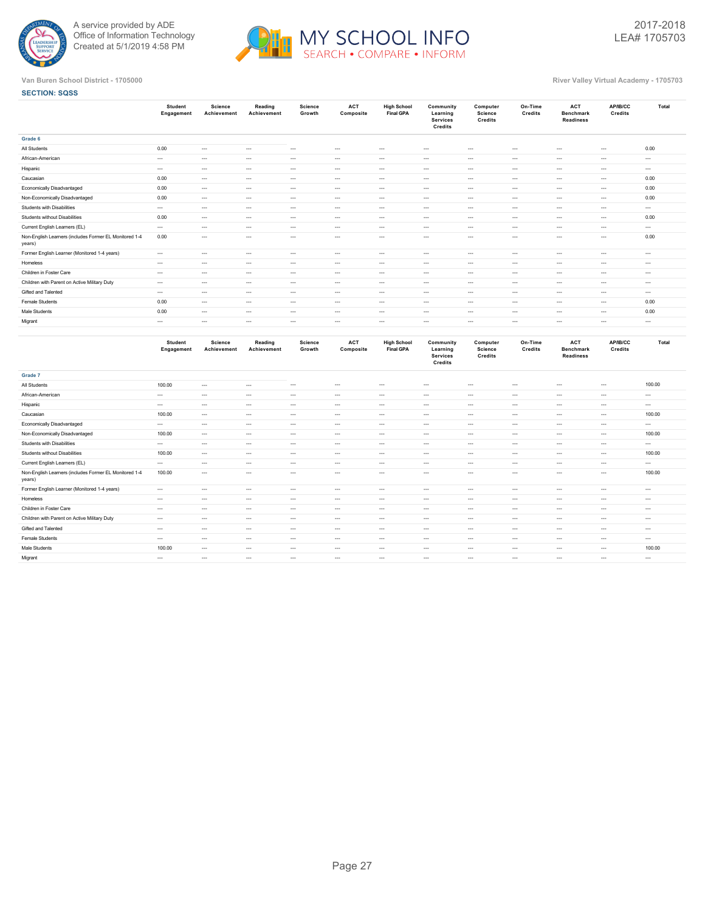Van Buren School District - 1705000

River Valley Virtual Academy - 1705703

**SECTION: SQSS**

| | Student Engagement | Science Achievement | Reading Achievement | Science Growth | ACT Composite | High School Final GPA | Community Learning Services Credits | Computer Science Credits | On-Time Credits | ACT Benchmark Readiness | AP/IB/CC Credits | Total |
|---|---|---|---|---|---|---|---|---|---|---|---|---|
| **Grade 6** | | | | | | | | | | | | |
| All Students | 0.00 | --- | --- | --- | --- | --- | --- | --- | --- | --- | --- | 0.00 |
| African-American | --- | --- | --- | --- | --- | --- | --- | --- | --- | --- | --- | --- |
| Hispanic | --- | --- | --- | --- | --- | --- | --- | --- | --- | --- | --- | --- |
| Caucasian | 0.00 | --- | --- | --- | --- | --- | --- | --- | --- | --- | --- | 0.00 |
| Economically Disadvantaged | 0.00 | --- | --- | --- | --- | --- | --- | --- | --- | --- | --- | 0.00 |
| Non-Economically Disadvantaged | 0.00 | --- | --- | --- | --- | --- | --- | --- | --- | --- | --- | 0.00 |
| Students with Disabilities | --- | --- | --- | --- | --- | --- | --- | --- | --- | --- | --- | --- |
| Students without Disabilities | 0.00 | --- | --- | --- | --- | --- | --- | --- | --- | --- | --- | 0.00 |
| Current English Learners (EL) | --- | --- | --- | --- | --- | --- | --- | --- | --- | --- | --- | --- |
| Non-English Learners (includes Former EL Monitored 1-4 years) | 0.00 | --- | --- | --- | --- | --- | --- | --- | --- | --- | --- | 0.00 |
| Former English Learner (Monitored 1-4 years) | --- | --- | --- | --- | --- | --- | --- | --- | --- | --- | --- | --- |
| Homeless | --- | --- | --- | --- | --- | --- | --- | --- | --- | --- | --- | --- |
| Children in Foster Care | --- | --- | --- | --- | --- | --- | --- | --- | --- | --- | --- | --- |
| Children with Parent on Active Military Duty | --- | --- | --- | --- | --- | --- | --- | --- | --- | --- | --- | --- |
| Gifted and Talented | --- | --- | --- | --- | --- | --- | --- | --- | --- | --- | --- | --- |
| Female Students | 0.00 | --- | --- | --- | --- | --- | --- | --- | --- | --- | --- | 0.00 |
| Male Students | 0.00 | --- | --- | --- | --- | --- | --- | --- | --- | --- | --- | 0.00 |
| Migrant | --- | --- | --- | --- | --- | --- | --- | --- | --- | --- | --- | --- |

| | Student Engagement | Science Achievement | Reading Achievement | Science Growth | ACT Composite | High School Final GPA | Community Learning Services Credits | Computer Science Credits | On-Time Credits | ACT Benchmark Readiness | AP/IB/CC Credits | Total |
|---|---|---|---|---|---|---|---|---|---|---|---|---|
| **Grade 7** | | | | | | | | | | | | |
| All Students | 100.00 | --- | --- | --- | --- | --- | --- | --- | --- | --- | --- | 100.00 |
| African-American | --- | --- | --- | --- | --- | --- | --- | --- | --- | --- | --- | --- |
| Hispanic | --- | --- | --- | --- | --- | --- | --- | --- | --- | --- | --- | --- |
| Caucasian | 100.00 | --- | --- | --- | --- | --- | --- | --- | --- | --- | --- | 100.00 |
| Economically Disadvantaged | --- | --- | --- | --- | --- | --- | --- | --- | --- | --- | --- | --- |
| Non-Economically Disadvantaged | 100.00 | --- | --- | --- | --- | --- | --- | --- | --- | --- | --- | 100.00 |
| Students with Disabilities | --- | --- | --- | --- | --- | --- | --- | --- | --- | --- | --- | --- |
| Students without Disabilities | 100.00 | --- | --- | --- | --- | --- | --- | --- | --- | --- | --- | 100.00 |
| Current English Learners (EL) | --- | --- | --- | --- | --- | --- | --- | --- | --- | --- | --- | --- |
| Non-English Learners (includes Former EL Monitored 1-4 years) | 100.00 | --- | --- | --- | --- | --- | --- | --- | --- | --- | --- | 100.00 |
| Former English Learner (Monitored 1-4 years) | --- | --- | --- | --- | --- | --- | --- | --- | --- | --- | --- | --- |
| Homeless | --- | --- | --- | --- | --- | --- | --- | --- | --- | --- | --- | --- |
| Children in Foster Care | --- | --- | --- | --- | --- | --- | --- | --- | --- | --- | --- | --- |
| Children with Parent on Active Military Duty | --- | --- | --- | --- | --- | --- | --- | --- | --- | --- | --- | --- |
| Gifted and Talented | --- | --- | --- | --- | --- | --- | --- | --- | --- | --- | --- | --- |
| Female Students | --- | --- | --- | --- | --- | --- | --- | --- | --- | --- | --- | --- |
| Male Students | 100.00 | --- | --- | --- | --- | --- | --- | --- | --- | --- | --- | 100.00 |
| Migrant | --- | --- | --- | --- | --- | --- | --- | --- | --- | --- | --- | --- |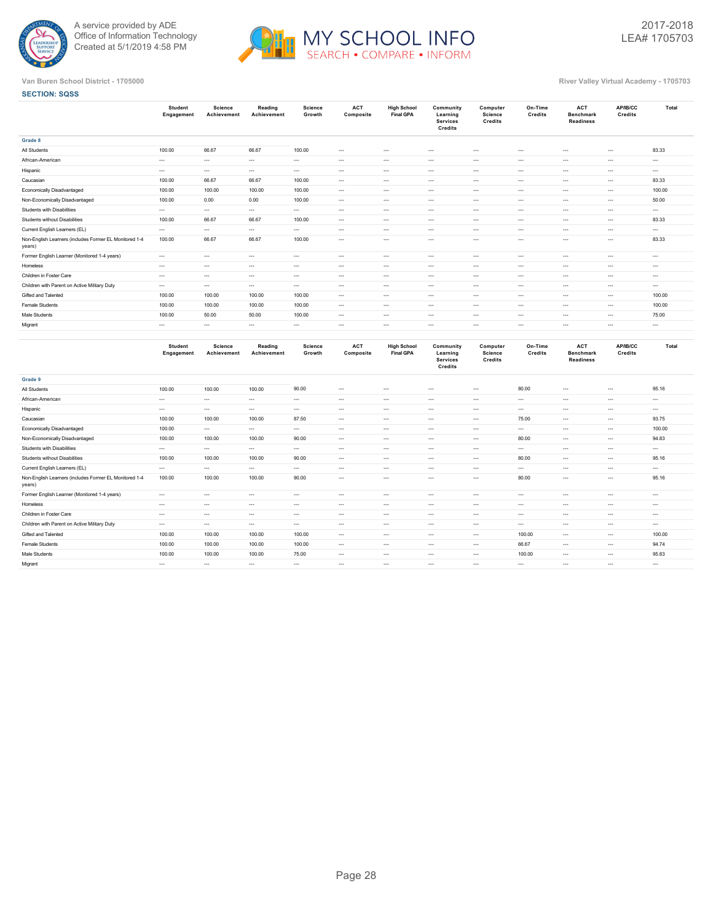A service provided by ADE
Office of Information Technology
Created at 5/1/2019 4:58 PM

2017-2018
LEA# 1705703

Van Buren School District - 1705000

River Valley Virtual Academy - 1705703

**SECTION: SQSS**

| | Student Engagement | Science Achievement | Reading Achievement | Science Growth | ACT Composite | High School Final GPA | Community Learning Services Credits | Computer Science Credits | On-Time Credits | ACT Benchmark Readiness | AP/IB/CC Credits | Total |
|---|---|---|---|---|---|---|---|---|---|---|---|---|
| **Grade 8** | | | | | | | | | | | | |
| All Students | 100.00 | 66.67 | 66.67 | 100.00 | --- | --- | --- | --- | --- | --- | --- | 83.33 |
| African-American | --- | --- | --- | --- | --- | --- | --- | --- | --- | --- | --- | --- |
| Hispanic | --- | --- | --- | --- | --- | --- | --- | --- | --- | --- | --- | --- |
| Caucasian | 100.00 | 66.67 | 66.67 | 100.00 | --- | --- | --- | --- | --- | --- | --- | 83.33 |
| Economically Disadvantaged | 100.00 | 100.00 | 100.00 | 100.00 | --- | --- | --- | --- | --- | --- | --- | 100.00 |
| Non-Economically Disadvantaged | 100.00 | 0.00 | 0.00 | 100.00 | --- | --- | --- | --- | --- | --- | --- | 50.00 |
| Students with Disabilities | --- | --- | --- | --- | --- | --- | --- | --- | --- | --- | --- | --- |
| Students without Disabilities | 100.00 | 66.67 | 66.67 | 100.00 | --- | --- | --- | --- | --- | --- | --- | 83.33 |
| Current English Learners (EL) | --- | --- | --- | --- | --- | --- | --- | --- | --- | --- | --- | --- |
| Non-English Learners (includes Former EL Monitored 1-4 years) | 100.00 | 66.67 | 66.67 | 100.00 | --- | --- | --- | --- | --- | --- | --- | 83.33 |
| Former English Learner (Monitored 1-4 years) | --- | --- | --- | --- | --- | --- | --- | --- | --- | --- | --- | --- |
| Homeless | --- | --- | --- | --- | --- | --- | --- | --- | --- | --- | --- | --- |
| Children in Foster Care | --- | --- | --- | --- | --- | --- | --- | --- | --- | --- | --- | --- |
| Children with Parent on Active Military Duty | --- | --- | --- | --- | --- | --- | --- | --- | --- | --- | --- | --- |
| Gifted and Talented | 100.00 | 100.00 | 100.00 | 100.00 | --- | --- | --- | --- | --- | --- | --- | 100.00 |
| Female Students | 100.00 | 100.00 | 100.00 | 100.00 | --- | --- | --- | --- | --- | --- | --- | 100.00 |
| Male Students | 100.00 | 50.00 | 50.00 | 100.00 | --- | --- | --- | --- | --- | --- | --- | 75.00 |
| Migrant | --- | --- | --- | --- | --- | --- | --- | --- | --- | --- | --- | --- |

| | Student Engagement | Science Achievement | Reading Achievement | Science Growth | ACT Composite | High School Final GPA | Community Learning Services Credits | Computer Science Credits | On-Time Credits | ACT Benchmark Readiness | AP/IB/CC Credits | Total |
|---|---|---|---|---|---|---|---|---|---|---|---|---|
| **Grade 9** | | | | | | | | | | | | |
| All Students | 100.00 | 100.00 | 100.00 | 90.00 | --- | --- | --- | --- | 80.00 | --- | --- | 95.16 |
| African-American | --- | --- | --- | --- | --- | --- | --- | --- | --- | --- | --- | --- |
| Hispanic | --- | --- | --- | --- | --- | --- | --- | --- | --- | --- | --- | --- |
| Caucasian | 100.00 | 100.00 | 100.00 | 87.50 | --- | --- | --- | --- | 75.00 | --- | --- | 93.75 |
| Economically Disadvantaged | 100.00 | --- | --- | --- | --- | --- | --- | --- | --- | --- | --- | 100.00 |
| Non-Economically Disadvantaged | 100.00 | 100.00 | 100.00 | 90.00 | --- | --- | --- | --- | 80.00 | --- | --- | 94.83 |
| Students with Disabilities | --- | --- | --- | --- | --- | --- | --- | --- | --- | --- | --- | --- |
| Students without Disabilities | 100.00 | 100.00 | 100.00 | 90.00 | --- | --- | --- | --- | 80.00 | --- | --- | 95.16 |
| Current English Learners (EL) | --- | --- | --- | --- | --- | --- | --- | --- | --- | --- | --- | --- |
| Non-English Learners (includes Former EL Monitored 1-4 years) | 100.00 | 100.00 | 100.00 | 90.00 | --- | --- | --- | --- | 80.00 | --- | --- | 95.16 |
| Former English Learner (Monitored 1-4 years) | --- | --- | --- | --- | --- | --- | --- | --- | --- | --- | --- | --- |
| Homeless | --- | --- | --- | --- | --- | --- | --- | --- | --- | --- | --- | --- |
| Children in Foster Care | --- | --- | --- | --- | --- | --- | --- | --- | --- | --- | --- | --- |
| Children with Parent on Active Military Duty | --- | --- | --- | --- | --- | --- | --- | --- | --- | --- | --- | --- |
| Gifted and Talented | 100.00 | 100.00 | 100.00 | 100.00 | --- | --- | --- | --- | 100.00 | --- | --- | 100.00 |
| Female Students | 100.00 | 100.00 | 100.00 | 100.00 | --- | --- | --- | --- | 66.67 | --- | --- | 94.74 |
| Male Students | 100.00 | 100.00 | 100.00 | 75.00 | --- | --- | --- | --- | 100.00 | --- | --- | 95.83 |
| Migrant | --- | --- | --- | --- | --- | --- | --- | --- | --- | --- | --- | --- |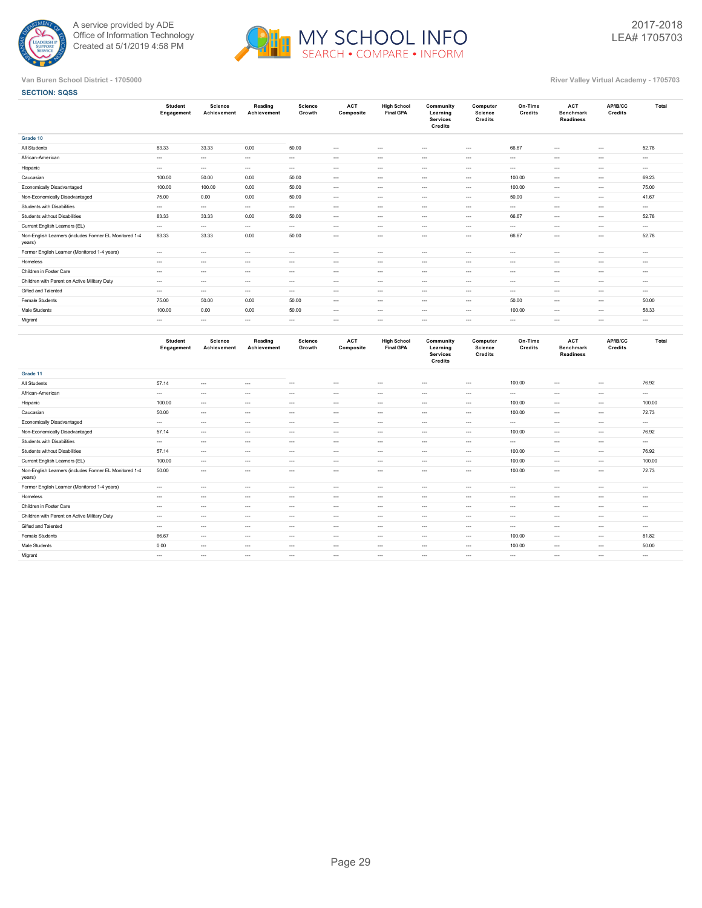Van Buren School District - 1705000

River Valley Virtual Academy - 1705703

**SECTION: SQSS**

| | Student Engagement | Science Achievement | Reading Achievement | Science Growth | ACT Composite | High School Final GPA | Community Learning Services Credits | Computer Science Credits | On-Time Credits | ACT Benchmark Readiness | AP/IB/CC Credits | Total |
|---|---|---|---|---|---|---|---|---|---|---|---|---|
| **Grade 10** | | | | | | | | | | | | |
| All Students | 83.33 | 33.33 | 0.00 | 50.00 | --- | --- | --- | --- | 66.67 | --- | --- | 52.78 |
| African-American | --- | --- | --- | --- | --- | --- | --- | --- | --- | --- | --- | --- |
| Hispanic | --- | --- | --- | --- | --- | --- | --- | --- | --- | --- | --- | --- |
| Caucasian | 100.00 | 50.00 | 0.00 | 50.00 | --- | --- | --- | --- | 100.00 | --- | --- | 69.23 |
| Economically Disadvantaged | 100.00 | 100.00 | 0.00 | 50.00 | --- | --- | --- | --- | 100.00 | --- | --- | 75.00 |
| Non-Economically Disadvantaged | 75.00 | 0.00 | 0.00 | 50.00 | --- | --- | --- | --- | 50.00 | --- | --- | 41.67 |
| Students with Disabilities | --- | --- | --- | --- | --- | --- | --- | --- | --- | --- | --- | --- |
| Students without Disabilities | 83.33 | 33.33 | 0.00 | 50.00 | --- | --- | --- | --- | 66.67 | --- | --- | 52.78 |
| Current English Learners (EL) | --- | --- | --- | --- | --- | --- | --- | --- | --- | --- | --- | --- |
| Non-English Learners (includes Former EL Monitored 1-4 years) | 83.33 | 33.33 | 0.00 | 50.00 | --- | --- | --- | --- | 66.67 | --- | --- | 52.78 |
| Former English Learner (Monitored 1-4 years) | --- | --- | --- | --- | --- | --- | --- | --- | --- | --- | --- | --- |
| Homeless | --- | --- | --- | --- | --- | --- | --- | --- | --- | --- | --- | --- |
| Children in Foster Care | --- | --- | --- | --- | --- | --- | --- | --- | --- | --- | --- | --- |
| Children with Parent on Active Military Duty | --- | --- | --- | --- | --- | --- | --- | --- | --- | --- | --- | --- |
| Gifted and Talented | --- | --- | --- | --- | --- | --- | --- | --- | --- | --- | --- | --- |
| Female Students | 75.00 | 50.00 | 0.00 | 50.00 | --- | --- | --- | --- | 50.00 | --- | --- | 50.00 |
| Male Students | 100.00 | 0.00 | 0.00 | 50.00 | --- | --- | --- | --- | 100.00 | --- | --- | 58.33 |
| Migrant | --- | --- | --- | --- | --- | --- | --- | --- | --- | --- | --- | --- |

| | Student Engagement | Science Achievement | Reading Achievement | Science Growth | ACT Composite | High School Final GPA | Community Learning Services Credits | Computer Science Credits | On-Time Credits | ACT Benchmark Readiness | AP/IB/CC Credits | Total |
|---|---|---|---|---|---|---|---|---|---|---|---|---|
| **Grade 11** | | | | | | | | | | | | |
| All Students | 57.14 | --- | --- | --- | --- | --- | --- | --- | 100.00 | --- | --- | 76.92 |
| African-American | --- | --- | --- | --- | --- | --- | --- | --- | --- | --- | --- | --- |
| Hispanic | 100.00 | --- | --- | --- | --- | --- | --- | --- | 100.00 | --- | --- | 100.00 |
| Caucasian | 50.00 | --- | --- | --- | --- | --- | --- | --- | 100.00 | --- | --- | 72.73 |
| Economically Disadvantaged | --- | --- | --- | --- | --- | --- | --- | --- | --- | --- | --- | --- |
| Non-Economically Disadvantaged | 57.14 | --- | --- | --- | --- | --- | --- | --- | 100.00 | --- | --- | 76.92 |
| Students with Disabilities | --- | --- | --- | --- | --- | --- | --- | --- | --- | --- | --- | --- |
| Students without Disabilities | 57.14 | --- | --- | --- | --- | --- | --- | --- | 100.00 | --- | --- | 76.92 |
| Current English Learners (EL) | 100.00 | --- | --- | --- | --- | --- | --- | --- | 100.00 | --- | --- | 100.00 |
| Non-English Learners (includes Former EL Monitored 1-4 years) | 50.00 | --- | --- | --- | --- | --- | --- | --- | 100.00 | --- | --- | 72.73 |
| Former English Learner (Monitored 1-4 years) | --- | --- | --- | --- | --- | --- | --- | --- | --- | --- | --- | --- |
| Homeless | --- | --- | --- | --- | --- | --- | --- | --- | --- | --- | --- | --- |
| Children in Foster Care | --- | --- | --- | --- | --- | --- | --- | --- | --- | --- | --- | --- |
| Children with Parent on Active Military Duty | --- | --- | --- | --- | --- | --- | --- | --- | --- | --- | --- | --- |
| Gifted and Talented | --- | --- | --- | --- | --- | --- | --- | --- | --- | --- | --- | --- |
| Female Students | 66.67 | --- | --- | --- | --- | --- | --- | --- | 100.00 | --- | --- | 81.82 |
| Male Students | 0.00 | --- | --- | --- | --- | --- | --- | --- | 100.00 | --- | --- | 50.00 |
| Migrant | --- | --- | --- | --- | --- | --- | --- | --- | --- | --- | --- | --- |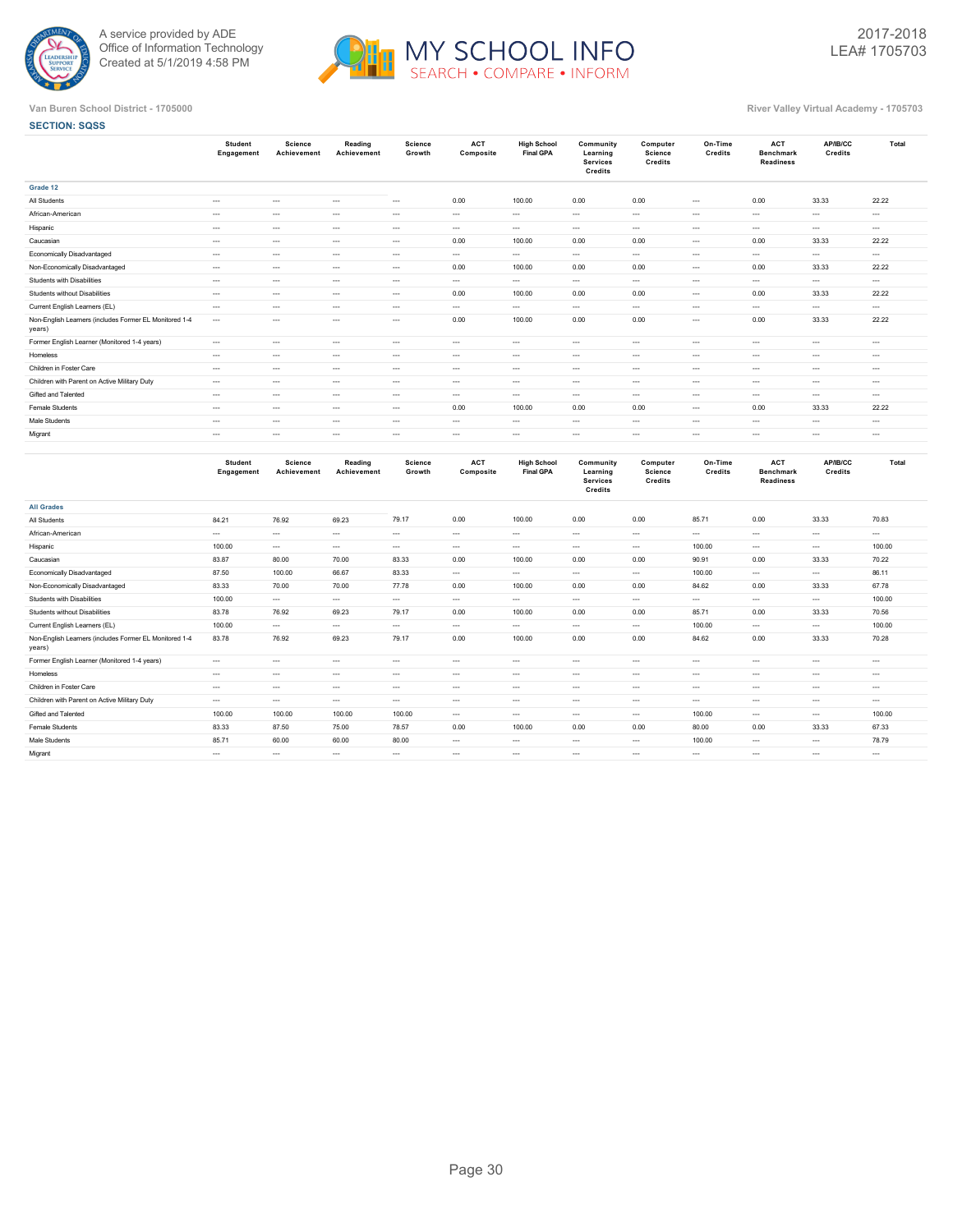Van Buren School District - 1705000

River Valley Virtual Academy - 1705703

2017-2018
LEA# 1705703

**SECTION: SQSS**

| | Student Engagement | Science Achievement | Reading Achievement | Science Growth | ACT Composite | High School Final GPA | Community Learning Services Credits | Computer Science Credits | On-Time Credits | ACT Benchmark Readiness | AP/IB/CC Credits | Total |
|---|---|---|---|---|---|---|---|---|---|---|---|---|
| **Grade 12** | | | | | | | | | | | | |
| All Students | --- | --- | --- | --- | 0.00 | 100.00 | 0.00 | 0.00 | --- | 0.00 | 33.33 | 22.22 |
| African-American | --- | --- | --- | --- | --- | --- | --- | --- | --- | --- | --- | --- |
| Hispanic | --- | --- | --- | --- | --- | --- | --- | --- | --- | --- | --- | --- |
| Caucasian | --- | --- | --- | --- | 0.00 | 100.00 | 0.00 | 0.00 | --- | 0.00 | 33.33 | 22.22 |
| Economically Disadvantaged | --- | --- | --- | --- | --- | --- | --- | --- | --- | --- | --- | --- |
| Non-Economically Disadvantaged | --- | --- | --- | --- | 0.00 | 100.00 | 0.00 | 0.00 | --- | 0.00 | 33.33 | 22.22 |
| Students with Disabilities | --- | --- | --- | --- | --- | --- | --- | --- | --- | --- | --- | --- |
| Students without Disabilities | --- | --- | --- | --- | 0.00 | 100.00 | 0.00 | 0.00 | --- | 0.00 | 33.33 | 22.22 |
| Current English Learners (EL) | --- | --- | --- | --- | --- | --- | --- | --- | --- | --- | --- | --- |
| Non-English Learners (includes Former EL Monitored 1-4 years) | --- | --- | --- | --- | 0.00 | 100.00 | 0.00 | 0.00 | --- | 0.00 | 33.33 | 22.22 |
| Former English Learner (Monitored 1-4 years) | --- | --- | --- | --- | --- | --- | --- | --- | --- | --- | --- | --- |
| Homeless | --- | --- | --- | --- | --- | --- | --- | --- | --- | --- | --- | --- |
| Children in Foster Care | --- | --- | --- | --- | --- | --- | --- | --- | --- | --- | --- | --- |
| Children with Parent on Active Military Duty | --- | --- | --- | --- | --- | --- | --- | --- | --- | --- | --- | --- |
| Gifted and Talented | --- | --- | --- | --- | --- | --- | --- | --- | --- | --- | --- | --- |
| Female Students | --- | --- | --- | --- | 0.00 | 100.00 | 0.00 | 0.00 | --- | 0.00 | 33.33 | 22.22 |
| Male Students | --- | --- | --- | --- | --- | --- | --- | --- | --- | --- | --- | --- |
| Migrant | --- | --- | --- | --- | --- | --- | --- | --- | --- | --- | --- | --- |

| | Student Engagement | Science Achievement | Reading Achievement | Science Growth | ACT Composite | High School Final GPA | Community Learning Services Credits | Computer Science Credits | On-Time Credits | ACT Benchmark Readiness | AP/IB/CC Credits | Total |
|---|---|---|---|---|---|---|---|---|---|---|---|---|
| **All Grades** | | | | | | | | | | | | |
| All Students | 84.21 | 76.92 | 69.23 | 79.17 | 0.00 | 100.00 | 0.00 | 0.00 | 85.71 | 0.00 | 33.33 | 70.83 |
| African-American | --- | --- | --- | --- | --- | --- | --- | --- | --- | --- | --- | --- |
| Hispanic | 100.00 | --- | --- | --- | --- | --- | --- | --- | 100.00 | --- | --- | 100.00 |
| Caucasian | 83.87 | 80.00 | 70.00 | 83.33 | 0.00 | 100.00 | 0.00 | 0.00 | 90.91 | 0.00 | 33.33 | 70.22 |
| Economically Disadvantaged | 87.50 | 100.00 | 66.67 | 83.33 | --- | --- | --- | --- | 100.00 | --- | --- | 86.11 |
| Non-Economically Disadvantaged | 83.33 | 70.00 | 70.00 | 77.78 | 0.00 | 100.00 | 0.00 | 0.00 | 84.62 | 0.00 | 33.33 | 67.78 |
| Students with Disabilities | 100.00 | --- | --- | --- | --- | --- | --- | --- | --- | --- | --- | 100.00 |
| Students without Disabilities | 83.78 | 76.92 | 69.23 | 79.17 | 0.00 | 100.00 | 0.00 | 0.00 | 85.71 | 0.00 | 33.33 | 70.56 |
| Current English Learners (EL) | 100.00 | --- | --- | --- | --- | --- | --- | --- | 100.00 | --- | --- | 100.00 |
| Non-English Learners (includes Former EL Monitored 1-4 years) | 83.78 | 76.92 | 69.23 | 79.17 | 0.00 | 100.00 | 0.00 | 0.00 | 84.62 | 0.00 | 33.33 | 70.28 |
| Former English Learner (Monitored 1-4 years) | --- | --- | --- | --- | --- | --- | --- | --- | --- | --- | --- | --- |
| Homeless | --- | --- | --- | --- | --- | --- | --- | --- | --- | --- | --- | --- |
| Children in Foster Care | --- | --- | --- | --- | --- | --- | --- | --- | --- | --- | --- | --- |
| Children with Parent on Active Military Duty | --- | --- | --- | --- | --- | --- | --- | --- | --- | --- | --- | --- |
| Gifted and Talented | 100.00 | 100.00 | 100.00 | 100.00 | --- | --- | --- | --- | 100.00 | --- | --- | 100.00 |
| Female Students | 83.33 | 87.50 | 75.00 | 78.57 | 0.00 | 100.00 | 0.00 | 0.00 | 80.00 | 0.00 | 33.33 | 67.33 |
| Male Students | 85.71 | 60.00 | 60.00 | 80.00 | --- | --- | --- | --- | 100.00 | --- | --- | 78.79 |
| Migrant | --- | --- | --- | --- | --- | --- | --- | --- | --- | --- | --- | --- |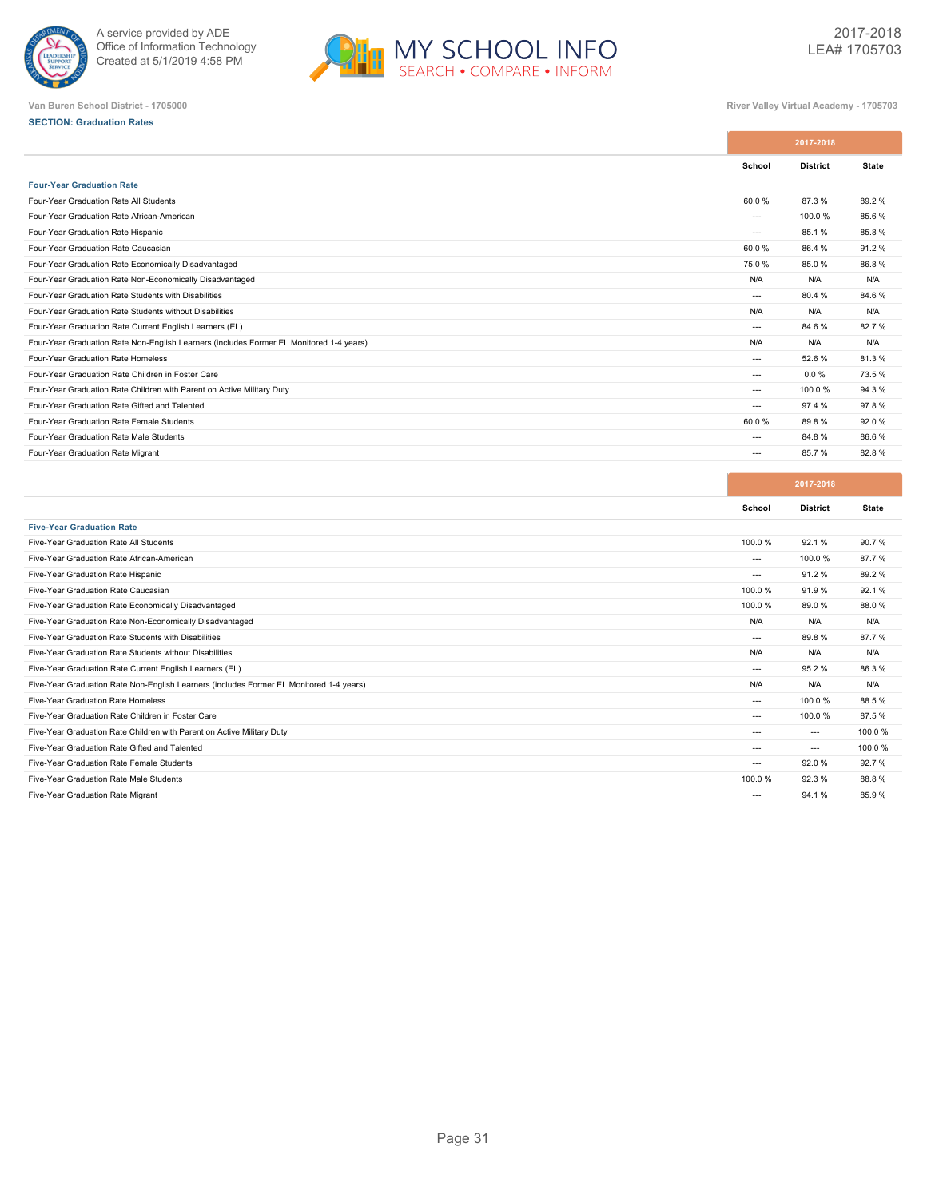Van Buren School District - 1705000

River Valley Virtual Academy - 1705703

**SECTION: Graduation Rates**

| | 2017-2018 | | |
|---|---|---|---|
| | School | District | State |
| **Four-Year Graduation Rate** | | | |
| Four-Year Graduation Rate All Students | 60.0 % | 87.3 % | 89.2 % |
| Four-Year Graduation Rate African-American | --- | 100.0 % | 85.6 % |
| Four-Year Graduation Rate Hispanic | --- | 85.1 % | 85.8 % |
| Four-Year Graduation Rate Caucasian | 60.0 % | 86.4 % | 91.2 % |
| Four-Year Graduation Rate Economically Disadvantaged | 75.0 % | 85.0 % | 86.8 % |
| Four-Year Graduation Rate Non-Economically Disadvantaged | N/A | N/A | N/A |
| Four-Year Graduation Rate Students with Disabilities | --- | 80.4 % | 84.6 % |
| Four-Year Graduation Rate Students without Disabilities | N/A | N/A | N/A |
| Four-Year Graduation Rate Current English Learners (EL) | --- | 84.6 % | 82.7 % |
| Four-Year Graduation Rate Non-English Learners (includes Former EL Monitored 1-4 years) | N/A | N/A | N/A |
| Four-Year Graduation Rate Homeless | --- | 52.6 % | 81.3 % |
| Four-Year Graduation Rate Children in Foster Care | --- | 0.0 % | 73.5 % |
| Four-Year Graduation Rate Children with Parent on Active Military Duty | --- | 100.0 % | 94.3 % |
| Four-Year Graduation Rate Gifted and Talented | --- | 97.4 % | 97.8 % |
| Four-Year Graduation Rate Female Students | 60.0 % | 89.8 % | 92.0 % |
| Four-Year Graduation Rate Male Students | --- | 84.8 % | 86.6 % |
| Four-Year Graduation Rate Migrant | --- | 85.7 % | 82.8 % |

| | 2017-2018 | | |
|---|---|---|---|
| | School | District | State |
| **Five-Year Graduation Rate** | | | |
| Five-Year Graduation Rate All Students | 100.0 % | 92.1 % | 90.7 % |
| Five-Year Graduation Rate African-American | --- | 100.0 % | 87.7 % |
| Five-Year Graduation Rate Hispanic | --- | 91.2 % | 89.2 % |
| Five-Year Graduation Rate Caucasian | 100.0 % | 91.9 % | 92.1 % |
| Five-Year Graduation Rate Economically Disadvantaged | 100.0 % | 89.0 % | 88.0 % |
| Five-Year Graduation Rate Non-Economically Disadvantaged | N/A | N/A | N/A |
| Five-Year Graduation Rate Students with Disabilities | --- | 89.8 % | 87.7 % |
| Five-Year Graduation Rate Students without Disabilities | N/A | N/A | N/A |
| Five-Year Graduation Rate Current English Learners (EL) | --- | 95.2 % | 86.3 % |
| Five-Year Graduation Rate Non-English Learners (includes Former EL Monitored 1-4 years) | N/A | N/A | N/A |
| Five-Year Graduation Rate Homeless | --- | 100.0 % | 88.5 % |
| Five-Year Graduation Rate Children in Foster Care | --- | 100.0 % | 87.5 % |
| Five-Year Graduation Rate Children with Parent on Active Military Duty | --- | --- | 100.0 % |
| Five-Year Graduation Rate Gifted and Talented | --- | --- | 100.0 % |
| Five-Year Graduation Rate Female Students | --- | 92.0 % | 92.7 % |
| Five-Year Graduation Rate Male Students | 100.0 % | 92.3 % | 88.8 % |
| Five-Year Graduation Rate Migrant | --- | 94.1 % | 85.9 % |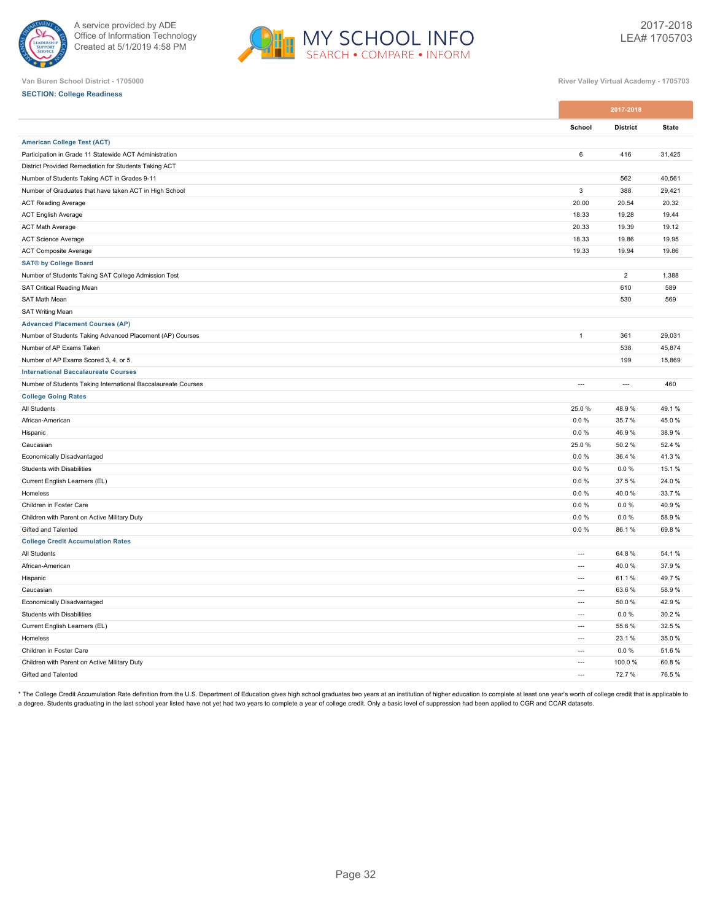Van Buren School District - 1705000

River Valley Virtual Academy - 1705703

**SECTION: College Readiness**

| | 2017-2018 | | |
|---|---|---|---|
| | School | District | State |
| **American College Test (ACT)** | | | |
| Participation in Grade 11 Statewide ACT Administration | 6 | 416 | 31,425 |
| District Provided Remediation for Students Taking ACT | | | |
| Number of Students Taking ACT in Grades 9-11 | | 562 | 40,561 |
| Number of Graduates that have taken ACT in High School | 3 | 388 | 29,421 |
| ACT Reading Average | 20.00 | 20.54 | 20.32 |
| ACT English Average | 18.33 | 19.28 | 19.44 |
| ACT Math Average | 20.33 | 19.39 | 19.12 |
| ACT Science Average | 18.33 | 19.86 | 19.95 |
| ACT Composite Average | 19.33 | 19.94 | 19.86 |
| **SAT® by College Board** | | | |
| Number of Students Taking SAT College Admission Test | | 2 | 1,388 |
| SAT Critical Reading Mean | | 610 | 589 |
| SAT Math Mean | | 530 | 569 |
| SAT Writing Mean | | | |
| **Advanced Placement Courses (AP)** | | | |
| Number of Students Taking Advanced Placement (AP) Courses | 1 | 361 | 29,031 |
| Number of AP Exams Taken | | 538 | 45,874 |
| Number of AP Exams Scored 3, 4, or 5 | | 199 | 15,869 |
| **International Baccalaureate Courses** | | | |
| Number of Students Taking International Baccalaureate Courses | --- | --- | 460 |
| **College Going Rates** | | | |
| All Students | 25.0 % | 48.9 % | 49.1 % |
| African-American | 0.0 % | 35.7 % | 45.0 % |
| Hispanic | 0.0 % | 46.9 % | 38.9 % |
| Caucasian | 25.0 % | 50.2 % | 52.4 % |
| Economically Disadvantaged | 0.0 % | 36.4 % | 41.3 % |
| Students with Disabilities | 0.0 % | 0.0 % | 15.1 % |
| Current English Learners (EL) | 0.0 % | 37.5 % | 24.0 % |
| Homeless | 0.0 % | 40.0 % | 33.7 % |
| Children in Foster Care | 0.0 % | 0.0 % | 40.9 % |
| Children with Parent on Active Military Duty | 0.0 % | 0.0 % | 58.9 % |
| Gifted and Talented | 0.0 % | 86.1 % | 69.8 % |
| **College Credit Accumulation Rates** | | | |
| All Students | --- | 64.8 % | 54.1 % |
| African-American | --- | 40.0 % | 37.9 % |
| Hispanic | --- | 61.1 % | 49.7 % |
| Caucasian | --- | 63.6 % | 58.9 % |
| Economically Disadvantaged | --- | 50.0 % | 42.9 % |
| Students with Disabilities | --- | 0.0 % | 30.2 % |
| Current English Learners (EL) | --- | 55.6 % | 32.5 % |
| Homeless | --- | 23.1 % | 35.0 % |
| Children in Foster Care | --- | 0.0 % | 51.6 % |
| Children with Parent on Active Military Duty | --- | 100.0 % | 60.8 % |
| Gifted and Talented | --- | 72.7 % | 76.5 % |

* The College Credit Accumulation Rate definition from the U.S. Department of Education gives high school graduates two years at an institution of higher education to complete at least one year's worth of college credit that is applicable to a degree. Students graduating in the last school year listed have not yet had two years to complete a year of college credit. Only a basic level of suppression had been applied to CGR and CCAR datasets.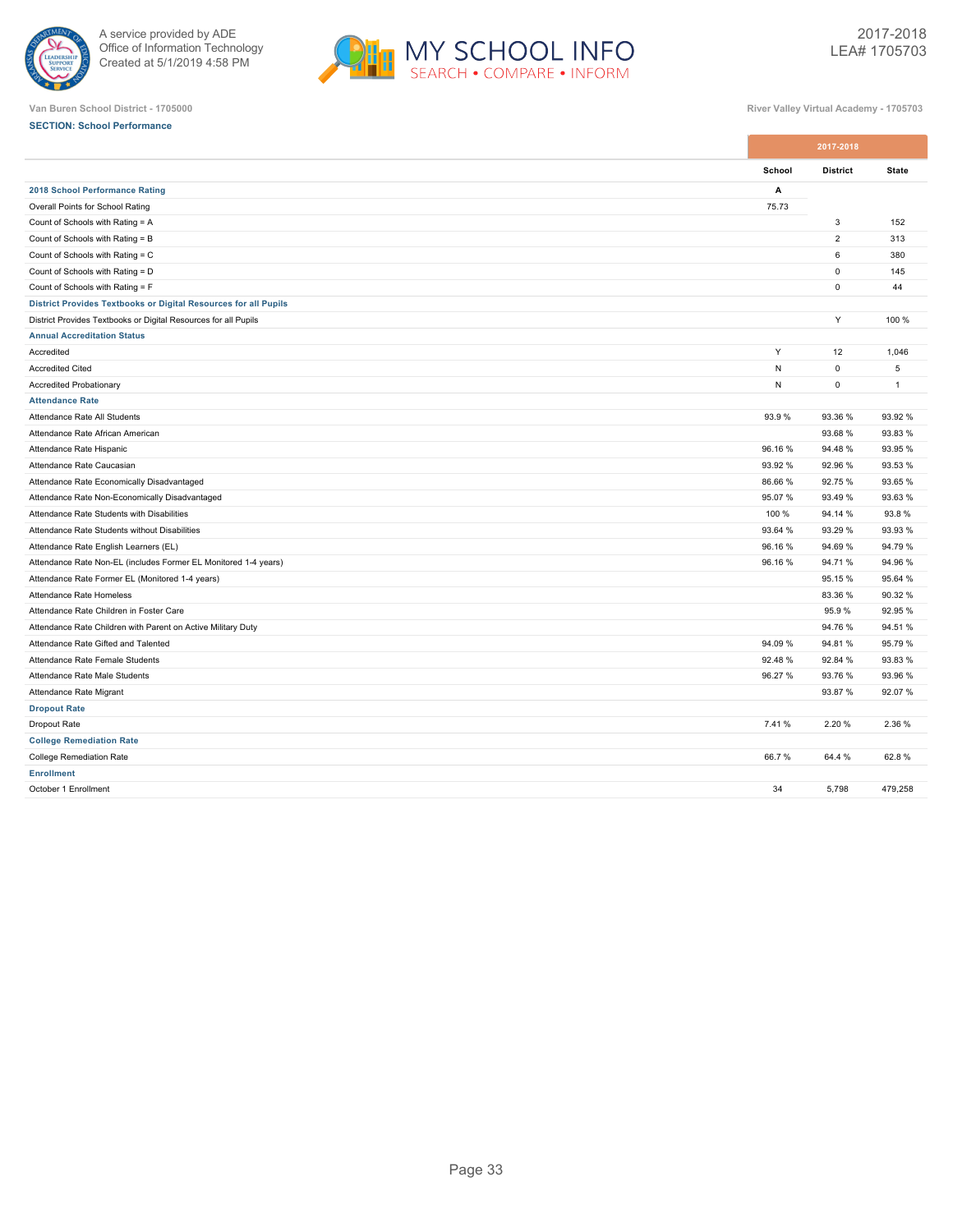A service provided by ADE
Office of Information Technology
Created at 5/1/2019 4:58 PM

2017-2018
LEA# 1705703

Van Buren School District - 1705000

River Valley Virtual Academy - 1705703

**SECTION: School Performance**

| | 2017-2018 | | |
|---|---|---|---|
| | School | District | State |
| **2018 School Performance Rating** | A | | |
| Overall Points for School Rating | 75.73 | | |
| Count of Schools with Rating = A | | 3 | 152 |
| Count of Schools with Rating = B | | 2 | 313 |
| Count of Schools with Rating = C | | 6 | 380 |
| Count of Schools with Rating = D | | 0 | 145 |
| Count of Schools with Rating = F | | 0 | 44 |
| **District Provides Textbooks or Digital Resources for all Pupils** | | | |
| District Provides Textbooks or Digital Resources for all Pupils | | Y | 100 % |
| **Annual Accreditation Status** | | | |
| Accredited | Y | 12 | 1,046 |
| Accredited Cited | N | 0 | 5 |
| Accredited Probationary | N | 0 | 1 |
| **Attendance Rate** | | | |
| Attendance Rate All Students | 93.9 % | 93.36 % | 93.92 % |
| Attendance Rate African American | | 93.68 % | 93.83 % |
| Attendance Rate Hispanic | 96.16 % | 94.48 % | 93.95 % |
| Attendance Rate Caucasian | 93.92 % | 92.96 % | 93.53 % |
| Attendance Rate Economically Disadvantaged | 86.66 % | 92.75 % | 93.65 % |
| Attendance Rate Non-Economically Disadvantaged | 95.07 % | 93.49 % | 93.63 % |
| Attendance Rate Students with Disabilities | 100 % | 94.14 % | 93.8 % |
| Attendance Rate Students without Disabilities | 93.64 % | 93.29 % | 93.93 % |
| Attendance Rate English Learners (EL) | 96.16 % | 94.69 % | 94.79 % |
| Attendance Rate Non-EL (includes Former EL Monitored 1-4 years) | 96.16 % | 94.71 % | 94.96 % |
| Attendance Rate Former EL (Monitored 1-4 years) | | 95.15 % | 95.64 % |
| Attendance Rate Homeless | | 83.36 % | 90.32 % |
| Attendance Rate Children in Foster Care | | 95.9 % | 92.95 % |
| Attendance Rate Children with Parent on Active Military Duty | | 94.76 % | 94.51 % |
| Attendance Rate Gifted and Talented | 94.09 % | 94.81 % | 95.79 % |
| Attendance Rate Female Students | 92.48 % | 92.84 % | 93.83 % |
| Attendance Rate Male Students | 96.27 % | 93.76 % | 93.96 % |
| Attendance Rate Migrant | | 93.87 % | 92.07 % |
| **Dropout Rate** | | | |
| Dropout Rate | 7.41 % | 2.20 % | 2.36 % |
| **College Remediation Rate** | | | |
| College Remediation Rate | 66.7 % | 64.4 % | 62.8 % |
| **Enrollment** | | | |
| October 1 Enrollment | 34 | 5,798 | 479,258 |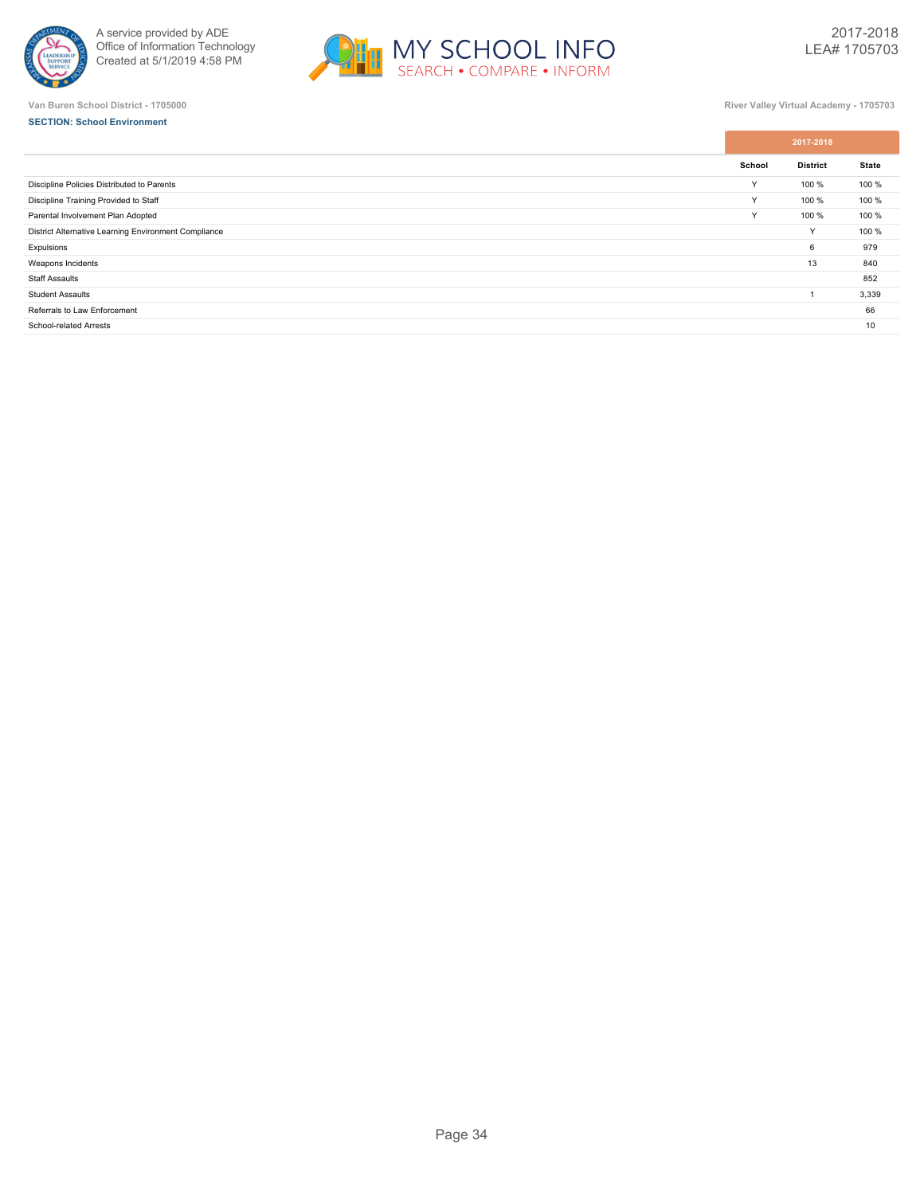Van Buren School District - 1705000

River Valley Virtual Academy - 1705703

**SECTION: School Environment**

| | 2017-2018 | | |
|---|---|---|---|
| | School | District | State |
| Discipline Policies Distributed to Parents | Y | 100 % | 100 % |
| Discipline Training Provided to Staff | Y | 100 % | 100 % |
| Parental Involvement Plan Adopted | Y | 100 % | 100 % |
| District Alternative Learning Environment Compliance | | Y | 100 % |
| Expulsions | | 6 | 979 |
| Weapons Incidents | | 13 | 840 |
| Staff Assaults | | | 852 |
| Student Assaults | | 1 | 3,339 |
| Referrals to Law Enforcement | | | 66 |
| School-related Arrests | | | 10 |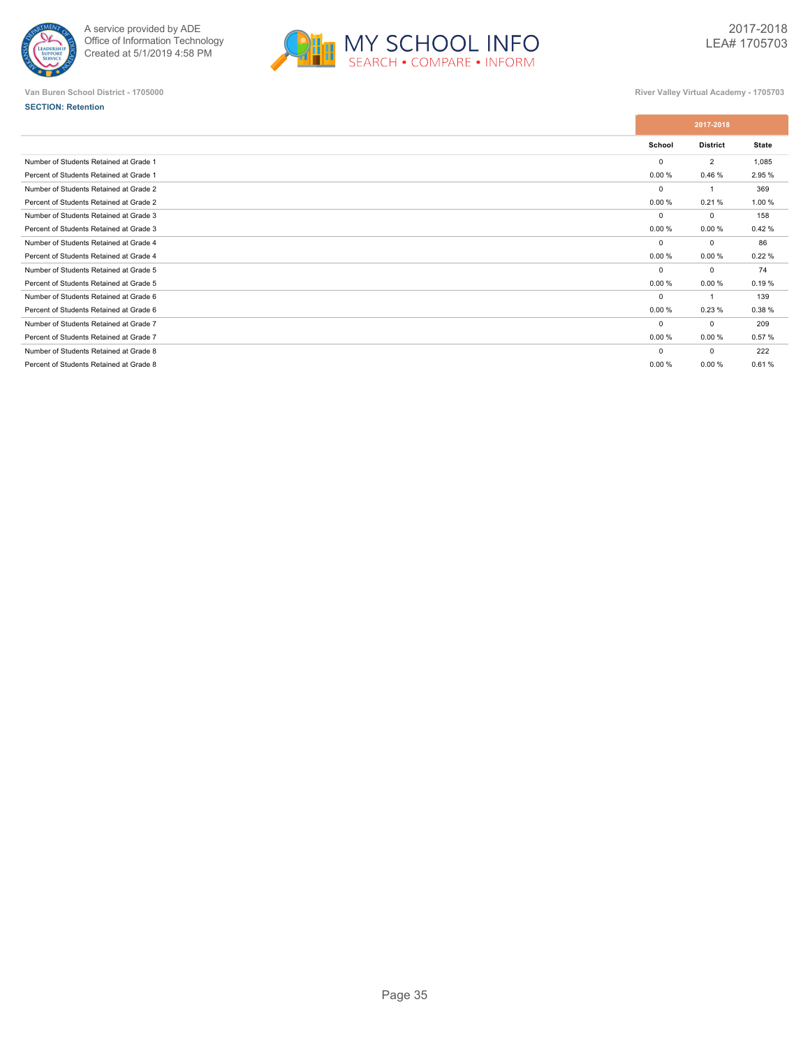Van Buren School District - 1705000

River Valley Virtual Academy - 1705703

**SECTION: Retention**

| | 2017-2018 | | |
|---|---|---|---|
| | School | District | State |
| Number of Students Retained at Grade 1 | 0 | 2 | 1,085 |
| Percent of Students Retained at Grade 1 | 0.00 % | 0.46 % | 2.95 % |
| Number of Students Retained at Grade 2 | 0 | 1 | 369 |
| Percent of Students Retained at Grade 2 | 0.00 % | 0.21 % | 1.00 % |
| Number of Students Retained at Grade 3 | 0 | 0 | 158 |
| Percent of Students Retained at Grade 3 | 0.00 % | 0.00 % | 0.42 % |
| Number of Students Retained at Grade 4 | 0 | 0 | 86 |
| Percent of Students Retained at Grade 4 | 0.00 % | 0.00 % | 0.22 % |
| Number of Students Retained at Grade 5 | 0 | 0 | 74 |
| Percent of Students Retained at Grade 5 | 0.00 % | 0.00 % | 0.19 % |
| Number of Students Retained at Grade 6 | 0 | 1 | 139 |
| Percent of Students Retained at Grade 6 | 0.00 % | 0.23 % | 0.38 % |
| Number of Students Retained at Grade 7 | 0 | 0 | 209 |
| Percent of Students Retained at Grade 7 | 0.00 % | 0.00 % | 0.57 % |
| Number of Students Retained at Grade 8 | 0 | 0 | 222 |
| Percent of Students Retained at Grade 8 | 0.00 % | 0.00 % | 0.61 % |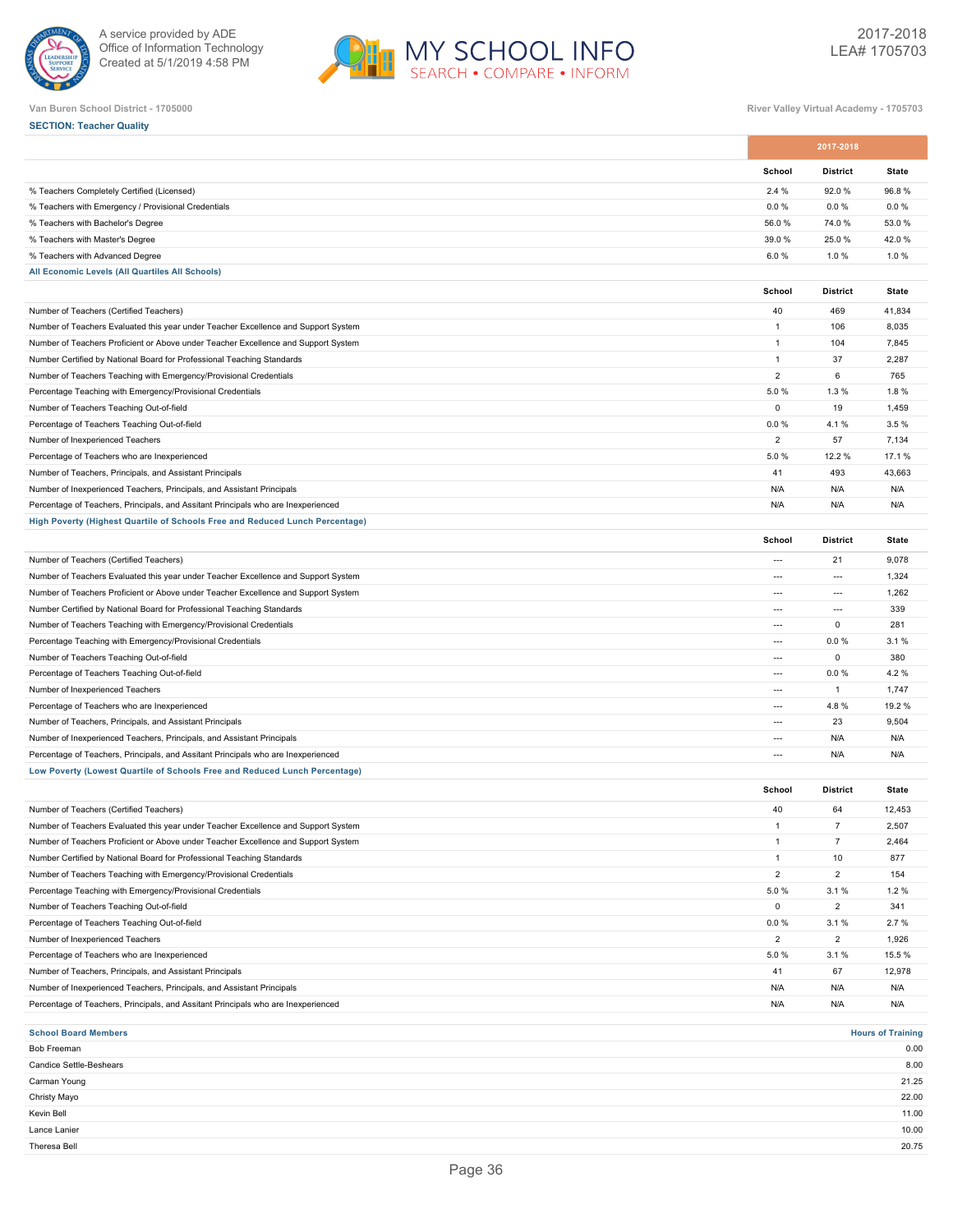Van Buren School District - 1705000

River Valley Virtual Academy - 1705703

**SECTION: Teacher Quality**

| | 2017-2018 | | |
|---|---|---|---|
| | School | District | State |
| % Teachers Completely Certified (Licensed) | 2.4 % | 92.0 % | 96.8 % |
| % Teachers with Emergency / Provisional Credentials | 0.0 % | 0.0 % | 0.0 % |
| % Teachers with Bachelor's Degree | 56.0 % | 74.0 % | 53.0 % |
| % Teachers with Master's Degree | 39.0 % | 25.0 % | 42.0 % |
| % Teachers with Advanced Degree | 6.0 % | 1.0 % | 1.0 % |

**All Economic Levels (All Quartiles All Schools)**

| | School | District | State |
|---|---|---|---|
| Number of Teachers (Certified Teachers) | 40 | 469 | 41,834 |
| Number of Teachers Evaluated this year under Teacher Excellence and Support System | 1 | 106 | 8,035 |
| Number of Teachers Proficient or Above under Teacher Excellence and Support System | 1 | 104 | 7,845 |
| Number Certified by National Board for Professional Teaching Standards | 1 | 37 | 2,287 |
| Number of Teachers Teaching with Emergency/Provisional Credentials | 2 | 6 | 765 |
| Percentage Teaching with Emergency/Provisional Credentials | 5.0 % | 1.3 % | 1.8 % |
| Number of Teachers Teaching Out-of-field | 0 | 19 | 1,459 |
| Percentage of Teachers Teaching Out-of-field | 0.0 % | 4.1 % | 3.5 % |
| Number of Inexperienced Teachers | 2 | 57 | 7,134 |
| Percentage of Teachers who are Inexperienced | 5.0 % | 12.2 % | 17.1 % |
| Number of Teachers, Principals, and Assistant Principals | 41 | 493 | 43,663 |
| Number of Inexperienced Teachers, Principals, and Assistant Principals | N/A | N/A | N/A |
| Percentage of Teachers, Principals, and Assitant Principals who are Inexperienced | N/A | N/A | N/A |

**High Poverty (Highest Quartile of Schools Free and Reduced Lunch Percentage)**

| | School | District | State |
|---|---|---|---|
| Number of Teachers (Certified Teachers) | --- | 21 | 9,078 |
| Number of Teachers Evaluated this year under Teacher Excellence and Support System | --- | --- | 1,324 |
| Number of Teachers Proficient or Above under Teacher Excellence and Support System | --- | --- | 1,262 |
| Number Certified by National Board for Professional Teaching Standards | --- | --- | 339 |
| Number of Teachers Teaching with Emergency/Provisional Credentials | --- | 0 | 281 |
| Percentage Teaching with Emergency/Provisional Credentials | --- | 0.0 % | 3.1 % |
| Number of Teachers Teaching Out-of-field | --- | 0 | 380 |
| Percentage of Teachers Teaching Out-of-field | --- | 0.0 % | 4.2 % |
| Number of Inexperienced Teachers | --- | 1 | 1,747 |
| Percentage of Teachers who are Inexperienced | --- | 4.8 % | 19.2 % |
| Number of Teachers, Principals, and Assistant Principals | --- | 23 | 9,504 |
| Number of Inexperienced Teachers, Principals, and Assistant Principals | --- | N/A | N/A |
| Percentage of Teachers, Principals, and Assitant Principals who are Inexperienced | --- | N/A | N/A |

**Low Poverty (Lowest Quartile of Schools Free and Reduced Lunch Percentage)**

| | School | District | State |
|---|---|---|---|
| Number of Teachers (Certified Teachers) | 40 | 64 | 12,453 |
| Number of Teachers Evaluated this year under Teacher Excellence and Support System | 1 | 7 | 2,507 |
| Number of Teachers Proficient or Above under Teacher Excellence and Support System | 1 | 7 | 2,464 |
| Number Certified by National Board for Professional Teaching Standards | 1 | 10 | 877 |
| Number of Teachers Teaching with Emergency/Provisional Credentials | 2 | 2 | 154 |
| Percentage Teaching with Emergency/Provisional Credentials | 5.0 % | 3.1 % | 1.2 % |
| Number of Teachers Teaching Out-of-field | 0 | 2 | 341 |
| Percentage of Teachers Teaching Out-of-field | 0.0 % | 3.1 % | 2.7 % |
| Number of Inexperienced Teachers | 2 | 2 | 1,926 |
| Percentage of Teachers who are Inexperienced | 5.0 % | 3.1 % | 15.5 % |
| Number of Teachers, Principals, and Assistant Principals | 41 | 67 | 12,978 |
| Number of Inexperienced Teachers, Principals, and Assistant Principals | N/A | N/A | N/A |
| Percentage of Teachers, Principals, and Assitant Principals who are Inexperienced | N/A | N/A | N/A |

| School Board Members | Hours of Training |
|---|---|
| Bob Freeman | 0.00 |
| Candice Settle-Beshears | 8.00 |
| Carman Young | 21.25 |
| Christy Mayo | 22.00 |
| Kevin Bell | 11.00 |
| Lance Lanier | 10.00 |
| Theresa Bell | 20.75 |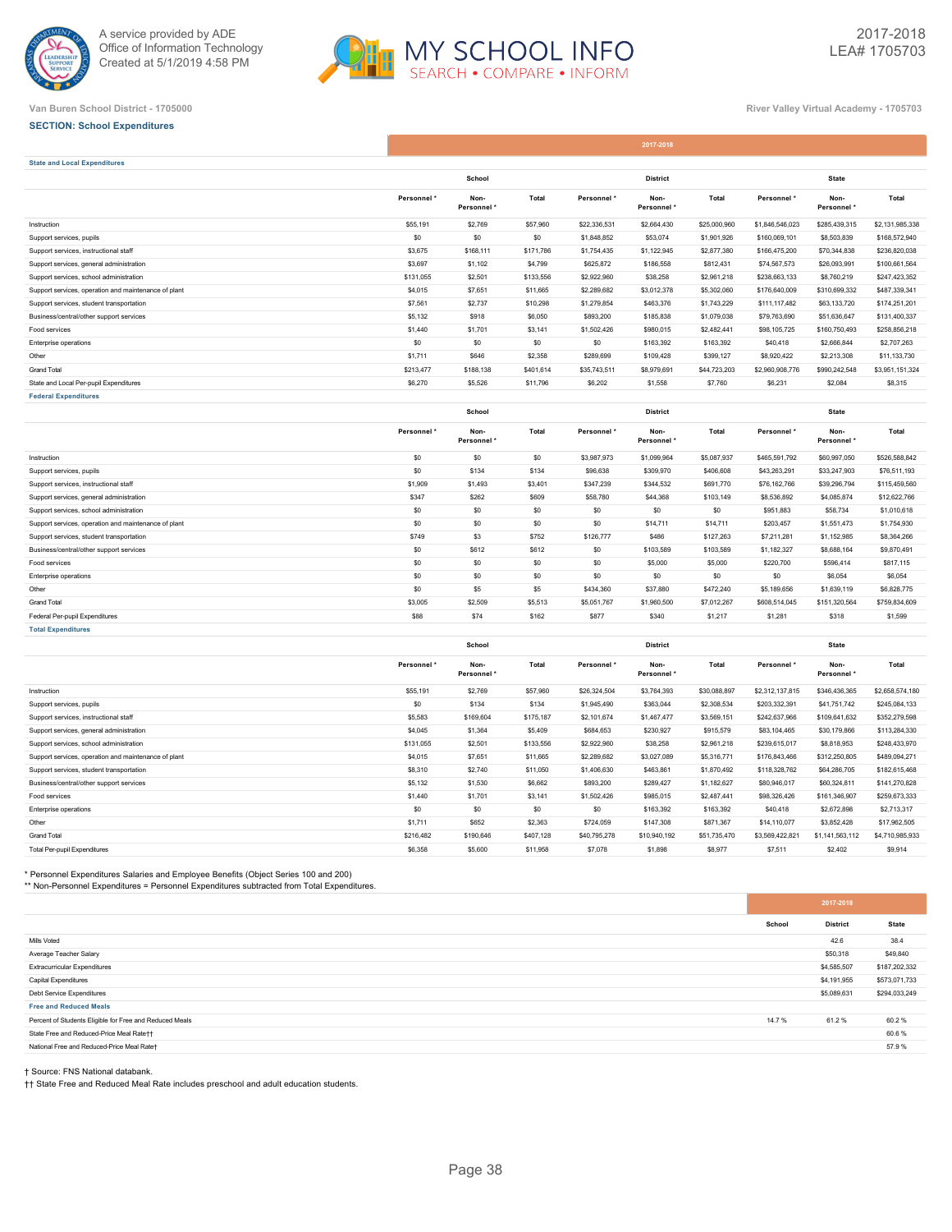A service provided by ADE
Office of Information Technology
Created at 5/1/2019 4:58 PM

MY SCHOOL INFO
SEARCH • COMPARE • INFORM

2017-2018
LEA# 1705703

Van Buren School District - 1705000

River Valley Virtual Academy - 1705703

## SECTION: School Expenditures

| | 2017-2018 | | | | | | | | |
|---|---|---|---|---|---|---|---|---|---|
| **State and Local Expenditures** | | | | | | | | | |
| | School | | | District | | | State | | |
| | Personnel * | Non-Personnel * | Total | Personnel * | Non-Personnel * | Total | Personnel * | Non-Personnel * | Total |
| Instruction | $55,191 | $2,769 | $57,960 | $22,336,531 | $2,664,430 | $25,000,960 | $1,846,546,023 | $285,439,315 | $2,131,985,338 |
| Support services, pupils | $0 | $0 | $0 | $1,848,852 | $53,074 | $1,901,926 | $160,069,101 | $8,503,839 | $168,572,940 |
| Support services, instructional staff | $3,675 | $168,111 | $171,786 | $1,754,435 | $1,122,945 | $2,877,380 | $166,475,200 | $70,344,838 | $236,820,038 |
| Support services, general administration | $3,697 | $1,102 | $4,799 | $625,872 | $186,558 | $812,431 | $74,567,573 | $26,093,991 | $100,661,564 |
| Support services, school administration | $131,055 | $2,501 | $133,556 | $2,922,960 | $38,258 | $2,961,218 | $238,663,133 | $8,760,219 | $247,423,352 |
| Support services, operation and maintenance of plant | $4,015 | $7,651 | $11,665 | $2,289,682 | $3,012,378 | $5,302,060 | $176,640,009 | $310,699,332 | $487,339,341 |
| Support services, student transportation | $7,561 | $2,737 | $10,298 | $1,279,854 | $463,376 | $1,743,229 | $111,117,482 | $63,133,720 | $174,251,201 |
| Business/central/other support services | $5,132 | $918 | $6,050 | $893,200 | $185,838 | $1,079,038 | $79,763,690 | $51,636,647 | $131,400,337 |
| Food services | $1,440 | $1,701 | $3,141 | $1,502,426 | $980,015 | $2,482,441 | $98,105,725 | $160,750,493 | $258,856,218 |
| Enterprise operations | $0 | $0 | $0 | $0 | $163,392 | $163,392 | $40,418 | $2,666,844 | $2,707,263 |
| Other | $1,711 | $646 | $2,358 | $289,699 | $109,428 | $399,127 | $8,920,422 | $2,213,308 | $11,133,730 |
| Grand Total | $213,477 | $188,138 | $401,614 | $35,743,511 | $8,979,691 | $44,723,203 | $2,960,908,776 | $990,242,548 | $3,951,151,324 |
| State and Local Per-pupil Expenditures | $6,270 | $5,526 | $11,796 | $6,202 | $1,558 | $7,760 | $6,231 | $2,084 | $8,315 |
| **Federal Expenditures** | | | | | | | | | |
| | School | | | District | | | State | | |
| | Personnel * | Non-Personnel * | Total | Personnel * | Non-Personnel * | Total | Personnel * | Non-Personnel * | Total |
| Instruction | $0 | $0 | $0 | $3,987,973 | $1,099,964 | $5,087,937 | $465,591,792 | $60,997,050 | $526,588,842 |
| Support services, pupils | $0 | $134 | $134 | $96,638 | $309,970 | $406,608 | $43,263,291 | $33,247,903 | $76,511,193 |
| Support services, instructional staff | $1,909 | $1,493 | $3,401 | $347,239 | $344,532 | $691,770 | $76,162,766 | $39,296,794 | $115,459,560 |
| Support services, general administration | $347 | $262 | $609 | $58,780 | $44,368 | $103,149 | $8,536,892 | $4,085,874 | $12,622,766 |
| Support services, school administration | $0 | $0 | $0 | $0 | $0 | $0 | $951,883 | $58,734 | $1,010,618 |
| Support services, operation and maintenance of plant | $0 | $0 | $0 | $0 | $14,711 | $14,711 | $203,457 | $1,551,473 | $1,754,930 |
| Support services, student transportation | $749 | $3 | $752 | $126,777 | $486 | $127,263 | $7,211,281 | $1,152,985 | $8,364,266 |
| Business/central/other support services | $0 | $612 | $612 | $0 | $103,589 | $103,589 | $1,182,327 | $8,688,164 | $9,870,491 |
| Food services | $0 | $0 | $0 | $0 | $5,000 | $5,000 | $220,700 | $596,414 | $817,115 |
| Enterprise operations | $0 | $0 | $0 | $0 | $0 | $0 | $0 | $6,054 | $6,054 |
| Other | $0 | $5 | $5 | $434,360 | $37,880 | $472,240 | $5,189,656 | $1,639,119 | $6,828,775 |
| Grand Total | $3,005 | $2,509 | $5,513 | $5,051,767 | $1,960,500 | $7,012,267 | $608,514,045 | $151,320,564 | $759,834,609 |
| Federal Per-pupil Expenditures | $88 | $74 | $162 | $877 | $340 | $1,217 | $1,281 | $318 | $1,599 |
| **Total Expenditures** | | | | | | | | | |
| | School | | | District | | | State | | |
| | Personnel * | Non-Personnel * | Total | Personnel * | Non-Personnel * | Total | Personnel * | Non-Personnel * | Total |
| Instruction | $55,191 | $2,769 | $57,960 | $26,324,504 | $3,764,393 | $30,088,897 | $2,312,137,815 | $346,436,365 | $2,658,574,180 |
| Support services, pupils | $0 | $134 | $134 | $1,945,490 | $363,044 | $2,308,534 | $203,332,391 | $41,751,742 | $245,084,133 |
| Support services, instructional staff | $5,583 | $169,604 | $175,187 | $2,101,674 | $1,467,477 | $3,569,151 | $242,637,966 | $109,641,632 | $352,279,598 |
| Support services, general administration | $4,045 | $1,364 | $5,409 | $684,653 | $230,927 | $915,579 | $83,104,465 | $30,179,866 | $113,284,330 |
| Support services, school administration | $131,055 | $2,501 | $133,556 | $2,922,960 | $38,258 | $2,961,218 | $239,615,017 | $8,818,953 | $248,433,970 |
| Support services, operation and maintenance of plant | $4,015 | $7,651 | $11,665 | $2,289,682 | $3,027,089 | $5,316,771 | $176,843,466 | $312,250,805 | $489,094,271 |
| Support services, student transportation | $8,310 | $2,740 | $11,050 | $1,406,630 | $463,861 | $1,870,492 | $118,328,762 | $64,286,705 | $182,615,468 |
| Business/central/other support services | $5,132 | $1,530 | $6,662 | $893,200 | $289,427 | $1,182,627 | $80,946,017 | $60,324,811 | $141,270,828 |
| Food services | $1,440 | $1,701 | $3,141 | $1,502,426 | $985,015 | $2,487,441 | $98,326,426 | $161,346,907 | $259,673,333 |
| Enterprise operations | $0 | $0 | $0 | $0 | $163,392 | $163,392 | $40,418 | $2,672,898 | $2,713,317 |
| Other | $1,711 | $652 | $2,363 | $724,059 | $147,308 | $871,367 | $14,110,077 | $3,852,428 | $17,962,505 |
| Grand Total | $216,482 | $190,646 | $407,128 | $40,795,278 | $10,940,192 | $51,735,470 | $3,569,422,821 | $1,141,563,112 | $4,710,985,933 |
| Total Per-pupil Expenditures | $6,358 | $5,600 | $11,958 | $7,078 | $1,898 | $8,977 | $7,511 | $2,402 | $9,914 |

* Personnel Expenditures Salaries and Employee Benefits (Object Series 100 and 200)
** Non-Personnel Expenditures = Personnel Expenditures subtracted from Total Expenditures.

| | 2017-2018 | | |
|---|---|---|---|
| | School | District | State |
| Mills Voted | | 42.6 | 38.4 |
| Average Teacher Salary | | $50,318 | $49,840 |
| Extracurricular Expenditures | | $4,585,507 | $187,202,332 |
| Capital Expenditures | | $4,191,955 | $573,071,733 |
| Debt Service Expenditures | | $5,089,631 | $294,033,249 |
| **Free and Reduced Meals** | | | |
| Percent of Students Eligible for Free and Reduced Meals | 14.7 % | 61.2 % | 60.2 % |
| State Free and Reduced-Price Meal Rate†† | | | 60.6 % |
| National Free and Reduced-Price Meal Rate† | | | 57.9 % |

† Source: FNS National databank.
†† State Free and Reduced Meal Rate includes preschool and adult education students.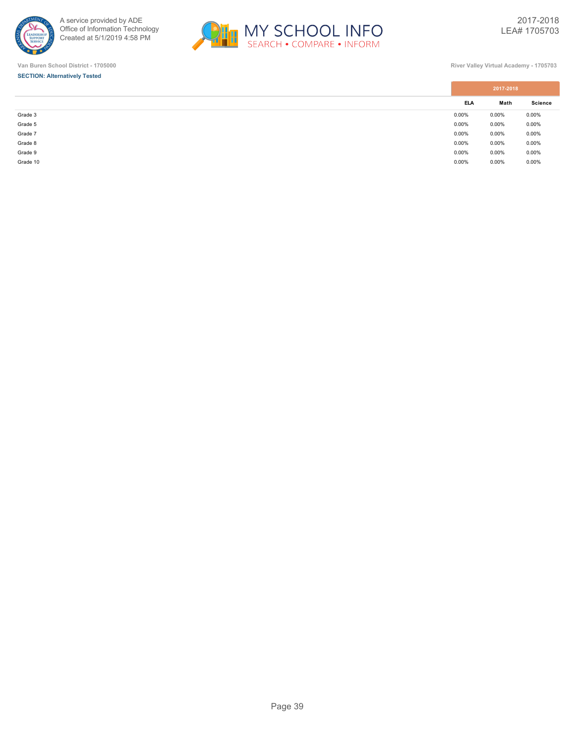Van Buren School District - 1705000

River Valley Virtual Academy - 1705703

**SECTION: Alternatively Tested**

| | 2017-2018 | | |
|---|---|---|---|
| | ELA | Math | Science |
| Grade 3 | 0.00% | 0.00% | 0.00% |
| Grade 5 | 0.00% | 0.00% | 0.00% |
| Grade 7 | 0.00% | 0.00% | 0.00% |
| Grade 8 | 0.00% | 0.00% | 0.00% |
| Grade 9 | 0.00% | 0.00% | 0.00% |
| Grade 10 | 0.00% | 0.00% | 0.00% |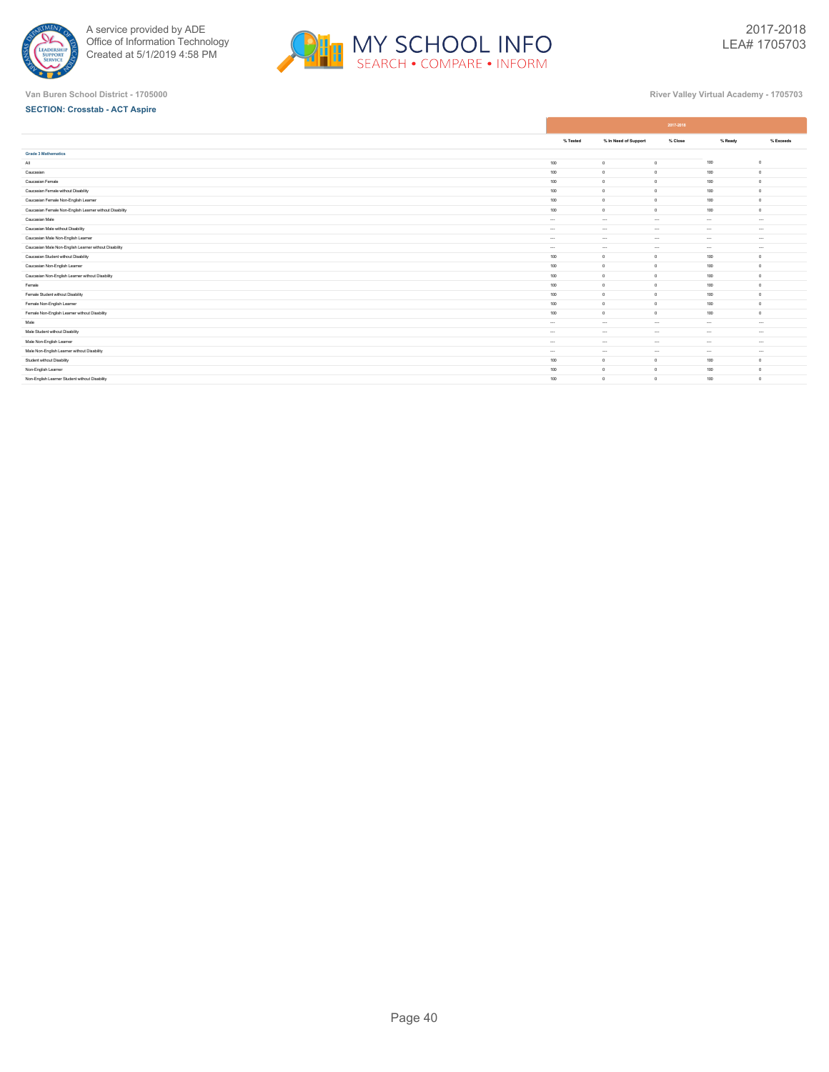Van Buren School District - 1705000

River Valley Virtual Academy - 1705703

**SECTION: Crosstab - ACT Aspire**

| | 2017-2018 | | | | |
|---|---|---|---|---|---|
| | % Tested | % In Need of Support | % Close | % Ready | % Exceeds |
| **Grade 3 Mathematics** | | | | | |
| All | 100 | 0 | 0 | 100 | 0 |
| Caucasian | 100 | 0 | 0 | 100 | 0 |
| Caucasian Female | 100 | 0 | 0 | 100 | 0 |
| Caucasian Female without Disability | 100 | 0 | 0 | 100 | 0 |
| Caucasian Female Non-English Learner | 100 | 0 | 0 | 100 | 0 |
| Caucasian Female Non-English Learner without Disability | 100 | 0 | 0 | 100 | 0 |
| Caucasian Male | --- | --- | --- | --- | --- |
| Caucasian Male without Disability | --- | --- | --- | --- | --- |
| Caucasian Male Non-English Learner | --- | --- | --- | --- | --- |
| Caucasian Male Non-English Learner without Disability | --- | --- | --- | --- | --- |
| Caucasian Student without Disability | 100 | 0 | 0 | 100 | 0 |
| Caucasian Non-English Learner | 100 | 0 | 0 | 100 | 0 |
| Caucasian Non-English Learner without Disability | 100 | 0 | 0 | 100 | 0 |
| Female | 100 | 0 | 0 | 100 | 0 |
| Female Student without Disability | 100 | 0 | 0 | 100 | 0 |
| Female Non-English Learner | 100 | 0 | 0 | 100 | 0 |
| Female Non-English Learner without Disability | 100 | 0 | 0 | 100 | 0 |
| Male | --- | --- | --- | --- | --- |
| Male Student without Disability | --- | --- | --- | --- | --- |
| Male Non-English Learner | --- | --- | --- | --- | --- |
| Male Non-English Learner without Disability | --- | --- | --- | --- | --- |
| Student without Disability | 100 | 0 | 0 | 100 | 0 |
| Non-English Learner | 100 | 0 | 0 | 100 | 0 |
| Non-English Learner Student without Disability | 100 | 0 | 0 | 100 | 0 |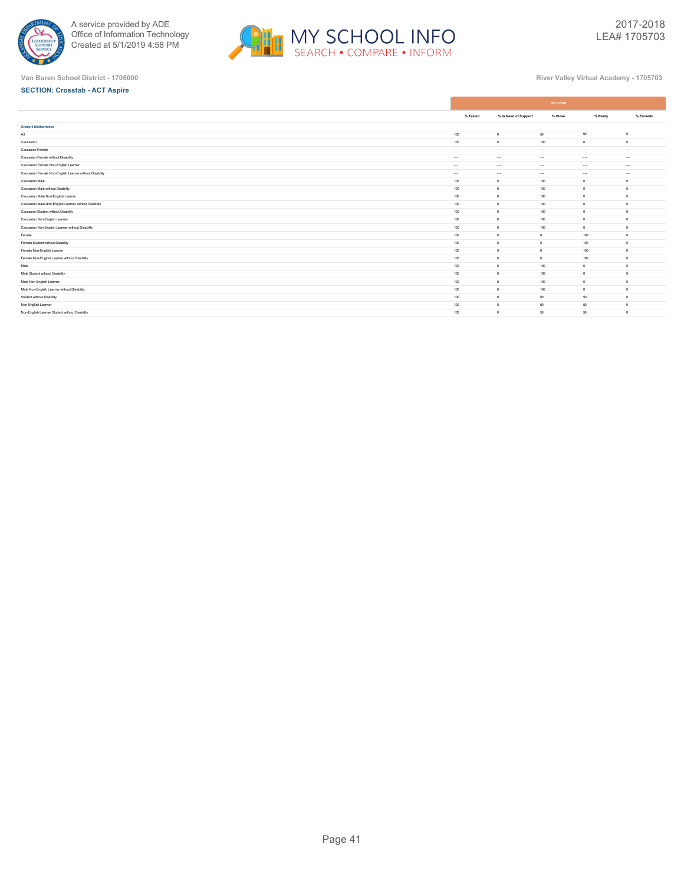Van Buren School District - 1705000

River Valley Virtual Academy - 1705703

**SECTION: Crosstab - ACT Aspire**

| | 2017-2018 | | | | |
|---|---|---|---|---|---|
| | % Tested | % In Need of Support | % Close | % Ready | % Exceeds |
| **Grade 5 Mathematics** | | | | | |
| All | 100 | 0 | 50 | 50 | 0 |
| Caucasian | 100 | 0 | 100 | 0 | 0 |
| Caucasian Female | --- | --- | --- | --- | --- |
| Caucasian Female without Disability | --- | --- | --- | --- | --- |
| Caucasian Female Non-English Learner | --- | --- | --- | --- | --- |
| Caucasian Female Non-English Learner without Disability | --- | --- | --- | --- | --- |
| Caucasian Male | 100 | 0 | 100 | 0 | 0 |
| Caucasian Male without Disability | 100 | 0 | 100 | 0 | 0 |
| Caucasian Male Non-English Learner | 100 | 0 | 100 | 0 | 0 |
| Caucasian Male Non-English Learner without Disability | 100 | 0 | 100 | 0 | 0 |
| Caucasian Student without Disability | 100 | 0 | 100 | 0 | 0 |
| Caucasian Non-English Learner | 100 | 0 | 100 | 0 | 0 |
| Caucasian Non-English Learner without Disability | 100 | 0 | 100 | 0 | 0 |
| Female | 100 | 0 | 0 | 100 | 0 |
| Female Student without Disability | 100 | 0 | 0 | 100 | 0 |
| Female Non-English Learner | 100 | 0 | 0 | 100 | 0 |
| Female Non-English Learner without Disability | 100 | 0 | 0 | 100 | 0 |
| Male | 100 | 0 | 100 | 0 | 0 |
| Male Student without Disability | 100 | 0 | 100 | 0 | 0 |
| Male Non-English Learner | 100 | 0 | 100 | 0 | 0 |
| Male Non-English Learner without Disability | 100 | 0 | 100 | 0 | 0 |
| Student without Disability | 100 | 0 | 50 | 50 | 0 |
| Non-English Learner | 100 | 0 | 50 | 50 | 0 |
| Non-English Learner Student without Disability | 100 | 0 | 50 | 50 | 0 |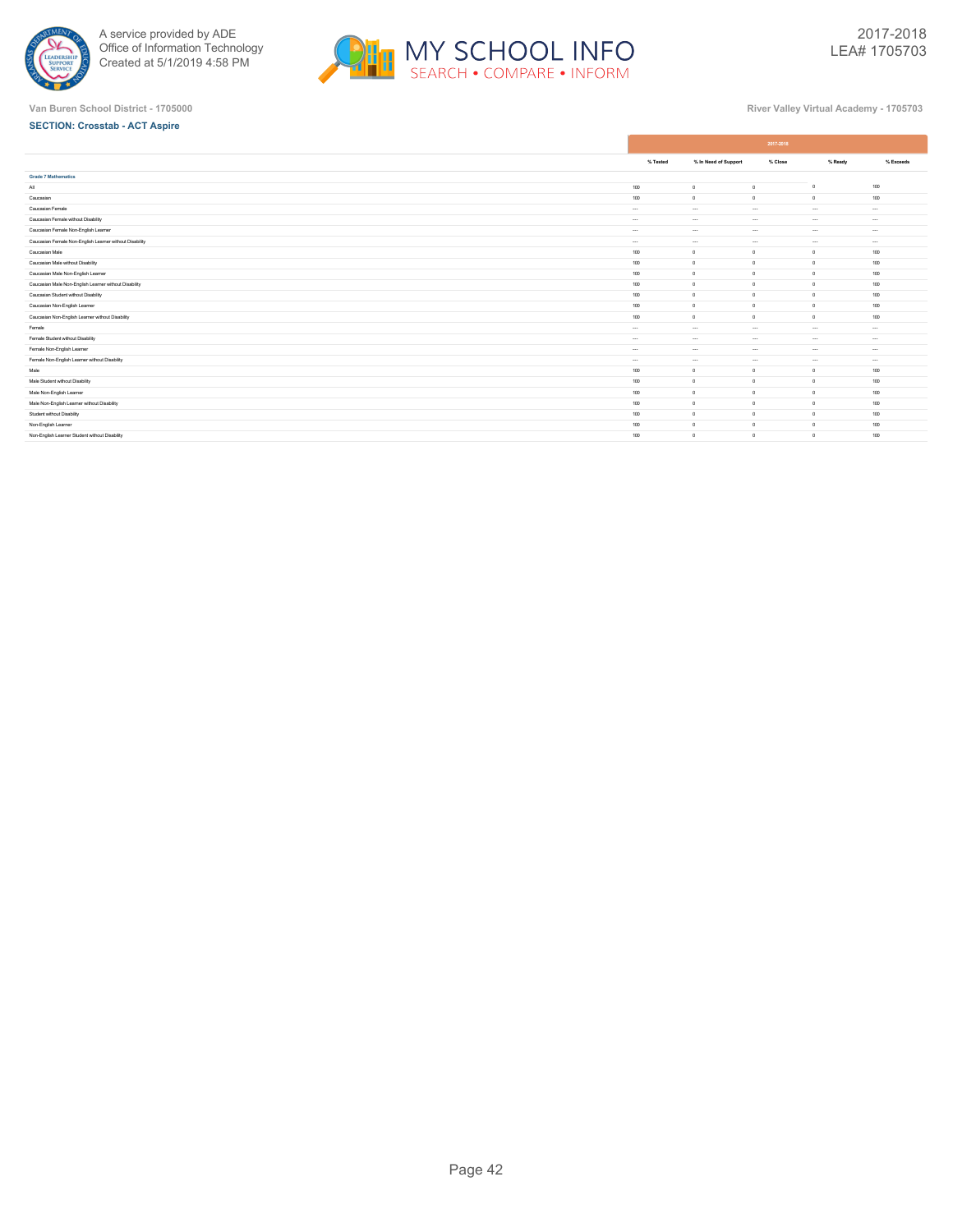Van Buren School District - 1705000

River Valley Virtual Academy - 1705703

**SECTION: Crosstab - ACT Aspire**

| | 2017-2018 | | | | |
|---|---|---|---|---|---|
| | % Tested | % In Need of Support | % Close | % Ready | % Exceeds |
| **Grade 7 Mathematics** | | | | | |
| All | 100 | 0 | 0 | 0 | 100 |
| Caucasian | 100 | 0 | 0 | 0 | 100 |
| Caucasian Female | --- | --- | --- | --- | --- |
| Caucasian Female without Disability | --- | --- | --- | --- | --- |
| Caucasian Female Non-English Learner | --- | --- | --- | --- | --- |
| Caucasian Female Non-English Learner without Disability | --- | --- | --- | --- | --- |
| Caucasian Male | 100 | 0 | 0 | 0 | 100 |
| Caucasian Male without Disability | 100 | 0 | 0 | 0 | 100 |
| Caucasian Male Non-English Learner | 100 | 0 | 0 | 0 | 100 |
| Caucasian Male Non-English Learner without Disability | 100 | 0 | 0 | 0 | 100 |
| Caucasian Student without Disability | 100 | 0 | 0 | 0 | 100 |
| Caucasian Non-English Learner | 100 | 0 | 0 | 0 | 100 |
| Caucasian Non-English Learner without Disability | 100 | 0 | 0 | 0 | 100 |
| Female | --- | --- | --- | --- | --- |
| Female Student without Disability | --- | --- | --- | --- | --- |
| Female Non-English Learner | --- | --- | --- | --- | --- |
| Female Non-English Learner without Disability | --- | --- | --- | --- | --- |
| Male | 100 | 0 | 0 | 0 | 100 |
| Male Student without Disability | 100 | 0 | 0 | 0 | 100 |
| Male Non-English Learner | 100 | 0 | 0 | 0 | 100 |
| Male Non-English Learner without Disability | 100 | 0 | 0 | 0 | 100 |
| Student without Disability | 100 | 0 | 0 | 0 | 100 |
| Non-English Learner | 100 | 0 | 0 | 0 | 100 |
| Non-English Learner Student without Disability | 100 | 0 | 0 | 0 | 100 |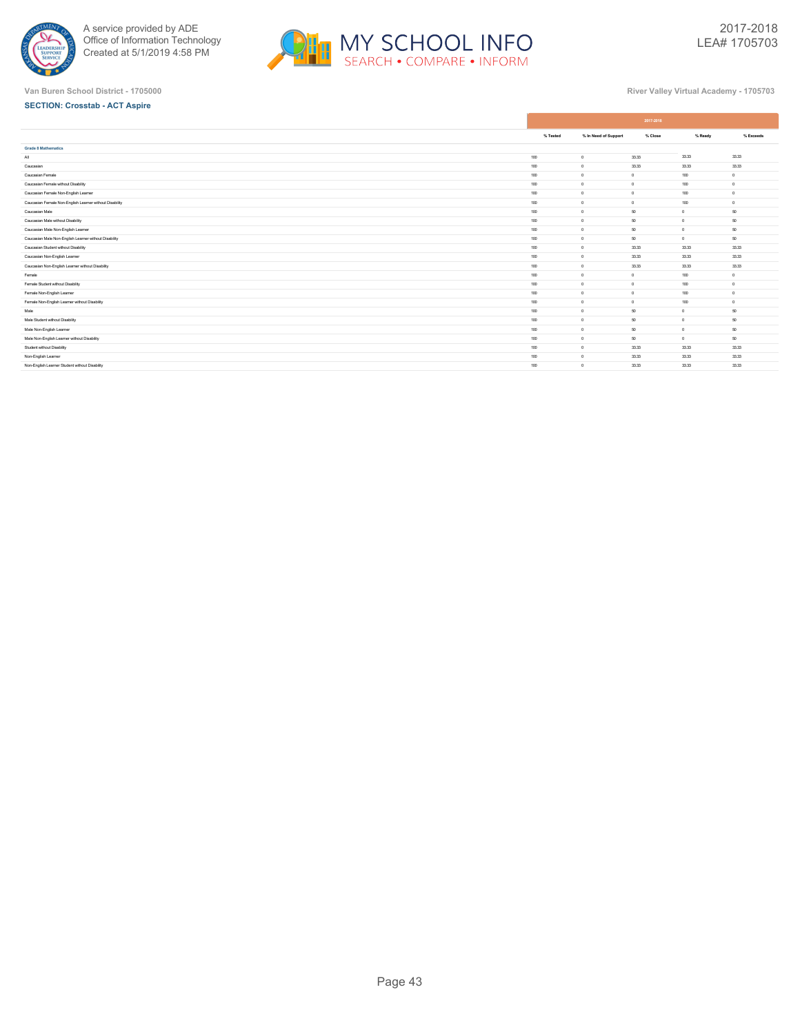Van Buren School District - 1705000

River Valley Virtual Academy - 1705703

**SECTION: Crosstab - ACT Aspire**

| | 2017-2018 | | | | |
|---|---|---|---|---|---|
| | % Tested | % In Need of Support | % Close | % Ready | % Exceeds |
| **Grade 8 Mathematics** | | | | | |
| All | 100 | 0 | 33.33 | 33.33 | 33.33 |
| Caucasian | 100 | 0 | 33.33 | 33.33 | 33.33 |
| Caucasian Female | 100 | 0 | 0 | 100 | 0 |
| Caucasian Female without Disability | 100 | 0 | 0 | 100 | 0 |
| Caucasian Female Non-English Learner | 100 | 0 | 0 | 100 | 0 |
| Caucasian Female Non-English Learner without Disability | 100 | 0 | 0 | 100 | 0 |
| Caucasian Male | 100 | 0 | 50 | 0 | 50 |
| Caucasian Male without Disability | 100 | 0 | 50 | 0 | 50 |
| Caucasian Male Non-English Learner | 100 | 0 | 50 | 0 | 50 |
| Caucasian Male Non-English Learner without Disability | 100 | 0 | 50 | 0 | 50 |
| Caucasian Student without Disability | 100 | 0 | 33.33 | 33.33 | 33.33 |
| Caucasian Non-English Learner | 100 | 0 | 33.33 | 33.33 | 33.33 |
| Caucasian Non-English Learner without Disability | 100 | 0 | 33.33 | 33.33 | 33.33 |
| Female | 100 | 0 | 0 | 100 | 0 |
| Female Student without Disability | 100 | 0 | 0 | 100 | 0 |
| Female Non-English Learner | 100 | 0 | 0 | 100 | 0 |
| Female Non-English Learner without Disability | 100 | 0 | 0 | 100 | 0 |
| Male | 100 | 0 | 50 | 0 | 50 |
| Male Student without Disability | 100 | 0 | 50 | 0 | 50 |
| Male Non-English Learner | 100 | 0 | 50 | 0 | 50 |
| Male Non-English Learner without Disability | 100 | 0 | 50 | 0 | 50 |
| Student without Disability | 100 | 0 | 33.33 | 33.33 | 33.33 |
| Non-English Learner | 100 | 0 | 33.33 | 33.33 | 33.33 |
| Non-English Learner Student without Disability | 100 | 0 | 33.33 | 33.33 | 33.33 |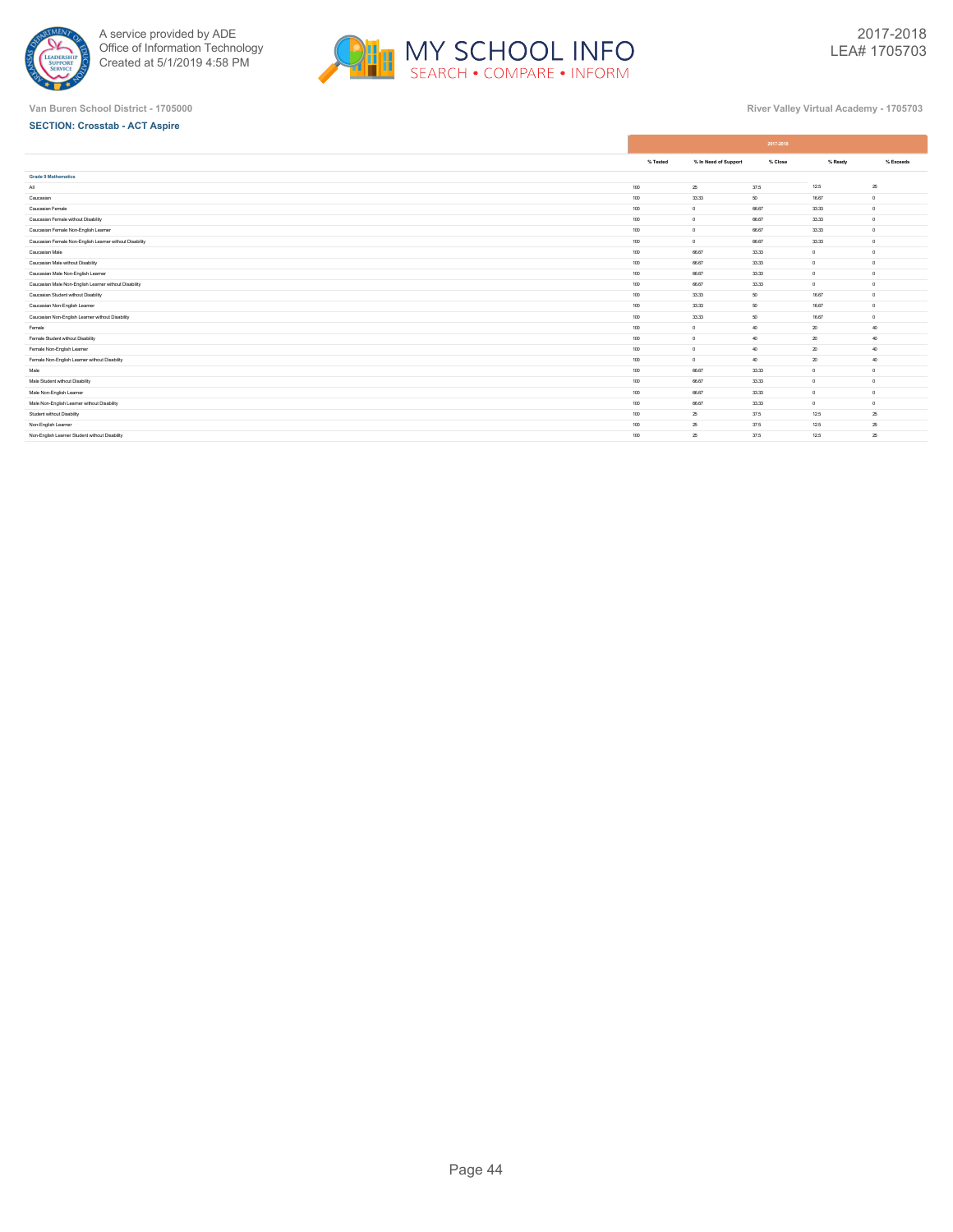Van Buren School District - 1705000

River Valley Virtual Academy - 1705703

**SECTION: Crosstab - ACT Aspire**

| | 2017-2018 | | | | |
|---|---|---|---|---|---|
| | % Tested | % In Need of Support | % Close | % Ready | % Exceeds |
| **Grade 9 Mathematics** | | | | | |
| All | 100 | 25 | 37.5 | 12.5 | 25 |
| Caucasian | 100 | 33.33 | 50 | 16.67 | 0 |
| Caucasian Female | 100 | 0 | 66.67 | 33.33 | 0 |
| Caucasian Female without Disability | 100 | 0 | 66.67 | 33.33 | 0 |
| Caucasian Female Non-English Learner | 100 | 0 | 66.67 | 33.33 | 0 |
| Caucasian Female Non-English Learner without Disability | 100 | 0 | 66.67 | 33.33 | 0 |
| Caucasian Male | 100 | 66.67 | 33.33 | 0 | 0 |
| Caucasian Male without Disability | 100 | 66.67 | 33.33 | 0 | 0 |
| Caucasian Male Non-English Learner | 100 | 66.67 | 33.33 | 0 | 0 |
| Caucasian Male Non-English Learner without Disability | 100 | 66.67 | 33.33 | 0 | 0 |
| Caucasian Student without Disability | 100 | 33.33 | 50 | 16.67 | 0 |
| Caucasian Non-English Learner | 100 | 33.33 | 50 | 16.67 | 0 |
| Caucasian Non-English Learner without Disability | 100 | 33.33 | 50 | 16.67 | 0 |
| Female | 100 | 0 | 40 | 20 | 40 |
| Female Student without Disability | 100 | 0 | 40 | 20 | 40 |
| Female Non-English Learner | 100 | 0 | 40 | 20 | 40 |
| Female Non-English Learner without Disability | 100 | 0 | 40 | 20 | 40 |
| Male | 100 | 66.67 | 33.33 | 0 | 0 |
| Male Student without Disability | 100 | 66.67 | 33.33 | 0 | 0 |
| Male Non-English Learner | 100 | 66.67 | 33.33 | 0 | 0 |
| Male Non-English Learner without Disability | 100 | 66.67 | 33.33 | 0 | 0 |
| Student without Disability | 100 | 25 | 37.5 | 12.5 | 25 |
| Non-English Learner | 100 | 25 | 37.5 | 12.5 | 25 |
| Non-English Learner Student without Disability | 100 | 25 | 37.5 | 12.5 | 25 |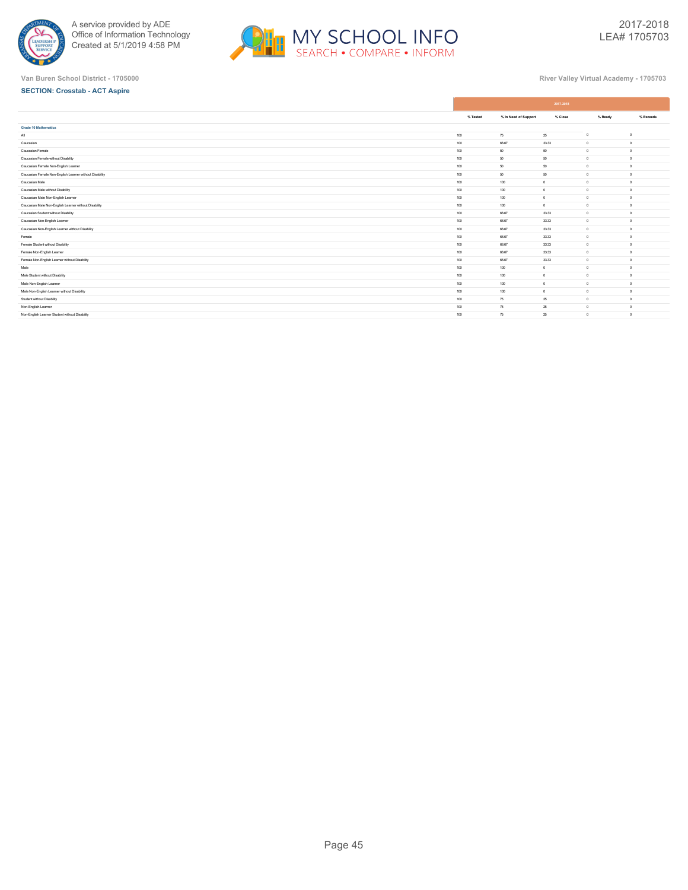Van Buren School District - 1705000

River Valley Virtual Academy - 1705703

**SECTION: Crosstab - ACT Aspire**

| | 2017-2018 | | | | |
|---|---|---|---|---|---|
| | % Tested | % In Need of Support | % Close | % Ready | % Exceeds |
| **Grade 10 Mathematics** | | | | | |
| All | 100 | 75 | 25 | 0 | 0 |
| Caucasian | 100 | 66.67 | 33.33 | 0 | 0 |
| Caucasian Female | 100 | 50 | 50 | 0 | 0 |
| Caucasian Female without Disability | 100 | 50 | 50 | 0 | 0 |
| Caucasian Female Non-English Learner | 100 | 50 | 50 | 0 | 0 |
| Caucasian Female Non-English Learner without Disability | 100 | 50 | 50 | 0 | 0 |
| Caucasian Male | 100 | 100 | 0 | 0 | 0 |
| Caucasian Male without Disability | 100 | 100 | 0 | 0 | 0 |
| Caucasian Male Non-English Learner | 100 | 100 | 0 | 0 | 0 |
| Caucasian Male Non-English Learner without Disability | 100 | 100 | 0 | 0 | 0 |
| Caucasian Student without Disability | 100 | 66.67 | 33.33 | 0 | 0 |
| Caucasian Non-English Learner | 100 | 66.67 | 33.33 | 0 | 0 |
| Caucasian Non-English Learner without Disability | 100 | 66.67 | 33.33 | 0 | 0 |
| Female | 100 | 66.67 | 33.33 | 0 | 0 |
| Female Student without Disability | 100 | 66.67 | 33.33 | 0 | 0 |
| Female Non-English Learner | 100 | 66.67 | 33.33 | 0 | 0 |
| Female Non-English Learner without Disability | 100 | 66.67 | 33.33 | 0 | 0 |
| Male | 100 | 100 | 0 | 0 | 0 |
| Male Student without Disability | 100 | 100 | 0 | 0 | 0 |
| Male Non-English Learner | 100 | 100 | 0 | 0 | 0 |
| Male Non-English Learner without Disability | 100 | 100 | 0 | 0 | 0 |
| Student without Disability | 100 | 75 | 25 | 0 | 0 |
| Non-English Learner | 100 | 75 | 25 | 0 | 0 |
| Non-English Learner Student without Disability | 100 | 75 | 25 | 0 | 0 |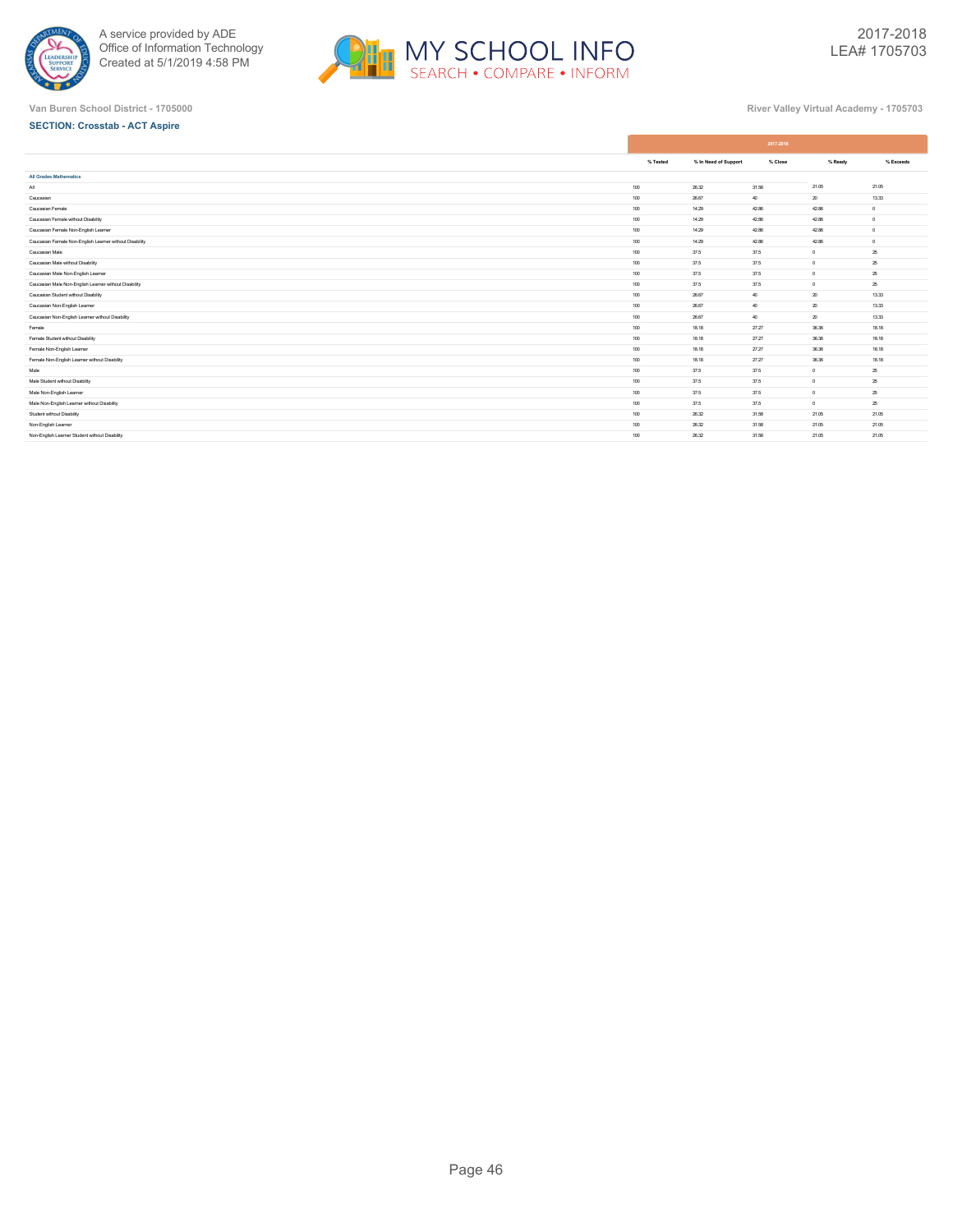A service provided by ADE
Office of Information Technology
Created at 5/1/2019 4:58 PM

2017-2018
LEA# 1705703

Van Buren School District - 1705000

River Valley Virtual Academy - 1705703

**SECTION: Crosstab - ACT Aspire**

| | 2017-2018 | | | | |
|---|---|---|---|---|---|
| | % Tested | % In Need of Support | % Close | % Ready | % Exceeds |
| **All Grades Mathematics** | | | | | |
| All | 100 | 26.32 | 31.58 | 21.05 | 21.05 |
| Caucasian | 100 | 26.67 | 40 | 20 | 13.33 |
| Caucasian Female | 100 | 14.29 | 42.86 | 42.86 | 0 |
| Caucasian Female without Disability | 100 | 14.29 | 42.86 | 42.86 | 0 |
| Caucasian Female Non-English Learner | 100 | 14.29 | 42.86 | 42.86 | 0 |
| Caucasian Female Non-English Learner without Disability | 100 | 14.29 | 42.86 | 42.86 | 0 |
| Caucasian Male | 100 | 37.5 | 37.5 | 0 | 25 |
| Caucasian Male without Disability | 100 | 37.5 | 37.5 | 0 | 25 |
| Caucasian Male Non-English Learner | 100 | 37.5 | 37.5 | 0 | 25 |
| Caucasian Male Non-English Learner without Disability | 100 | 37.5 | 37.5 | 0 | 25 |
| Caucasian Student without Disability | 100 | 26.67 | 40 | 20 | 13.33 |
| Caucasian Non-English Learner | 100 | 26.67 | 40 | 20 | 13.33 |
| Caucasian Non-English Learner without Disability | 100 | 26.67 | 40 | 20 | 13.33 |
| Female | 100 | 18.18 | 27.27 | 36.36 | 18.18 |
| Female Student without Disability | 100 | 18.18 | 27.27 | 36.36 | 18.18 |
| Female Non-English Learner | 100 | 18.18 | 27.27 | 36.36 | 18.18 |
| Female Non-English Learner without Disability | 100 | 18.18 | 27.27 | 36.36 | 18.18 |
| Male | 100 | 37.5 | 37.5 | 0 | 25 |
| Male Student without Disability | 100 | 37.5 | 37.5 | 0 | 25 |
| Male Non-English Learner | 100 | 37.5 | 37.5 | 0 | 25 |
| Male Non-English Learner without Disability | 100 | 37.5 | 37.5 | 0 | 25 |
| Student without Disability | 100 | 26.32 | 31.58 | 21.05 | 21.05 |
| Non-English Learner | 100 | 26.32 | 31.58 | 21.05 | 21.05 |
| Non-English Learner Student without Disability | 100 | 26.32 | 31.58 | 21.05 | 21.05 |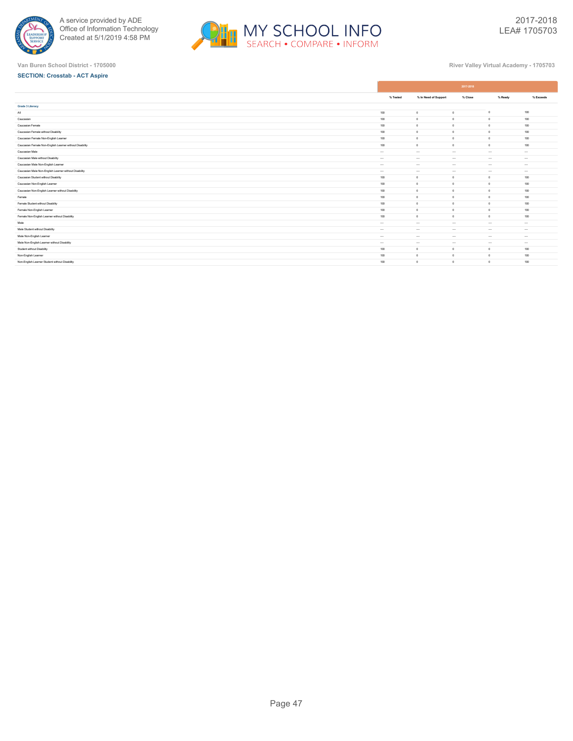Van Buren School District - 1705000

River Valley Virtual Academy - 1705703

**SECTION: Crosstab - ACT Aspire**

| | 2017-2018 | | | | |
|---|---|---|---|---|---|
| | % Tested | % In Need of Support | % Close | % Ready | % Exceeds |
| **Grade 3 Literacy** | | | | | |
| All | 100 | 0 | 0 | 0 | 100 |
| Caucasian | 100 | 0 | 0 | 0 | 100 |
| Caucasian Female | 100 | 0 | 0 | 0 | 100 |
| Caucasian Female without Disability | 100 | 0 | 0 | 0 | 100 |
| Caucasian Female Non-English Learner | 100 | 0 | 0 | 0 | 100 |
| Caucasian Female Non-English Learner without Disability | 100 | 0 | 0 | 0 | 100 |
| Caucasian Male | --- | --- | --- | --- | --- |
| Caucasian Male without Disability | --- | --- | --- | --- | --- |
| Caucasian Male Non-English Learner | --- | --- | --- | --- | --- |
| Caucasian Male Non-English Learner without Disability | --- | --- | --- | --- | --- |
| Caucasian Student without Disability | 100 | 0 | 0 | 0 | 100 |
| Caucasian Non-English Learner | 100 | 0 | 0 | 0 | 100 |
| Caucasian Non-English Learner without Disability | 100 | 0 | 0 | 0 | 100 |
| Female | 100 | 0 | 0 | 0 | 100 |
| Female Student without Disability | 100 | 0 | 0 | 0 | 100 |
| Female Non-English Learner | 100 | 0 | 0 | 0 | 100 |
| Female Non-English Learner without Disability | 100 | 0 | 0 | 0 | 100 |
| Male | --- | --- | --- | --- | --- |
| Male Student without Disability | --- | --- | --- | --- | --- |
| Male Non-English Learner | --- | --- | --- | --- | --- |
| Male Non-English Learner without Disability | --- | --- | --- | --- | --- |
| Student without Disability | 100 | 0 | 0 | 0 | 100 |
| Non-English Learner | 100 | 0 | 0 | 0 | 100 |
| Non-English Learner Student without Disability | 100 | 0 | 0 | 0 | 100 |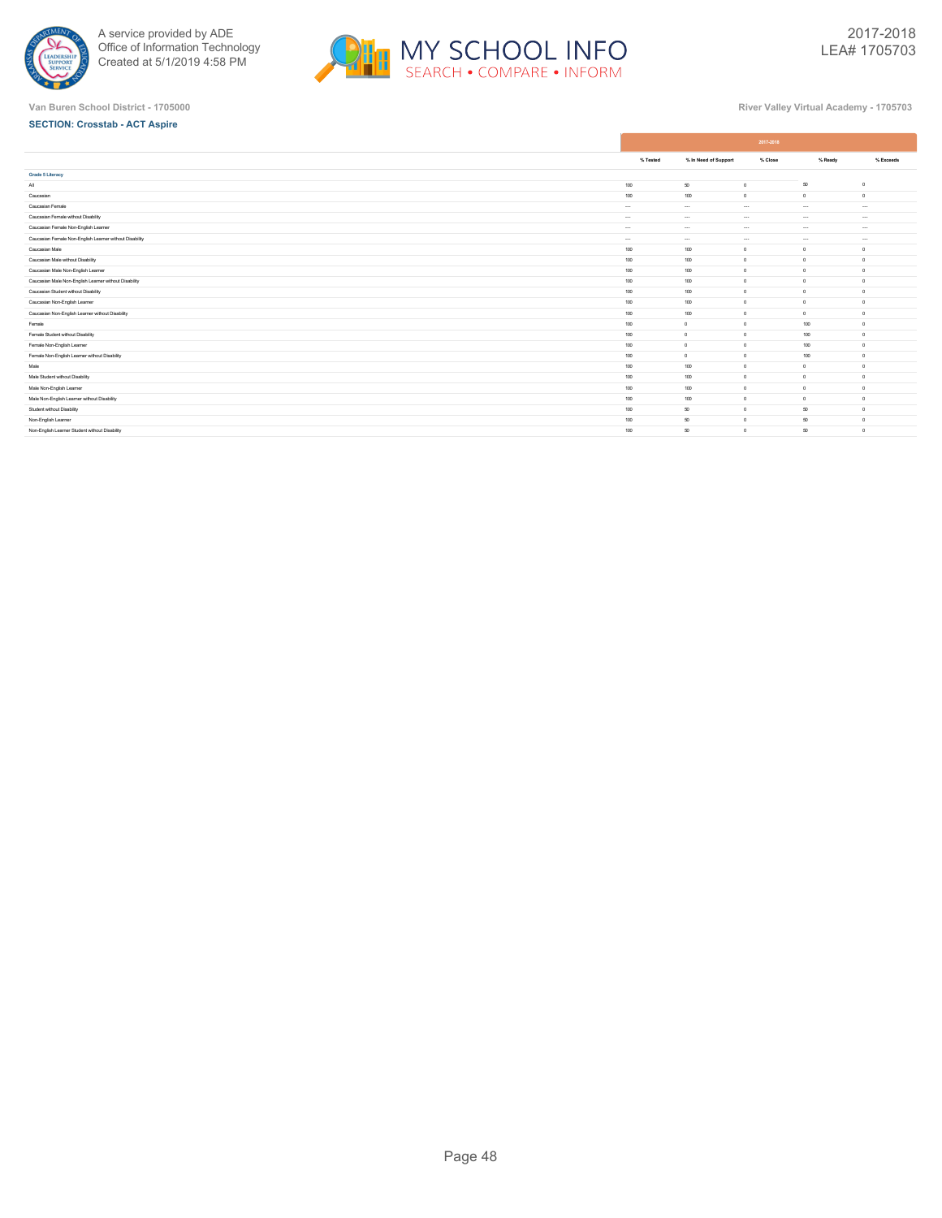Van Buren School District - 1705000

River Valley Virtual Academy - 1705703

**SECTION: Crosstab - ACT Aspire**

| | 2017-2018 | | | | |
|---|---|---|---|---|---|
| | % Tested | % In Need of Support | % Close | % Ready | % Exceeds |
| **Grade 5 Literacy** | | | | | |
| All | 100 | 50 | 0 | 50 | 0 |
| Caucasian | 100 | 100 | 0 | 0 | 0 |
| Caucasian Female | --- | --- | --- | --- | --- |
| Caucasian Female without Disability | --- | --- | --- | --- | --- |
| Caucasian Female Non-English Learner | --- | --- | --- | --- | --- |
| Caucasian Female Non-English Learner without Disability | --- | --- | --- | --- | --- |
| Caucasian Male | 100 | 100 | 0 | 0 | 0 |
| Caucasian Male without Disability | 100 | 100 | 0 | 0 | 0 |
| Caucasian Male Non-English Learner | 100 | 100 | 0 | 0 | 0 |
| Caucasian Male Non-English Learner without Disability | 100 | 100 | 0 | 0 | 0 |
| Caucasian Student without Disability | 100 | 100 | 0 | 0 | 0 |
| Caucasian Non-English Learner | 100 | 100 | 0 | 0 | 0 |
| Caucasian Non-English Learner without Disability | 100 | 100 | 0 | 0 | 0 |
| Female | 100 | 0 | 0 | 100 | 0 |
| Female Student without Disability | 100 | 0 | 0 | 100 | 0 |
| Female Non-English Learner | 100 | 0 | 0 | 100 | 0 |
| Female Non-English Learner without Disability | 100 | 0 | 0 | 100 | 0 |
| Male | 100 | 100 | 0 | 0 | 0 |
| Male Student without Disability | 100 | 100 | 0 | 0 | 0 |
| Male Non-English Learner | 100 | 100 | 0 | 0 | 0 |
| Male Non-English Learner without Disability | 100 | 100 | 0 | 0 | 0 |
| Student without Disability | 100 | 50 | 0 | 50 | 0 |
| Non-English Learner | 100 | 50 | 0 | 50 | 0 |
| Non-English Learner Student without Disability | 100 | 50 | 0 | 50 | 0 |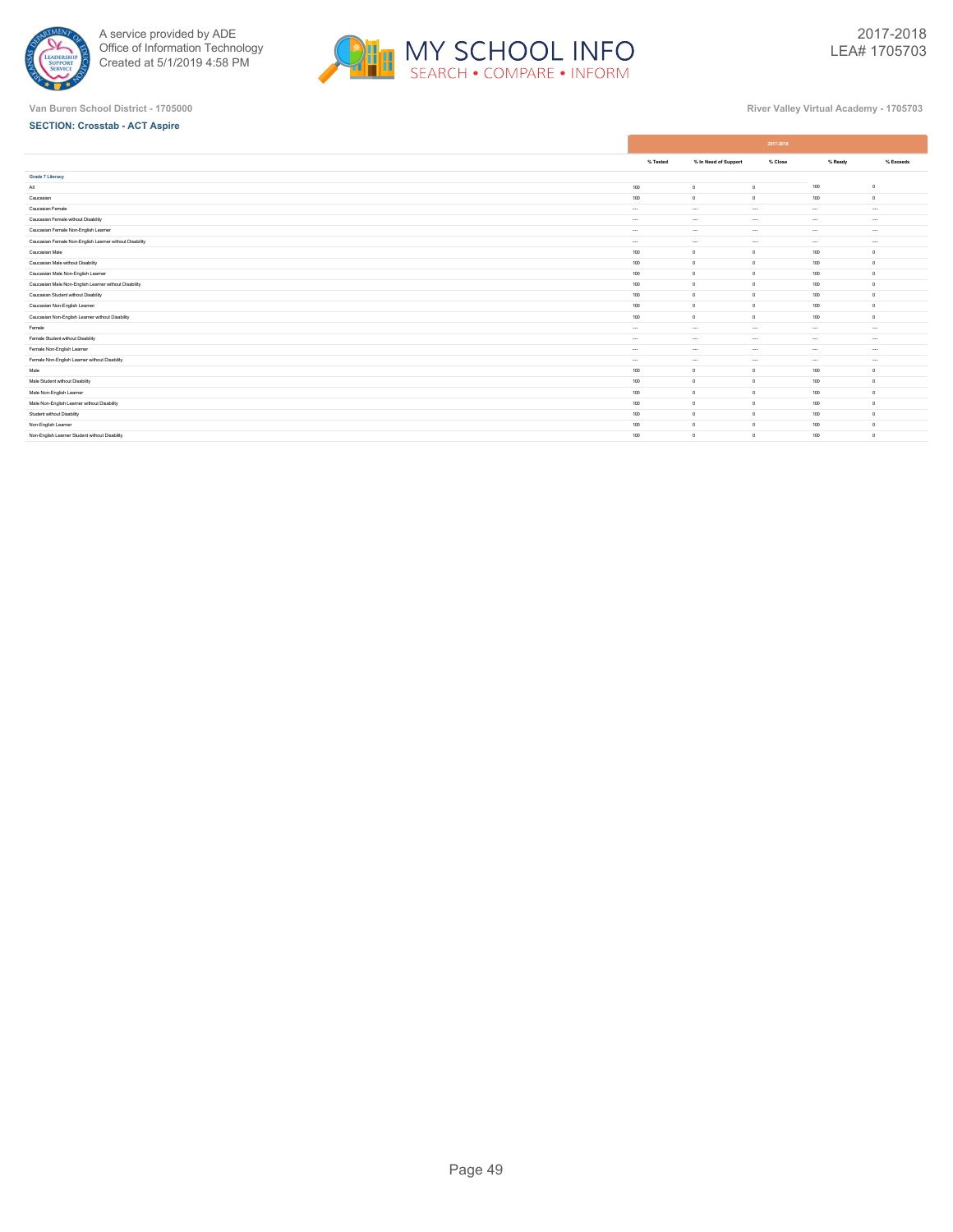Van Buren School District - 1705000

River Valley Virtual Academy - 1705703

**SECTION: Crosstab - ACT Aspire**

| | 2017-2018 | | | | |
|---|---|---|---|---|---|
| | % Tested | % In Need of Support | % Close | % Ready | % Exceeds |
| **Grade 7 Literacy** | | | | | |
| All | 100 | 0 | 0 | 100 | 0 |
| Caucasian | 100 | 0 | 0 | 100 | 0 |
| Caucasian Female | --- | --- | --- | --- | --- |
| Caucasian Female without Disability | --- | --- | --- | --- | --- |
| Caucasian Female Non-English Learner | --- | --- | --- | --- | --- |
| Caucasian Female Non-English Learner without Disability | --- | --- | --- | --- | --- |
| Caucasian Male | 100 | 0 | 0 | 100 | 0 |
| Caucasian Male without Disability | 100 | 0 | 0 | 100 | 0 |
| Caucasian Male Non-English Learner | 100 | 0 | 0 | 100 | 0 |
| Caucasian Male Non-English Learner without Disability | 100 | 0 | 0 | 100 | 0 |
| Caucasian Student without Disability | 100 | 0 | 0 | 100 | 0 |
| Caucasian Non-English Learner | 100 | 0 | 0 | 100 | 0 |
| Caucasian Non-English Learner without Disability | 100 | 0 | 0 | 100 | 0 |
| Female | --- | --- | --- | --- | --- |
| Female Student without Disability | --- | --- | --- | --- | --- |
| Female Non-English Learner | --- | --- | --- | --- | --- |
| Female Non-English Learner without Disability | --- | --- | --- | --- | --- |
| Male | 100 | 0 | 0 | 100 | 0 |
| Male Student without Disability | 100 | 0 | 0 | 100 | 0 |
| Male Non-English Learner | 100 | 0 | 0 | 100 | 0 |
| Male Non-English Learner without Disability | 100 | 0 | 0 | 100 | 0 |
| Student without Disability | 100 | 0 | 0 | 100 | 0 |
| Non-English Learner | 100 | 0 | 0 | 100 | 0 |
| Non-English Learner Student without Disability | 100 | 0 | 0 | 100 | 0 |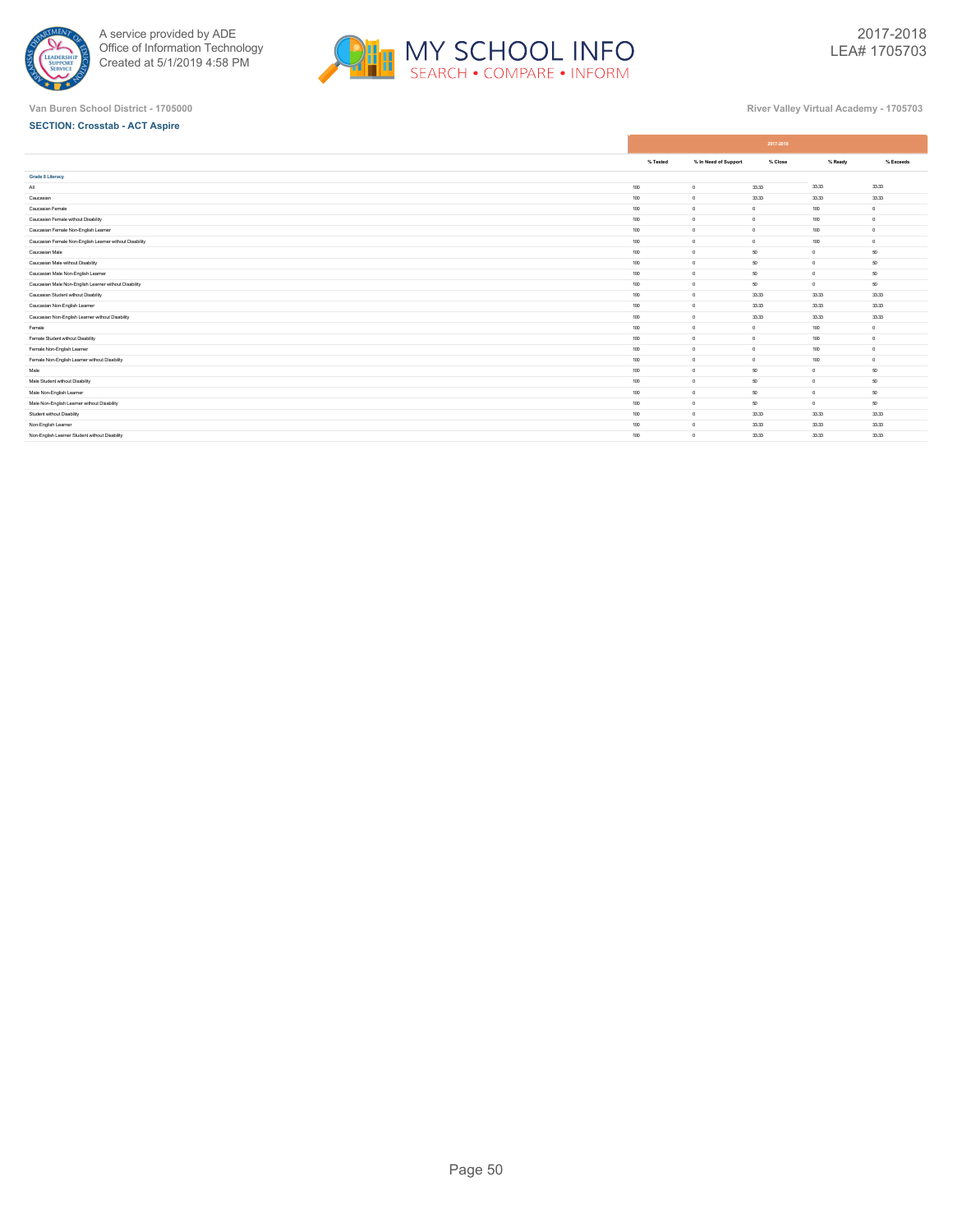Van Buren School District - 1705000

River Valley Virtual Academy - 1705703

**SECTION: Crosstab - ACT Aspire**

| | 2017-2018 | | | | |
|---|---|---|---|---|---|
| | % Tested | % In Need of Support | % Close | % Ready | % Exceeds |
| **Grade 8 Literacy** | | | | | |
| All | 100 | 0 | 33.33 | 33.33 | 33.33 |
| Caucasian | 100 | 0 | 33.33 | 33.33 | 33.33 |
| Caucasian Female | 100 | 0 | 0 | 100 | 0 |
| Caucasian Female without Disability | 100 | 0 | 0 | 100 | 0 |
| Caucasian Female Non-English Learner | 100 | 0 | 0 | 100 | 0 |
| Caucasian Female Non-English Learner without Disability | 100 | 0 | 0 | 100 | 0 |
| Caucasian Male | 100 | 0 | 50 | 0 | 50 |
| Caucasian Male without Disability | 100 | 0 | 50 | 0 | 50 |
| Caucasian Male Non-English Learner | 100 | 0 | 50 | 0 | 50 |
| Caucasian Male Non-English Learner without Disability | 100 | 0 | 50 | 0 | 50 |
| Caucasian Student without Disability | 100 | 0 | 33.33 | 33.33 | 33.33 |
| Caucasian Non-English Learner | 100 | 0 | 33.33 | 33.33 | 33.33 |
| Caucasian Non-English Learner without Disability | 100 | 0 | 33.33 | 33.33 | 33.33 |
| Female | 100 | 0 | 0 | 100 | 0 |
| Female Student without Disability | 100 | 0 | 0 | 100 | 0 |
| Female Non-English Learner | 100 | 0 | 0 | 100 | 0 |
| Female Non-English Learner without Disability | 100 | 0 | 0 | 100 | 0 |
| Male | 100 | 0 | 50 | 0 | 50 |
| Male Student without Disability | 100 | 0 | 50 | 0 | 50 |
| Male Non-English Learner | 100 | 0 | 50 | 0 | 50 |
| Male Non-English Learner without Disability | 100 | 0 | 50 | 0 | 50 |
| Student without Disability | 100 | 0 | 33.33 | 33.33 | 33.33 |
| Non-English Learner | 100 | 0 | 33.33 | 33.33 | 33.33 |
| Non-English Learner Student without Disability | 100 | 0 | 33.33 | 33.33 | 33.33 |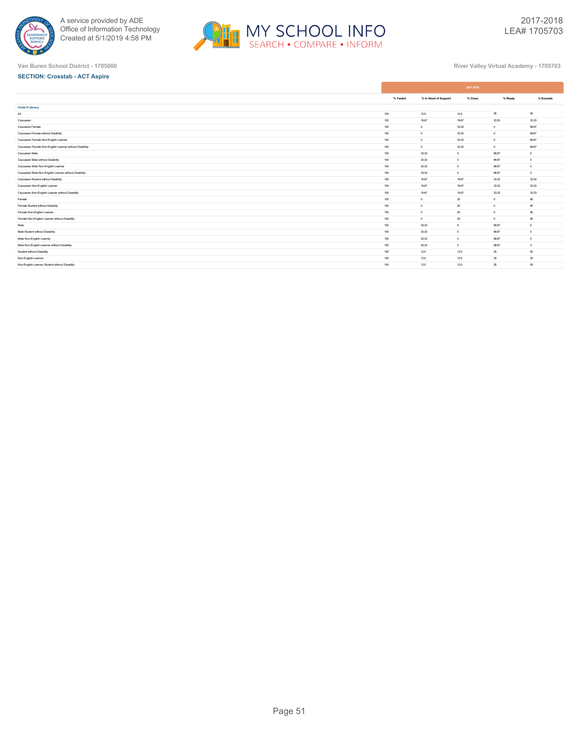Van Buren School District - 1705000

River Valley Virtual Academy - 1705703

**SECTION: Crosstab - ACT Aspire**

| | 2017-2018 | | | | |
|---|---|---|---|---|---|
| | % Tested | % In Need of Support | % Close | % Ready | % Exceeds |
| **Grade 9 Literacy** | | | | | |
| All | 100 | 12.5 | 12.5 | 25 | 50 |
| Caucasian | 100 | 16.67 | 16.67 | 33.33 | 33.33 |
| Caucasian Female | 100 | 0 | 33.33 | 0 | 66.67 |
| Caucasian Female without Disability | 100 | 0 | 33.33 | 0 | 66.67 |
| Caucasian Female Non-English Learner | 100 | 0 | 33.33 | 0 | 66.67 |
| Caucasian Female Non-English Learner without Disability | 100 | 0 | 33.33 | 0 | 66.67 |
| Caucasian Male | 100 | 33.33 | 0 | 66.67 | 0 |
| Caucasian Male without Disability | 100 | 33.33 | 0 | 66.67 | 0 |
| Caucasian Male Non-English Learner | 100 | 33.33 | 0 | 66.67 | 0 |
| Caucasian Male Non-English Learner without Disability | 100 | 33.33 | 0 | 66.67 | 0 |
| Caucasian Student without Disability | 100 | 16.67 | 16.67 | 33.33 | 33.33 |
| Caucasian Non-English Learner | 100 | 16.67 | 16.67 | 33.33 | 33.33 |
| Caucasian Non-English Learner without Disability | 100 | 16.67 | 16.67 | 33.33 | 33.33 |
| Female | 100 | 0 | 20 | 0 | 80 |
| Female Student without Disability | 100 | 0 | 20 | 0 | 80 |
| Female Non-English Learner | 100 | 0 | 20 | 0 | 80 |
| Female Non-English Learner without Disability | 100 | 0 | 20 | 0 | 80 |
| Male | 100 | 33.33 | 0 | 66.67 | 0 |
| Male Student without Disability | 100 | 33.33 | 0 | 66.67 | 0 |
| Male Non-English Learner | 100 | 33.33 | 0 | 66.67 | 0 |
| Male Non-English Learner without Disability | 100 | 33.33 | 0 | 66.67 | 0 |
| Student without Disability | 100 | 12.5 | 12.5 | 25 | 50 |
| Non-English Learner | 100 | 12.5 | 12.5 | 25 | 50 |
| Non-English Learner Student without Disability | 100 | 12.5 | 12.5 | 25 | 50 |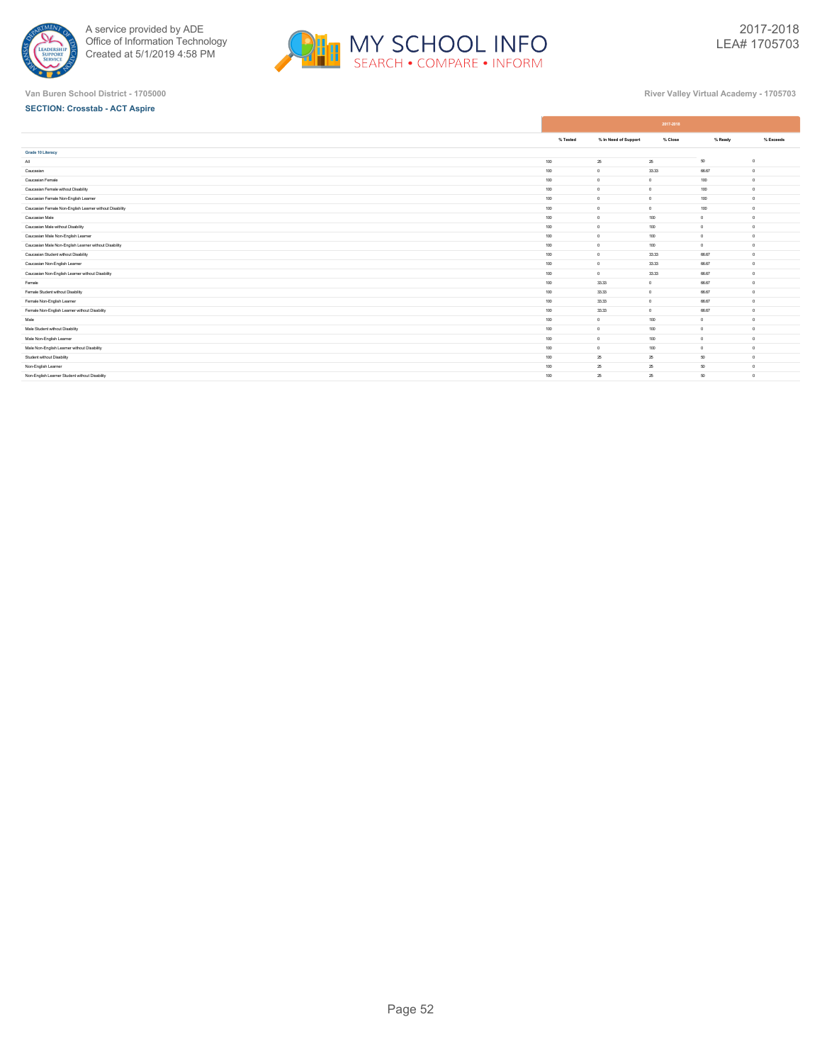A service provided by ADE
Office of Information Technology
Created at 5/1/2019 4:58 PM

2017-2018
LEA# 1705703

Van Buren School District - 1705000

River Valley Virtual Academy - 1705703

**SECTION: Crosstab - ACT Aspire**

| | 2017-2018 | | | | |
|---|---|---|---|---|---|
| | % Tested | % In Need of Support | % Close | % Ready | % Exceeds |
| **Grade 10 Literacy** | | | | | |
| All | 100 | 25 | 25 | 50 | 0 |
| Caucasian | 100 | 0 | 33.33 | 66.67 | 0 |
| Caucasian Female | 100 | 0 | 0 | 100 | 0 |
| Caucasian Female without Disability | 100 | 0 | 0 | 100 | 0 |
| Caucasian Female Non-English Learner | 100 | 0 | 0 | 100 | 0 |
| Caucasian Female Non-English Learner without Disability | 100 | 0 | 0 | 100 | 0 |
| Caucasian Male | 100 | 0 | 100 | 0 | 0 |
| Caucasian Male without Disability | 100 | 0 | 100 | 0 | 0 |
| Caucasian Male Non-English Learner | 100 | 0 | 100 | 0 | 0 |
| Caucasian Male Non-English Learner without Disability | 100 | 0 | 100 | 0 | 0 |
| Caucasian Student without Disability | 100 | 0 | 33.33 | 66.67 | 0 |
| Caucasian Non-English Learner | 100 | 0 | 33.33 | 66.67 | 0 |
| Caucasian Non-English Learner without Disability | 100 | 0 | 33.33 | 66.67 | 0 |
| Female | 100 | 33.33 | 0 | 66.67 | 0 |
| Female Student without Disability | 100 | 33.33 | 0 | 66.67 | 0 |
| Female Non-English Learner | 100 | 33.33 | 0 | 66.67 | 0 |
| Female Non-English Learner without Disability | 100 | 33.33 | 0 | 66.67 | 0 |
| Male | 100 | 0 | 100 | 0 | 0 |
| Male Student without Disability | 100 | 0 | 100 | 0 | 0 |
| Male Non-English Learner | 100 | 0 | 100 | 0 | 0 |
| Male Non-English Learner without Disability | 100 | 0 | 100 | 0 | 0 |
| Student without Disability | 100 | 25 | 25 | 50 | 0 |
| Non-English Learner | 100 | 25 | 25 | 50 | 0 |
| Non-English Learner Student without Disability | 100 | 25 | 25 | 50 | 0 |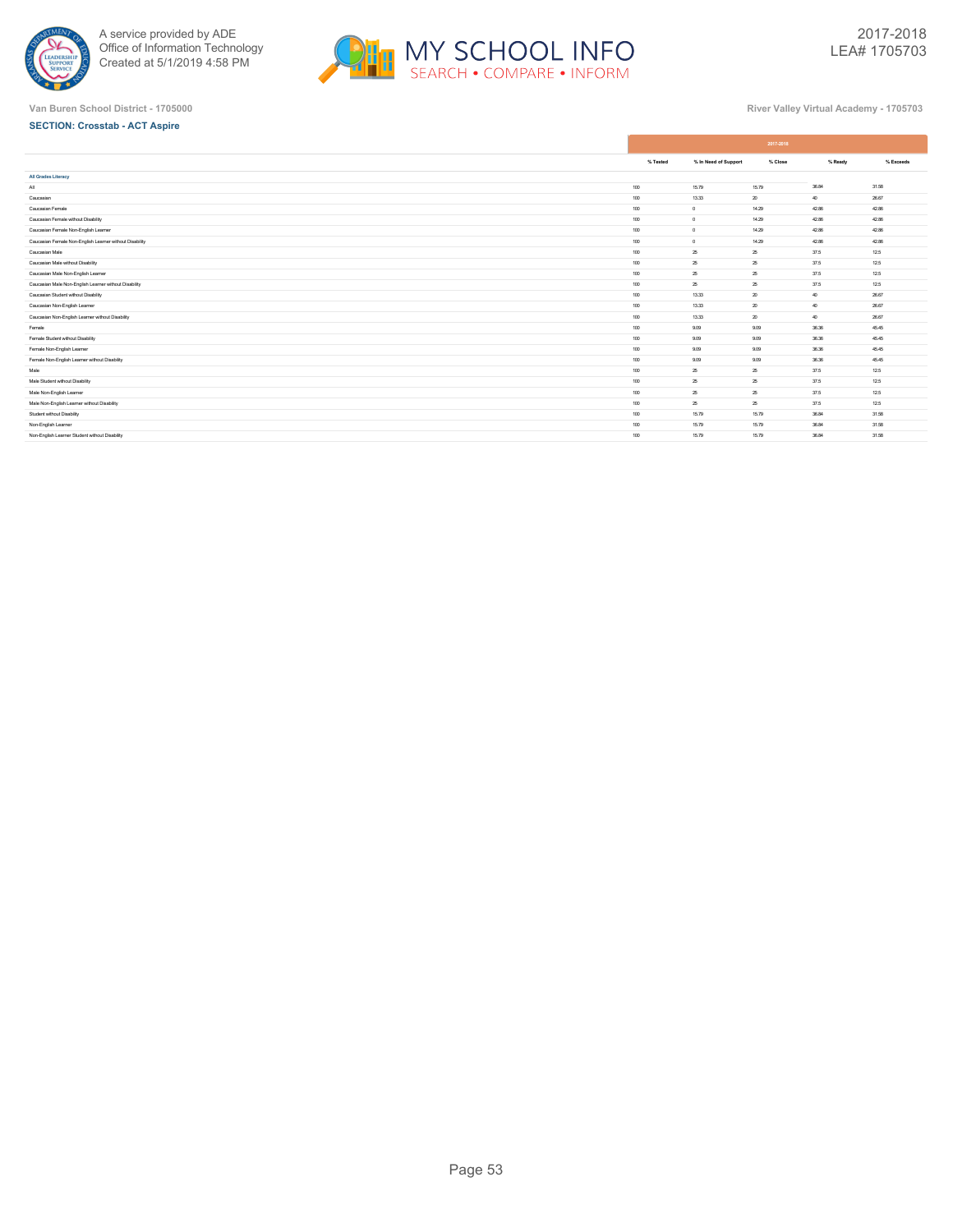Van Buren School District - 1705000

River Valley Virtual Academy - 1705703

**SECTION: Crosstab - ACT Aspire**

| | 2017-2018 | | | | |
|---|---|---|---|---|---|
| | % Tested | % In Need of Support | % Close | % Ready | % Exceeds |
| **All Grades Literacy** | | | | | |
| All | 100 | 15.79 | 15.79 | 36.84 | 31.58 |
| Caucasian | 100 | 13.33 | 20 | 40 | 26.67 |
| Caucasian Female | 100 | 0 | 14.29 | 42.86 | 42.86 |
| Caucasian Female without Disability | 100 | 0 | 14.29 | 42.86 | 42.86 |
| Caucasian Female Non-English Learner | 100 | 0 | 14.29 | 42.86 | 42.86 |
| Caucasian Female Non-English Learner without Disability | 100 | 0 | 14.29 | 42.86 | 42.86 |
| Caucasian Male | 100 | 25 | 25 | 37.5 | 12.5 |
| Caucasian Male without Disability | 100 | 25 | 25 | 37.5 | 12.5 |
| Caucasian Male Non-English Learner | 100 | 25 | 25 | 37.5 | 12.5 |
| Caucasian Male Non-English Learner without Disability | 100 | 25 | 25 | 37.5 | 12.5 |
| Caucasian Student without Disability | 100 | 13.33 | 20 | 40 | 26.67 |
| Caucasian Non-English Learner | 100 | 13.33 | 20 | 40 | 26.67 |
| Caucasian Non-English Learner without Disability | 100 | 13.33 | 20 | 40 | 26.67 |
| Female | 100 | 9.09 | 9.09 | 36.36 | 45.45 |
| Female Student without Disability | 100 | 9.09 | 9.09 | 36.36 | 45.45 |
| Female Non-English Learner | 100 | 9.09 | 9.09 | 36.36 | 45.45 |
| Female Non-English Learner without Disability | 100 | 9.09 | 9.09 | 36.36 | 45.45 |
| Male | 100 | 25 | 25 | 37.5 | 12.5 |
| Male Student without Disability | 100 | 25 | 25 | 37.5 | 12.5 |
| Male Non-English Learner | 100 | 25 | 25 | 37.5 | 12.5 |
| Male Non-English Learner without Disability | 100 | 25 | 25 | 37.5 | 12.5 |
| Student without Disability | 100 | 15.79 | 15.79 | 36.84 | 31.58 |
| Non-English Learner | 100 | 15.79 | 15.79 | 36.84 | 31.58 |
| Non-English Learner Student without Disability | 100 | 15.79 | 15.79 | 36.84 | 31.58 |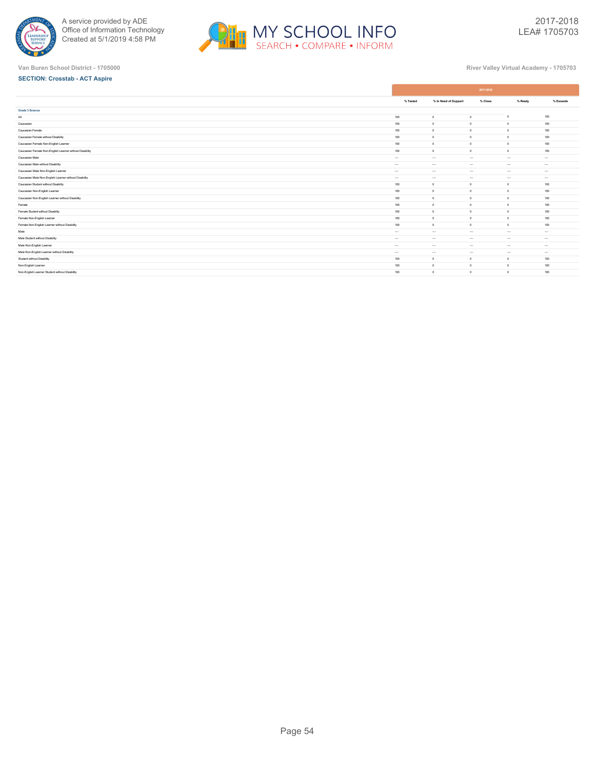Van Buren School District - 1705000

River Valley Virtual Academy - 1705703

**SECTION: Crosstab - ACT Aspire**

| | 2017-2018 | | | | |
|---|---|---|---|---|---|
| | % Tested | % In Need of Support | % Close | % Ready | % Exceeds |
| **Grade 3 Science** | | | | | |
| All | 100 | 0 | 0 | 0 | 100 |
| Caucasian | 100 | 0 | 0 | 0 | 100 |
| Caucasian Female | 100 | 0 | 0 | 0 | 100 |
| Caucasian Female without Disability | 100 | 0 | 0 | 0 | 100 |
| Caucasian Female Non-English Learner | 100 | 0 | 0 | 0 | 100 |
| Caucasian Female Non-English Learner without Disability | 100 | 0 | 0 | 0 | 100 |
| Caucasian Male | --- | --- | --- | --- | --- |
| Caucasian Male without Disability | --- | --- | --- | --- | --- |
| Caucasian Male Non-English Learner | --- | --- | --- | --- | --- |
| Caucasian Male Non-English Learner without Disability | --- | --- | --- | --- | --- |
| Caucasian Student without Disability | 100 | 0 | 0 | 0 | 100 |
| Caucasian Non-English Learner | 100 | 0 | 0 | 0 | 100 |
| Caucasian Non-English Learner without Disability | 100 | 0 | 0 | 0 | 100 |
| Female | 100 | 0 | 0 | 0 | 100 |
| Female Student without Disability | 100 | 0 | 0 | 0 | 100 |
| Female Non-English Learner | 100 | 0 | 0 | 0 | 100 |
| Female Non-English Learner without Disability | 100 | 0 | 0 | 0 | 100 |
| Male | --- | --- | --- | --- | --- |
| Male Student without Disability | --- | --- | --- | --- | --- |
| Male Non-English Learner | --- | --- | --- | --- | --- |
| Male Non-English Learner without Disability | --- | --- | --- | --- | --- |
| Student without Disability | 100 | 0 | 0 | 0 | 100 |
| Non-English Learner | 100 | 0 | 0 | 0 | 100 |
| Non-English Learner Student without Disability | 100 | 0 | 0 | 0 | 100 |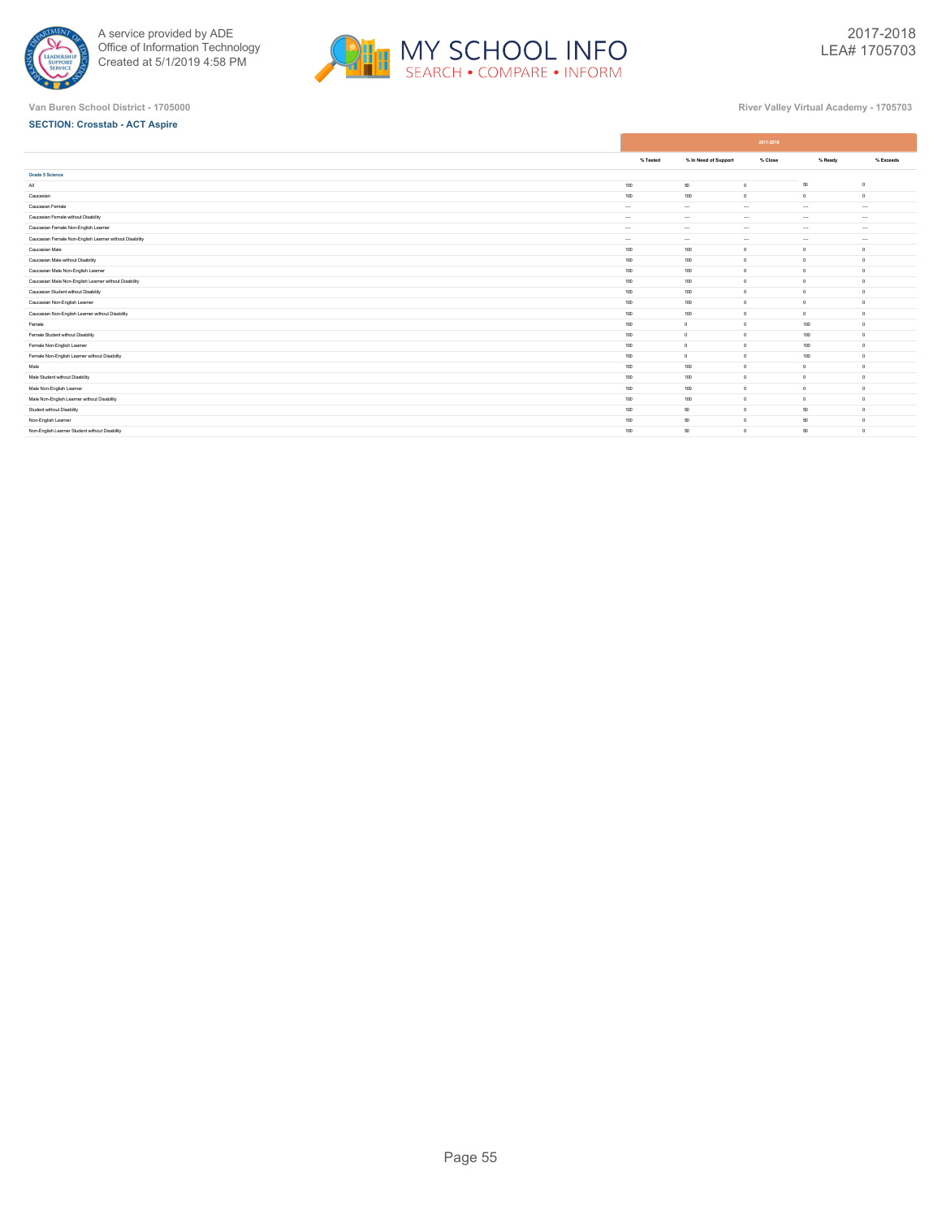Van Buren School District - 1705000

River Valley Virtual Academy - 1705703

**SECTION: Crosstab - ACT Aspire**

| | 2017-2018 | | | | |
|---|---|---|---|---|---|
| | % Tested | % In Need of Support | % Close | % Ready | % Exceeds |
| **Grade 5 Science** | | | | | |
| All | 100 | 50 | 0 | 50 | 0 |
| Caucasian | 100 | 100 | 0 | 0 | 0 |
| Caucasian Female | --- | --- | --- | --- | --- |
| Caucasian Female without Disability | --- | --- | --- | --- | --- |
| Caucasian Female Non-English Learner | --- | --- | --- | --- | --- |
| Caucasian Female Non-English Learner without Disability | --- | --- | --- | --- | --- |
| Caucasian Male | 100 | 100 | 0 | 0 | 0 |
| Caucasian Male without Disability | 100 | 100 | 0 | 0 | 0 |
| Caucasian Male Non-English Learner | 100 | 100 | 0 | 0 | 0 |
| Caucasian Male Non-English Learner without Disability | 100 | 100 | 0 | 0 | 0 |
| Caucasian Student without Disability | 100 | 100 | 0 | 0 | 0 |
| Caucasian Non-English Learner | 100 | 100 | 0 | 0 | 0 |
| Caucasian Non-English Learner without Disability | 100 | 100 | 0 | 0 | 0 |
| Female | 100 | 0 | 0 | 100 | 0 |
| Female Student without Disability | 100 | 0 | 0 | 100 | 0 |
| Female Non-English Learner | 100 | 0 | 0 | 100 | 0 |
| Female Non-English Learner without Disability | 100 | 0 | 0 | 100 | 0 |
| Male | 100 | 100 | 0 | 0 | 0 |
| Male Student without Disability | 100 | 100 | 0 | 0 | 0 |
| Male Non-English Learner | 100 | 100 | 0 | 0 | 0 |
| Male Non-English Learner without Disability | 100 | 100 | 0 | 0 | 0 |
| Student without Disability | 100 | 50 | 0 | 50 | 0 |
| Non-English Learner | 100 | 50 | 0 | 50 | 0 |
| Non-English Learner Student without Disability | 100 | 50 | 0 | 50 | 0 |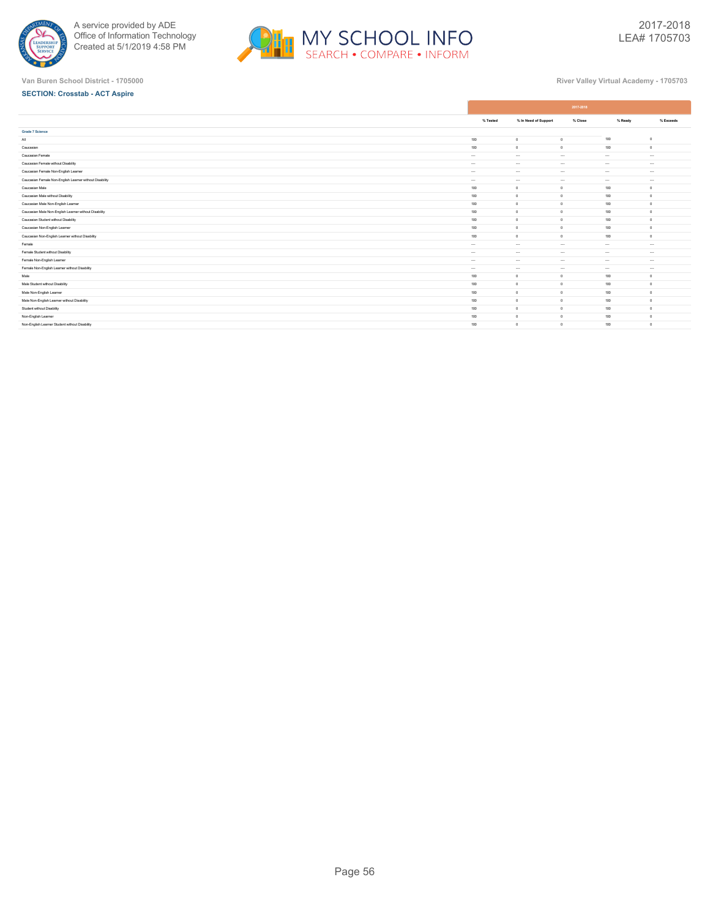Van Buren School District - 1705000

River Valley Virtual Academy - 1705703

**SECTION: Crosstab - ACT Aspire**

| | 2017-2018 | | | | |
|---|---|---|---|---|---|
| | % Tested | % In Need of Support | % Close | % Ready | % Exceeds |
| **Grade 7 Science** | | | | | |
| All | 100 | 0 | 0 | 100 | 0 |
| Caucasian | 100 | 0 | 0 | 100 | 0 |
| Caucasian Female | --- | --- | --- | --- | --- |
| Caucasian Female without Disability | --- | --- | --- | --- | --- |
| Caucasian Female Non-English Learner | --- | --- | --- | --- | --- |
| Caucasian Female Non-English Learner without Disability | --- | --- | --- | --- | --- |
| Caucasian Male | 100 | 0 | 0 | 100 | 0 |
| Caucasian Male without Disability | 100 | 0 | 0 | 100 | 0 |
| Caucasian Male Non-English Learner | 100 | 0 | 0 | 100 | 0 |
| Caucasian Male Non-English Learner without Disability | 100 | 0 | 0 | 100 | 0 |
| Caucasian Student without Disability | 100 | 0 | 0 | 100 | 0 |
| Caucasian Non-English Learner | 100 | 0 | 0 | 100 | 0 |
| Caucasian Non-English Learner without Disability | 100 | 0 | 0 | 100 | 0 |
| Female | --- | --- | --- | --- | --- |
| Female Student without Disability | --- | --- | --- | --- | --- |
| Female Non-English Learner | --- | --- | --- | --- | --- |
| Female Non-English Learner without Disability | --- | --- | --- | --- | --- |
| Male | 100 | 0 | 0 | 100 | 0 |
| Male Student without Disability | 100 | 0 | 0 | 100 | 0 |
| Male Non-English Learner | 100 | 0 | 0 | 100 | 0 |
| Male Non-English Learner without Disability | 100 | 0 | 0 | 100 | 0 |
| Student without Disability | 100 | 0 | 0 | 100 | 0 |
| Non-English Learner | 100 | 0 | 0 | 100 | 0 |
| Non-English Learner Student without Disability | 100 | 0 | 0 | 100 | 0 |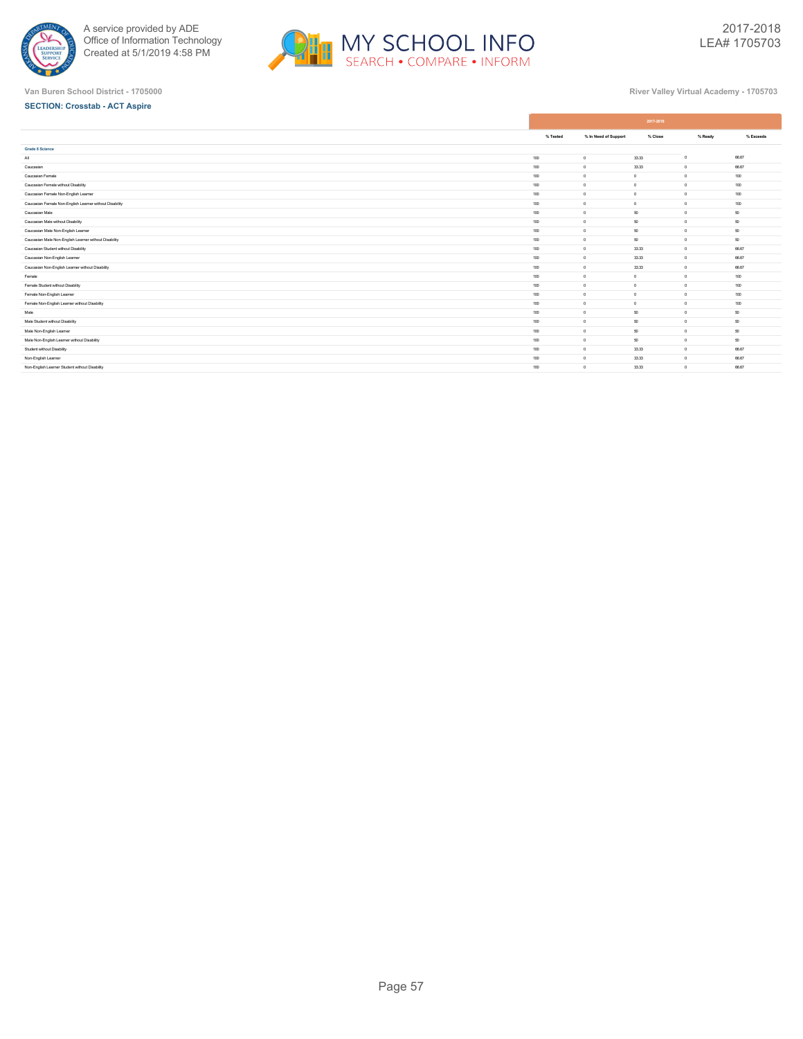Van Buren School District - 1705000

River Valley Virtual Academy - 1705703

**SECTION: Crosstab - ACT Aspire**

| | 2017-2018 | | | | |
|---|---|---|---|---|---|
| | % Tested | % In Need of Support | % Close | % Ready | % Exceeds |
| **Grade 8 Science** | | | | | |
| All | 100 | 0 | 33.33 | 0 | 66.67 |
| Caucasian | 100 | 0 | 33.33 | 0 | 66.67 |
| Caucasian Female | 100 | 0 | 0 | 0 | 100 |
| Caucasian Female without Disability | 100 | 0 | 0 | 0 | 100 |
| Caucasian Female Non-English Learner | 100 | 0 | 0 | 0 | 100 |
| Caucasian Female Non-English Learner without Disability | 100 | 0 | 0 | 0 | 100 |
| Caucasian Male | 100 | 0 | 50 | 0 | 50 |
| Caucasian Male without Disability | 100 | 0 | 50 | 0 | 50 |
| Caucasian Male Non-English Learner | 100 | 0 | 50 | 0 | 50 |
| Caucasian Male Non-English Learner without Disability | 100 | 0 | 50 | 0 | 50 |
| Caucasian Student without Disability | 100 | 0 | 33.33 | 0 | 66.67 |
| Caucasian Non-English Learner | 100 | 0 | 33.33 | 0 | 66.67 |
| Caucasian Non-English Learner without Disability | 100 | 0 | 33.33 | 0 | 66.67 |
| Female | 100 | 0 | 0 | 0 | 100 |
| Female Student without Disability | 100 | 0 | 0 | 0 | 100 |
| Female Non-English Learner | 100 | 0 | 0 | 0 | 100 |
| Female Non-English Learner without Disability | 100 | 0 | 0 | 0 | 100 |
| Male | 100 | 0 | 50 | 0 | 50 |
| Male Student without Disability | 100 | 0 | 50 | 0 | 50 |
| Male Non-English Learner | 100 | 0 | 50 | 0 | 50 |
| Male Non-English Learner without Disability | 100 | 0 | 50 | 0 | 50 |
| Student without Disability | 100 | 0 | 33.33 | 0 | 66.67 |
| Non-English Learner | 100 | 0 | 33.33 | 0 | 66.67 |
| Non-English Learner Student without Disability | 100 | 0 | 33.33 | 0 | 66.67 |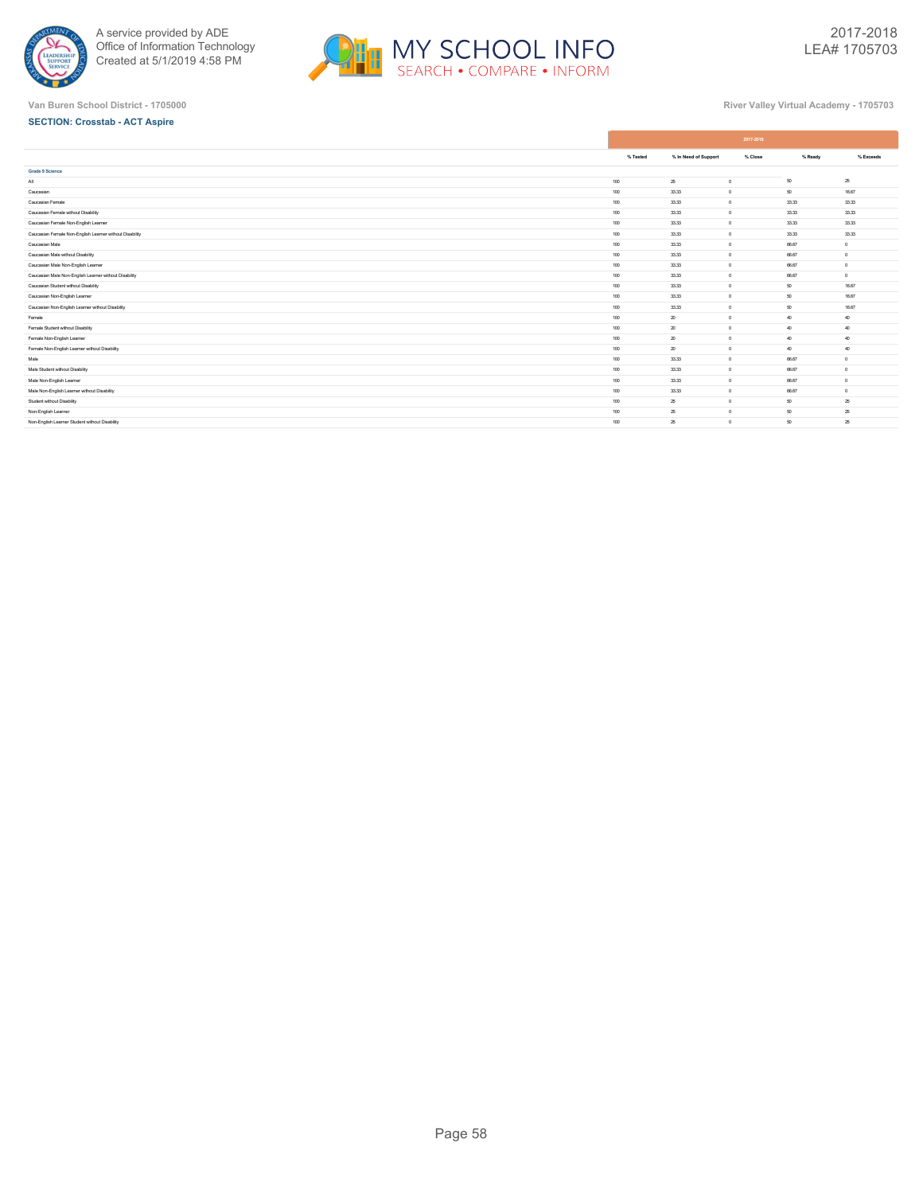A service provided by ADE
Office of Information Technology
Created at 5/1/2019 4:58 PM

MY SCHOOL INFO
SEARCH • COMPARE • INFORM

2017-2018
LEA# 1705703

Van Buren School District - 1705000

River Valley Virtual Academy - 1705703

**SECTION: Crosstab - ACT Aspire**

| | 2017-2018 | | | | |
|---|---|---|---|---|---|
| | % Tested | % In Need of Support | % Close | % Ready | % Exceeds |
| **Grade 9 Science** | | | | | |
| All | 100 | 25 | 0 | 50 | 25 |
| Caucasian | 100 | 33.33 | 0 | 50 | 16.67 |
| Caucasian Female | 100 | 33.33 | 0 | 33.33 | 33.33 |
| Caucasian Female without Disability | 100 | 33.33 | 0 | 33.33 | 33.33 |
| Caucasian Female Non-English Learner | 100 | 33.33 | 0 | 33.33 | 33.33 |
| Caucasian Female Non-English Learner without Disability | 100 | 33.33 | 0 | 33.33 | 33.33 |
| Caucasian Male | 100 | 33.33 | 0 | 66.67 | 0 |
| Caucasian Male without Disability | 100 | 33.33 | 0 | 66.67 | 0 |
| Caucasian Male Non-English Learner | 100 | 33.33 | 0 | 66.67 | 0 |
| Caucasian Male Non-English Learner without Disability | 100 | 33.33 | 0 | 66.67 | 0 |
| Caucasian Student without Disability | 100 | 33.33 | 0 | 50 | 16.67 |
| Caucasian Non-English Learner | 100 | 33.33 | 0 | 50 | 16.67 |
| Caucasian Non-English Learner without Disability | 100 | 33.33 | 0 | 50 | 16.67 |
| Female | 100 | 20 | 0 | 40 | 40 |
| Female Student without Disability | 100 | 20 | 0 | 40 | 40 |
| Female Non-English Learner | 100 | 20 | 0 | 40 | 40 |
| Female Non-English Learner without Disability | 100 | 20 | 0 | 40 | 40 |
| Male | 100 | 33.33 | 0 | 66.67 | 0 |
| Male Student without Disability | 100 | 33.33 | 0 | 66.67 | 0 |
| Male Non-English Learner | 100 | 33.33 | 0 | 66.67 | 0 |
| Male Non-English Learner without Disability | 100 | 33.33 | 0 | 66.67 | 0 |
| Student without Disability | 100 | 25 | 0 | 50 | 25 |
| Non-English Learner | 100 | 25 | 0 | 50 | 25 |
| Non-English Learner Student without Disability | 100 | 25 | 0 | 50 | 25 |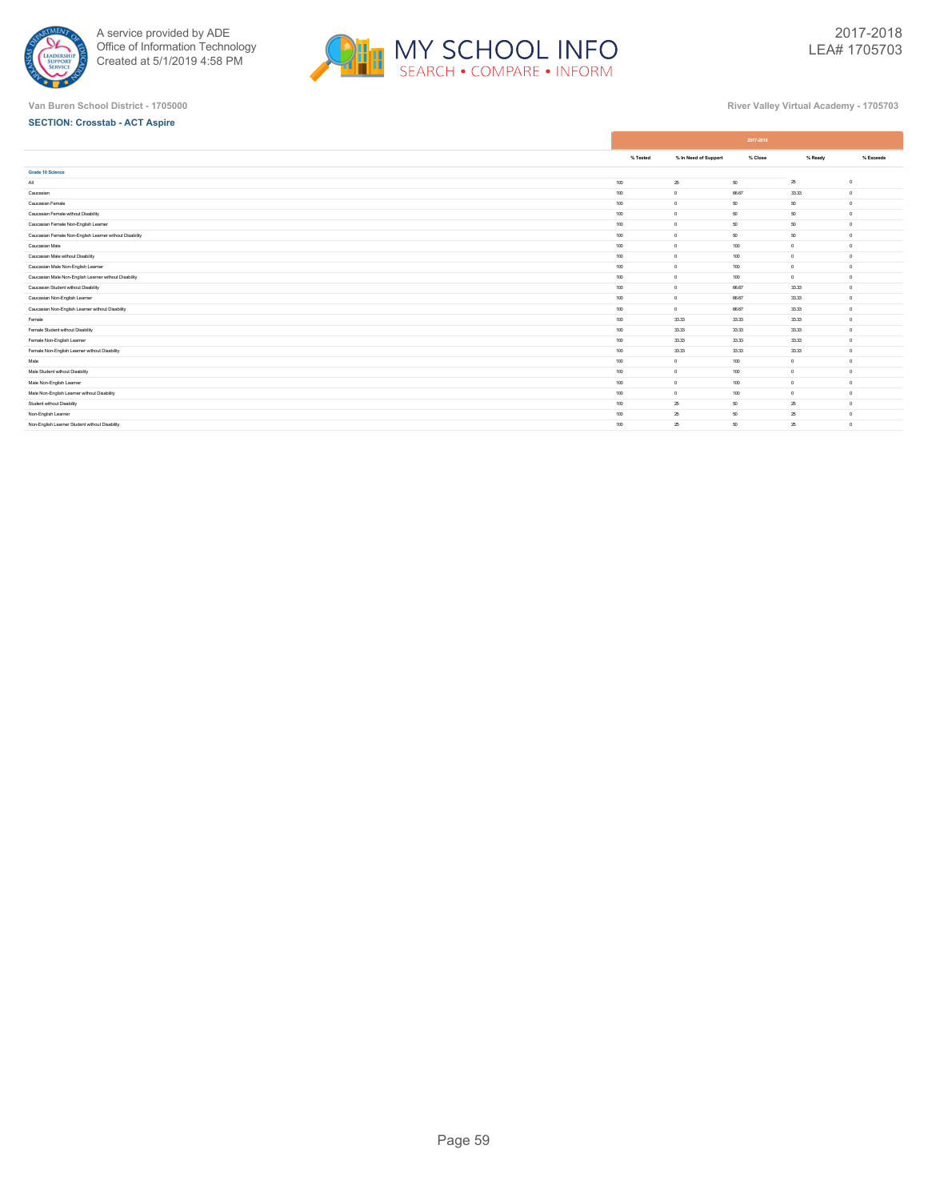A service provided by ADE
Office of Information Technology
Created at 5/1/2019 4:58 PM

2017-2018
LEA# 1705703

Van Buren School District - 1705000

River Valley Virtual Academy - 1705703

**SECTION: Crosstab - ACT Aspire**

| | 2017-2018 | | | | |
|---|---|---|---|---|---|
| | % Tested | % In Need of Support | % Close | % Ready | % Exceeds |
| **Grade 10 Science** | | | | | |
| All | 100 | 25 | 50 | 25 | 0 |
| Caucasian | 100 | 0 | 66.67 | 33.33 | 0 |
| Caucasian Female | 100 | 0 | 50 | 50 | 0 |
| Caucasian Female without Disability | 100 | 0 | 50 | 50 | 0 |
| Caucasian Female Non-English Learner | 100 | 0 | 50 | 50 | 0 |
| Caucasian Female Non-English Learner without Disability | 100 | 0 | 50 | 50 | 0 |
| Caucasian Male | 100 | 0 | 100 | 0 | 0 |
| Caucasian Male without Disability | 100 | 0 | 100 | 0 | 0 |
| Caucasian Male Non-English Learner | 100 | 0 | 100 | 0 | 0 |
| Caucasian Male Non-English Learner without Disability | 100 | 0 | 100 | 0 | 0 |
| Caucasian Student without Disability | 100 | 0 | 66.67 | 33.33 | 0 |
| Caucasian Non-English Learner | 100 | 0 | 66.67 | 33.33 | 0 |
| Caucasian Non-English Learner without Disability | 100 | 0 | 66.67 | 33.33 | 0 |
| Female | 100 | 33.33 | 33.33 | 33.33 | 0 |
| Female Student without Disability | 100 | 33.33 | 33.33 | 33.33 | 0 |
| Female Non-English Learner | 100 | 33.33 | 33.33 | 33.33 | 0 |
| Female Non-English Learner without Disability | 100 | 33.33 | 33.33 | 33.33 | 0 |
| Male | 100 | 0 | 100 | 0 | 0 |
| Male Student without Disability | 100 | 0 | 100 | 0 | 0 |
| Male Non-English Learner | 100 | 0 | 100 | 0 | 0 |
| Male Non-English Learner without Disability | 100 | 0 | 100 | 0 | 0 |
| Student without Disability | 100 | 25 | 50 | 25 | 0 |
| Non-English Learner | 100 | 25 | 50 | 25 | 0 |
| Non-English Learner Student without Disability | 100 | 25 | 50 | 25 | 0 |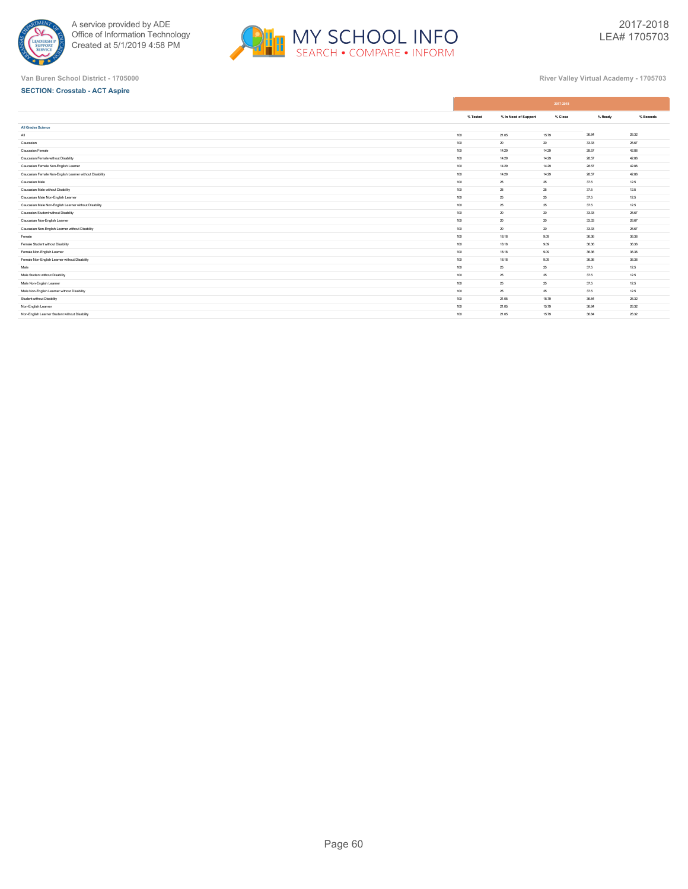Van Buren School District - 1705000

River Valley Virtual Academy - 1705703

**SECTION: Crosstab - ACT Aspire**

| | 2017-2018 | | | | |
|---|---|---|---|---|---|
| | % Tested | % In Need of Support | % Close | % Ready | % Exceeds |
| **All Grades Science** | | | | | |
| All | 100 | 21.05 | 15.79 | 36.84 | 26.32 |
| Caucasian | 100 | 20 | 20 | 33.33 | 26.67 |
| Caucasian Female | 100 | 14.29 | 14.29 | 28.57 | 42.86 |
| Caucasian Female without Disability | 100 | 14.29 | 14.29 | 28.57 | 42.86 |
| Caucasian Female Non-English Learner | 100 | 14.29 | 14.29 | 28.57 | 42.86 |
| Caucasian Female Non-English Learner without Disability | 100 | 14.29 | 14.29 | 28.57 | 42.86 |
| Caucasian Male | 100 | 25 | 25 | 37.5 | 12.5 |
| Caucasian Male without Disability | 100 | 25 | 25 | 37.5 | 12.5 |
| Caucasian Male Non-English Learner | 100 | 25 | 25 | 37.5 | 12.5 |
| Caucasian Male Non-English Learner without Disability | 100 | 25 | 25 | 37.5 | 12.5 |
| Caucasian Student without Disability | 100 | 20 | 20 | 33.33 | 26.67 |
| Caucasian Non-English Learner | 100 | 20 | 20 | 33.33 | 26.67 |
| Caucasian Non-English Learner without Disability | 100 | 20 | 20 | 33.33 | 26.67 |
| Female | 100 | 18.18 | 9.09 | 36.36 | 36.36 |
| Female Student without Disability | 100 | 18.18 | 9.09 | 36.36 | 36.36 |
| Female Non-English Learner | 100 | 18.18 | 9.09 | 36.36 | 36.36 |
| Female Non-English Learner without Disability | 100 | 18.18 | 9.09 | 36.36 | 36.36 |
| Male | 100 | 25 | 25 | 37.5 | 12.5 |
| Male Student without Disability | 100 | 25 | 25 | 37.5 | 12.5 |
| Male Non-English Learner | 100 | 25 | 25 | 37.5 | 12.5 |
| Male Non-English Learner without Disability | 100 | 25 | 25 | 37.5 | 12.5 |
| Student without Disability | 100 | 21.05 | 15.79 | 36.84 | 26.32 |
| Non-English Learner | 100 | 21.05 | 15.79 | 36.84 | 26.32 |
| Non-English Learner Student without Disability | 100 | 21.05 | 15.79 | 36.84 | 26.32 |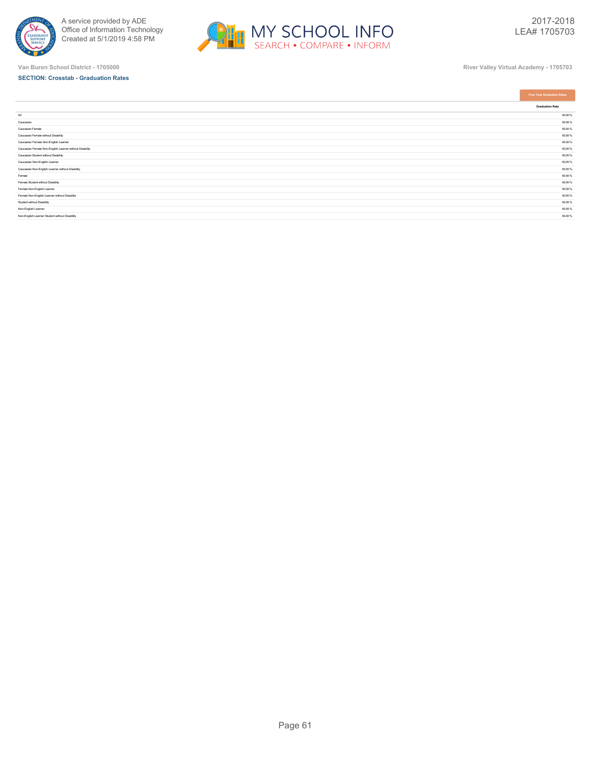Van Buren School District - 1705000

River Valley Virtual Academy - 1705703

**SECTION: Crosstab - Graduation Rates**

| | Four Year Graduation Rates |
|---|---|
| | Graduation Rate |
| All | 60.00 % |
| Caucasian | 60.00 % |
| Caucasian Female | 60.00 % |
| Caucasian Female without Disability | 60.00 % |
| Caucasian Female Non-English Learner | 60.00 % |
| Caucasian Female Non-English Learner without Disability | 60.00 % |
| Caucasian Student without Disability | 60.00 % |
| Caucasian Non-English Learner | 60.00 % |
| Caucasian Non-English Learner without Disability | 60.00 % |
| Female | 60.00 % |
| Female Student without Disability | 60.00 % |
| Female Non-English Learner | 60.00 % |
| Female Non-English Learner without Disability | 60.00 % |
| Student without Disability | 60.00 % |
| Non-English Learner | 60.00 % |
| Non-English Learner Student without Disability | 60.00 % |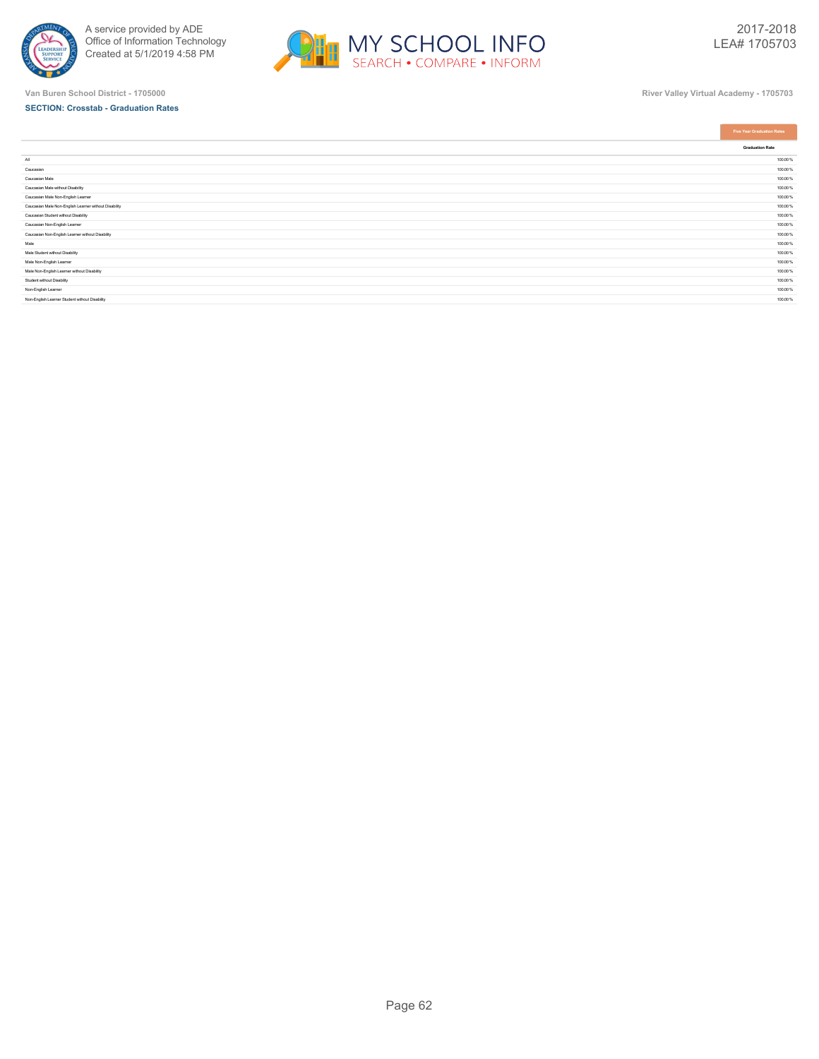Van Buren School District - 1705000

River Valley Virtual Academy - 1705703

**SECTION: Crosstab - Graduation Rates**

| | Five Year Graduation Rates |
|---|---|
| | Graduation Rate |
| All | 100.00 % |
| Caucasian | 100.00 % |
| Caucasian Male | 100.00 % |
| Caucasian Male without Disability | 100.00 % |
| Caucasian Male Non-English Learner | 100.00 % |
| Caucasian Male Non-English Learner without Disability | 100.00 % |
| Caucasian Student without Disability | 100.00 % |
| Caucasian Non-English Learner | 100.00 % |
| Caucasian Non-English Learner without Disability | 100.00 % |
| Male | 100.00 % |
| Male Student without Disability | 100.00 % |
| Male Non-English Learner | 100.00 % |
| Male Non-English Learner without Disability | 100.00 % |
| Student without Disability | 100.00 % |
| Non-English Learner | 100.00 % |
| Non-English Learner Student without Disability | 100.00 % |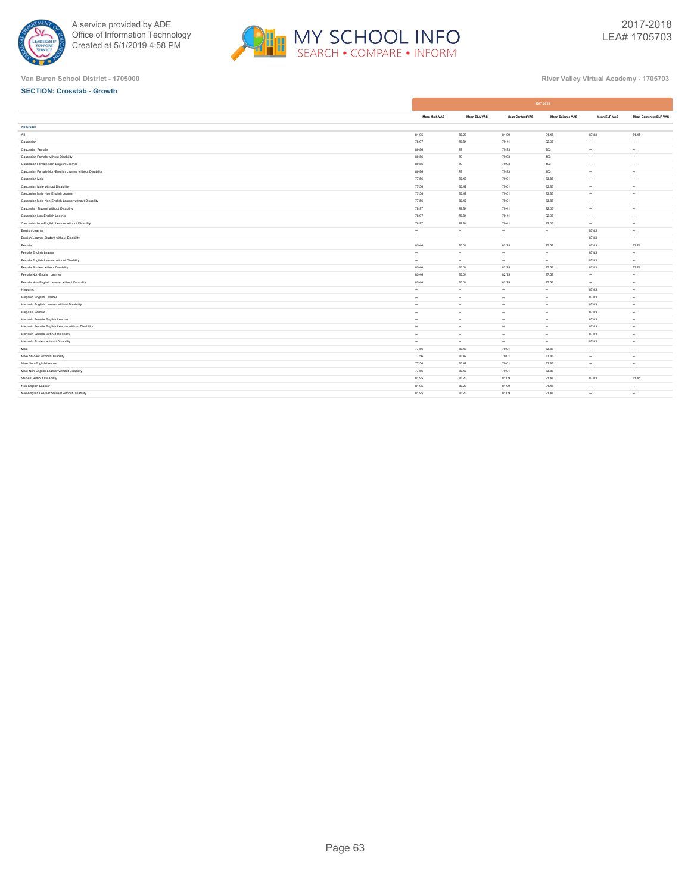Van Buren School District - 1705000

River Valley Virtual Academy - 1705703

**SECTION: Crosstab - Growth**

| | 2017-2018 | | | | | |
|---|---|---|---|---|---|---|
| | Mean Math VAS | Mean ELA VAS | Mean Content VAS | Mean Science VAS | Mean ELP VAS | Mean Content w/ELP VAS |
| **All Grades** | | | | | | |
| All | 81.95 | 80.23 | 81.09 | 91.48 | 87.83 | 81.45 |
| Caucasian | 78.97 | 79.84 | 79.41 | 92.06 | -- | -- |
| Caucasian Female | 80.86 | 79 | 79.93 | 103 | -- | -- |
| Caucasian Female without Disability | 80.86 | 79 | 79.93 | 103 | -- | -- |
| Caucasian Female Non-English Learner | 80.86 | 79 | 79.93 | 103 | -- | -- |
| Caucasian Female Non-English Learner without Disability | 80.86 | 79 | 79.93 | 103 | -- | -- |
| Caucasian Male | 77.56 | 80.47 | 79.01 | 83.86 | -- | -- |
| Caucasian Male without Disability | 77.56 | 80.47 | 79.01 | 83.86 | -- | -- |
| Caucasian Male Non-English Learner | 77.56 | 80.47 | 79.01 | 83.86 | -- | -- |
| Caucasian Male Non-English Learner without Disability | 77.56 | 80.47 | 79.01 | 83.86 | -- | -- |
| Caucasian Student without Disability | 78.97 | 79.84 | 79.41 | 92.06 | -- | -- |
| Caucasian Non-English Learner | 78.97 | 79.84 | 79.41 | 92.06 | -- | -- |
| Caucasian Non-English Learner without Disability | 78.97 | 79.84 | 79.41 | 92.06 | -- | -- |
| English Learner | -- | -- | -- | -- | 87.83 | -- |
| English Learner Student without Disability | -- | -- | -- | -- | 87.83 | -- |
| Female | 85.46 | 80.04 | 82.75 | 97.58 | 87.83 | 83.21 |
| Female English Learner | -- | -- | -- | -- | 87.83 | -- |
| Female English Learner without Disability | -- | -- | -- | -- | 87.83 | -- |
| Female Student without Disability | 85.46 | 80.04 | 82.75 | 97.58 | 87.83 | 83.21 |
| Female Non-English Learner | 85.46 | 80.04 | 82.75 | 97.58 | -- | -- |
| Female Non-English Learner without Disability | 85.46 | 80.04 | 82.75 | 97.58 | -- | -- |
| Hispanic | -- | -- | -- | -- | 87.83 | -- |
| Hispanic English Learner | -- | -- | -- | -- | 87.83 | -- |
| Hispanic English Learner without Disability | -- | -- | -- | -- | 87.83 | -- |
| Hispanic Female | -- | -- | -- | -- | 87.83 | -- |
| Hispanic Female English Learner | -- | -- | -- | -- | 87.83 | -- |
| Hispanic Female English Learner without Disability | -- | -- | -- | -- | 87.83 | -- |
| Hispanic Female without Disability | -- | -- | -- | -- | 87.83 | -- |
| Hispanic Student without Disability | -- | -- | -- | -- | 87.83 | -- |
| Male | 77.56 | 80.47 | 79.01 | 83.86 | -- | -- |
| Male Student without Disability | 77.56 | 80.47 | 79.01 | 83.86 | -- | -- |
| Male Non-English Learner | 77.56 | 80.47 | 79.01 | 83.86 | -- | -- |
| Male Non-English Learner without Disability | 77.56 | 80.47 | 79.01 | 83.86 | -- | -- |
| Student without Disability | 81.95 | 80.23 | 81.09 | 91.48 | 87.83 | 81.45 |
| Non-English Learner | 81.95 | 80.23 | 81.09 | 91.48 | -- | -- |
| Non-English Learner Student without Disability | 81.95 | 80.23 | 81.09 | 91.48 | -- | -- |